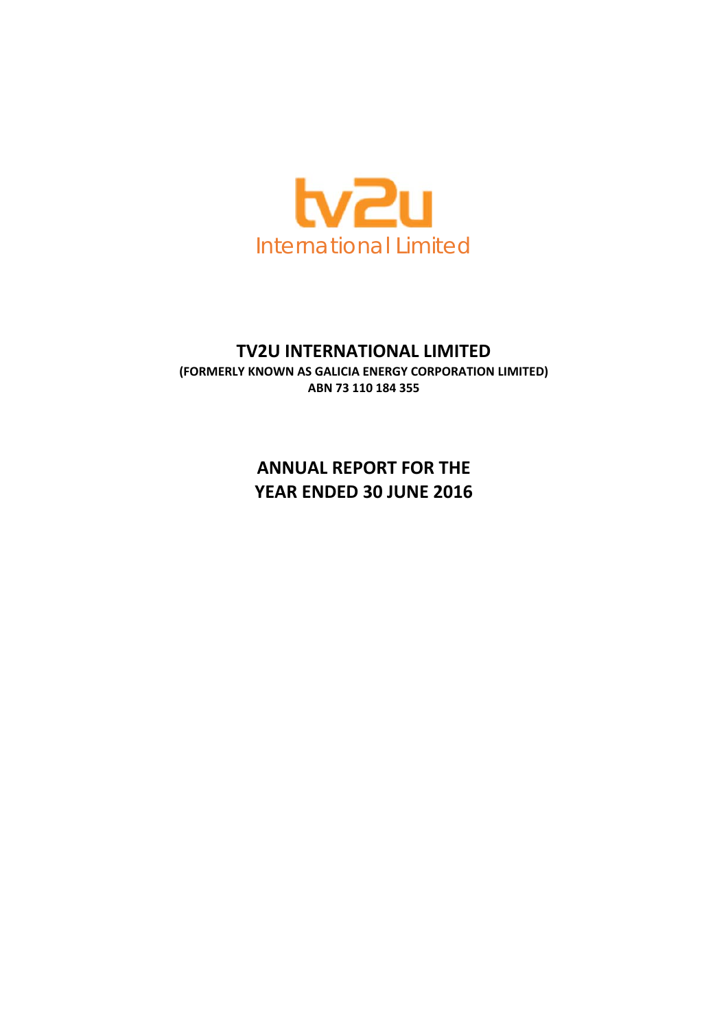tv2u

International Limited

# TV2U INTERNATIONAL LIMITED

**(FORMERLY KNOWN AS GALICIA ENERGY CORPORATION LIMITED)**

**ABN 73 110 184 355**

## ANNUAL REPORT FOR THE YEAR ENDED 30 JUNE 2016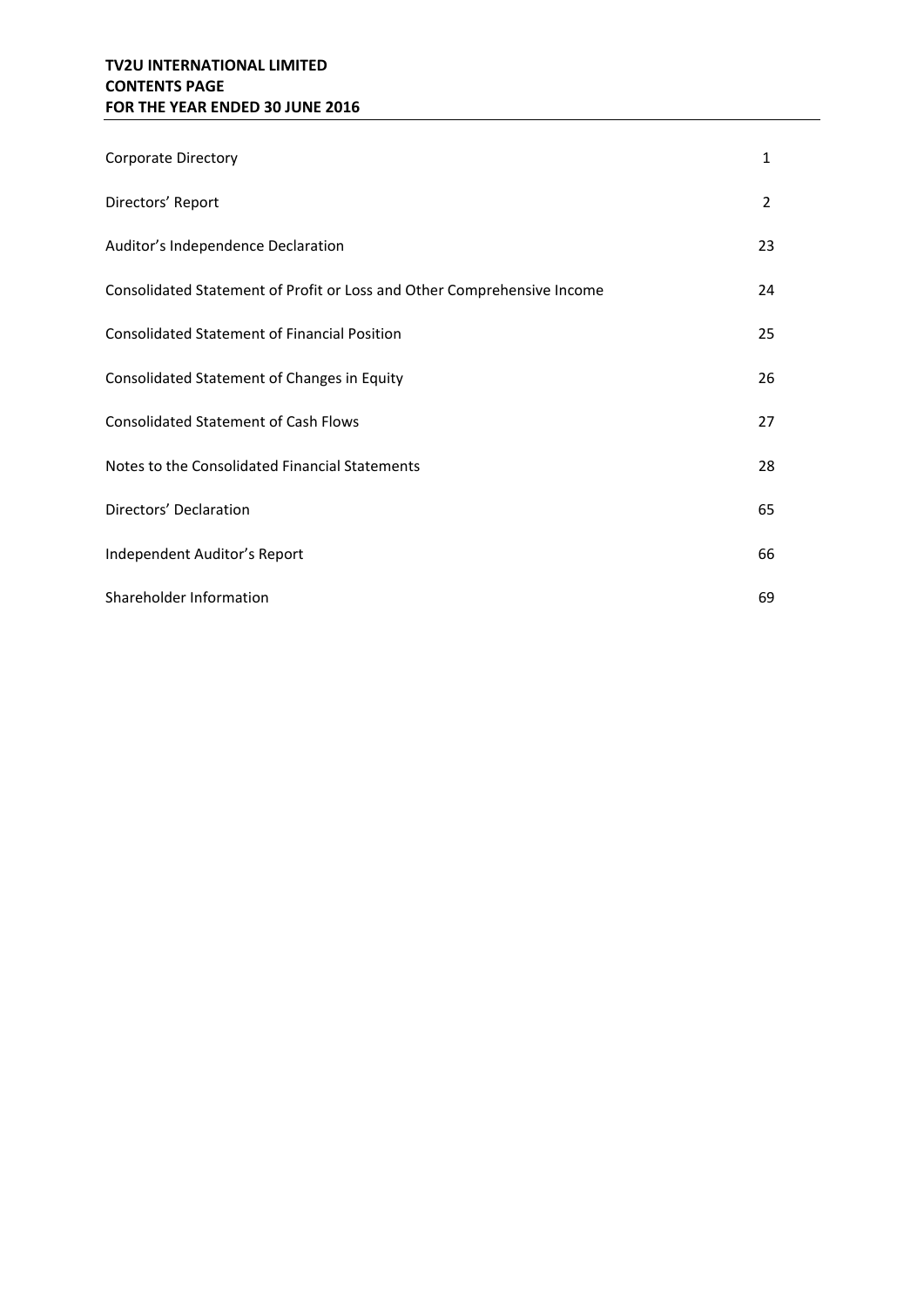**TV2U INTERNATIONAL LIMITED**
**CONTENTS PAGE**
**FOR THE YEAR ENDED 30 JUNE 2016**

| | |
|---|---|
| Corporate Directory | 1 |
| Directors' Report | 2 |
| Auditor's Independence Declaration | 23 |
| Consolidated Statement of Profit or Loss and Other Comprehensive Income | 24 |
| Consolidated Statement of Financial Position | 25 |
| Consolidated Statement of Changes in Equity | 26 |
| Consolidated Statement of Cash Flows | 27 |
| Notes to the Consolidated Financial Statements | 28 |
| Directors' Declaration | 65 |
| Independent Auditor's Report | 66 |
| Shareholder Information | 69 |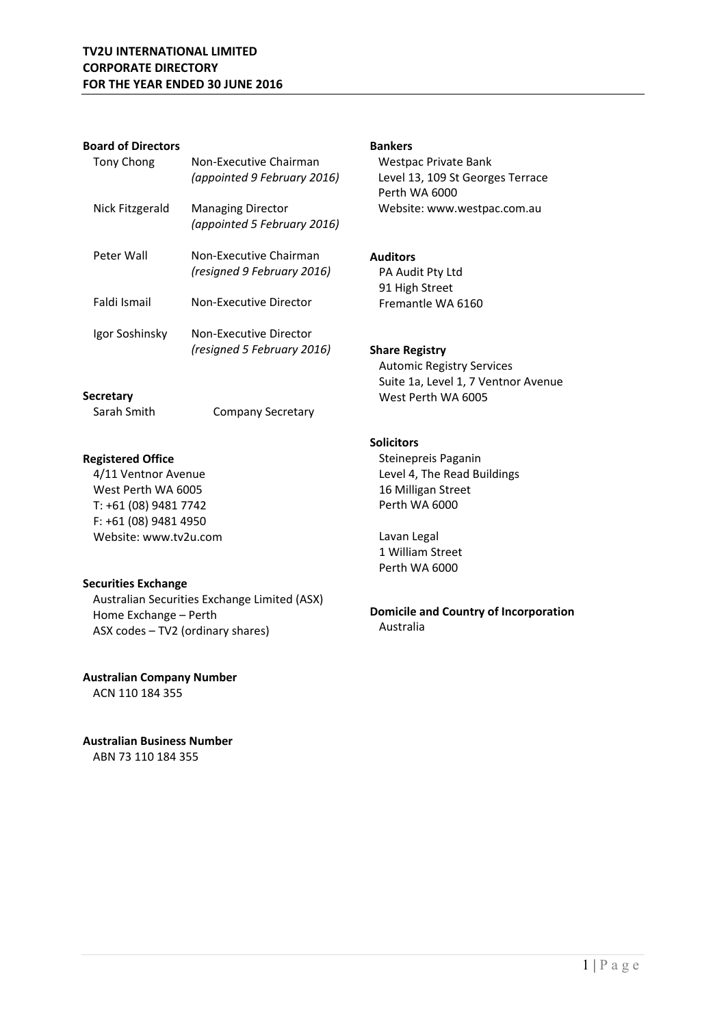# TV2U INTERNATIONAL LIMITED
# CORPORATE DIRECTORY
# FOR THE YEAR ENDED 30 JUNE 2016

**Board of Directors**

| | |
|---|---|
| Tony Chong | Non-Executive Chairman *(appointed 9 February 2016)* |
| Nick Fitzgerald | Managing Director *(appointed 5 February 2016)* |
| Peter Wall | Non-Executive Chairman *(resigned 9 February 2016)* |
| Faldi Ismail | Non-Executive Director |
| Igor Soshinsky | Non-Executive Director *(resigned 5 February 2016)* |

**Secretary**

Sarah Smith — Company Secretary

**Registered Office**

4/11 Ventnor Avenue
West Perth WA 6005
T: +61 (08) 9481 7742
F: +61 (08) 9481 4950
Website: www.tv2u.com

**Securities Exchange**

Australian Securities Exchange Limited (ASX)
Home Exchange – Perth
ASX codes – TV2 (ordinary shares)

**Australian Company Number**

ACN 110 184 355

**Australian Business Number**

ABN 73 110 184 355

**Bankers**

Westpac Private Bank
Level 13, 109 St Georges Terrace
Perth WA 6000
Website: www.westpac.com.au

**Auditors**

PA Audit Pty Ltd
91 High Street
Fremantle WA 6160

**Share Registry**

Automic Registry Services
Suite 1a, Level 1, 7 Ventnor Avenue
West Perth WA 6005

**Solicitors**

Steinepreis Paganin
Level 4, The Read Buildings
16 Milligan Street
Perth WA 6000

Lavan Legal
1 William Street
Perth WA 6000

**Domicile and Country of Incorporation**

Australia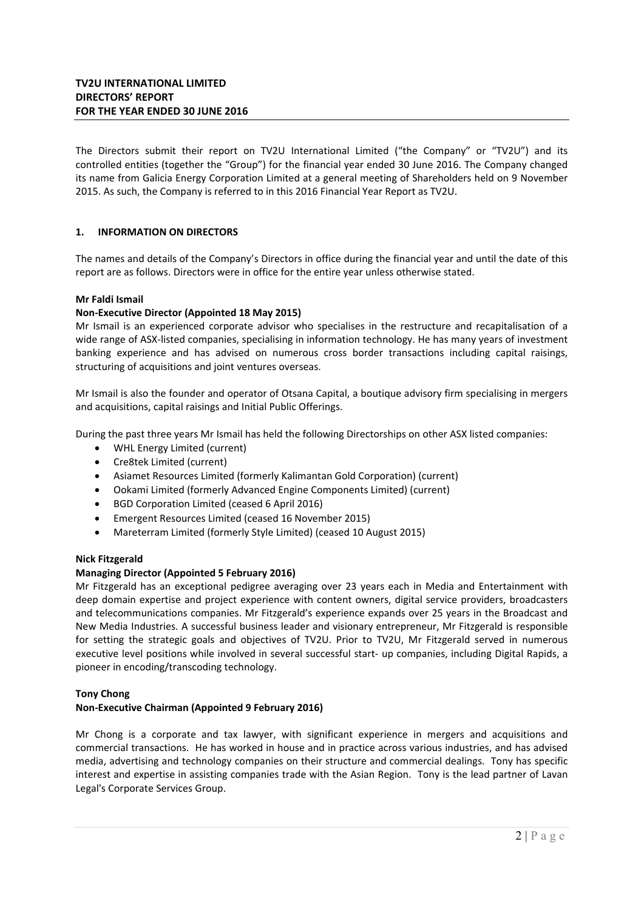**TV2U INTERNATIONAL LIMITED**
**DIRECTORS' REPORT**
**FOR THE YEAR ENDED 30 JUNE 2016**

The Directors submit their report on TV2U International Limited ("the Company" or "TV2U") and its controlled entities (together the "Group") for the financial year ended 30 June 2016. The Company changed its name from Galicia Energy Corporation Limited at a general meeting of Shareholders held on 9 November 2015. As such, the Company is referred to in this 2016 Financial Year Report as TV2U.

## 1. INFORMATION ON DIRECTORS

The names and details of the Company's Directors in office during the financial year and until the date of this report are as follows. Directors were in office for the entire year unless otherwise stated.

**Mr Faldi Ismail**

**Non-Executive Director (Appointed 18 May 2015)**

Mr Ismail is an experienced corporate advisor who specialises in the restructure and recapitalisation of a wide range of ASX-listed companies, specialising in information technology. He has many years of investment banking experience and has advised on numerous cross border transactions including capital raisings, structuring of acquisitions and joint ventures overseas.

Mr Ismail is also the founder and operator of Otsana Capital, a boutique advisory firm specialising in mergers and acquisitions, capital raisings and Initial Public Offerings.

During the past three years Mr Ismail has held the following Directorships on other ASX listed companies:

- WHL Energy Limited (current)
- Cre8tek Limited (current)
- Asiamet Resources Limited (formerly Kalimantan Gold Corporation) (current)
- Ookami Limited (formerly Advanced Engine Components Limited) (current)
- BGD Corporation Limited (ceased 6 April 2016)
- Emergent Resources Limited (ceased 16 November 2015)
- Mareterram Limited (formerly Style Limited) (ceased 10 August 2015)

**Nick Fitzgerald**

**Managing Director (Appointed 5 February 2016)**

Mr Fitzgerald has an exceptional pedigree averaging over 23 years each in Media and Entertainment with deep domain expertise and project experience with content owners, digital service providers, broadcasters and telecommunications companies. Mr Fitzgerald's experience expands over 25 years in the Broadcast and New Media Industries. A successful business leader and visionary entrepreneur, Mr Fitzgerald is responsible for setting the strategic goals and objectives of TV2U. Prior to TV2U, Mr Fitzgerald served in numerous executive level positions while involved in several successful start- up companies, including Digital Rapids, a pioneer in encoding/transcoding technology.

**Tony Chong**

**Non-Executive Chairman (Appointed 9 February 2016)**

Mr Chong is a corporate and tax lawyer, with significant experience in mergers and acquisitions and commercial transactions. He has worked in house and in practice across various industries, and has advised media, advertising and technology companies on their structure and commercial dealings. Tony has specific interest and expertise in assisting companies trade with the Asian Region. Tony is the lead partner of Lavan Legal's Corporate Services Group.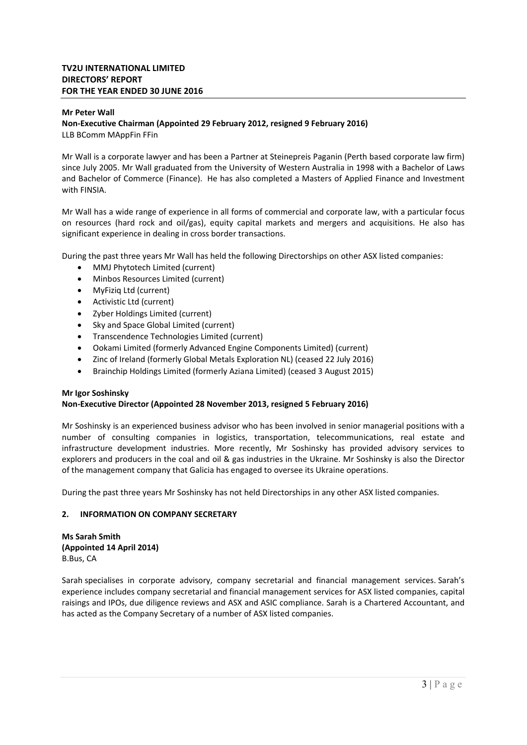**Mr Peter Wall**
**Non-Executive Chairman (Appointed 29 February 2012, resigned 9 February 2016)**
LLB BComm MAppFin FFin

Mr Wall is a corporate lawyer and has been a Partner at Steinepreis Paganin (Perth based corporate law firm) since July 2005. Mr Wall graduated from the University of Western Australia in 1998 with a Bachelor of Laws and Bachelor of Commerce (Finance). He has also completed a Masters of Applied Finance and Investment with FINSIA.

Mr Wall has a wide range of experience in all forms of commercial and corporate law, with a particular focus on resources (hard rock and oil/gas), equity capital markets and mergers and acquisitions. He also has significant experience in dealing in cross border transactions.

During the past three years Mr Wall has held the following Directorships on other ASX listed companies:

- MMJ Phytotech Limited (current)
- Minbos Resources Limited (current)
- MyFiziq Ltd (current)
- Activistic Ltd (current)
- Zyber Holdings Limited (current)
- Sky and Space Global Limited (current)
- Transcendence Technologies Limited (current)
- Ookami Limited (formerly Advanced Engine Components Limited) (current)
- Zinc of Ireland (formerly Global Metals Exploration NL) (ceased 22 July 2016)
- Brainchip Holdings Limited (formerly Aziana Limited) (ceased 3 August 2015)

**Mr Igor Soshinsky**
**Non-Executive Director (Appointed 28 November 2013, resigned 5 February 2016)**

Mr Soshinsky is an experienced business advisor who has been involved in senior managerial positions with a number of consulting companies in logistics, transportation, telecommunications, real estate and infrastructure development industries. More recently, Mr Soshinsky has provided advisory services to explorers and producers in the coal and oil & gas industries in the Ukraine. Mr Soshinsky is also the Director of the management company that Galicia has engaged to oversee its Ukraine operations.

During the past three years Mr Soshinsky has not held Directorships in any other ASX listed companies.

## 2. INFORMATION ON COMPANY SECRETARY

**Ms Sarah Smith**
**(Appointed 14 April 2014)**
B.Bus, CA

Sarah specialises in corporate advisory, company secretarial and financial management services. Sarah's experience includes company secretarial and financial management services for ASX listed companies, capital raisings and IPOs, due diligence reviews and ASX and ASIC compliance. Sarah is a Chartered Accountant, and has acted as the Company Secretary of a number of ASX listed companies.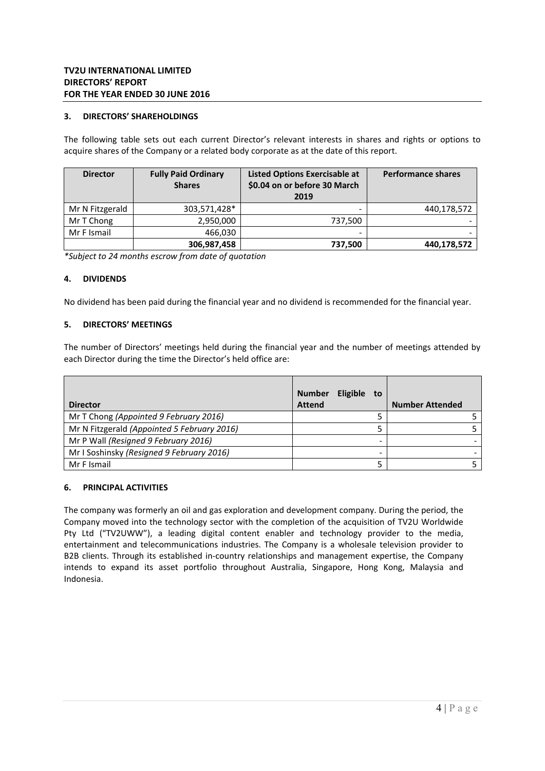## 3. DIRECTORS' SHAREHOLDINGS

The following table sets out each current Director's relevant interests in shares and rights or options to acquire shares of the Company or a related body corporate as at the date of this report.

| Director | Fully Paid Ordinary Shares | Listed Options Exercisable at $0.04 on or before 30 March 2019 | Performance shares |
|---|---|---|---|
| Mr N Fitzgerald | 303,571,428* | - | 440,178,572 |
| Mr T Chong | 2,950,000 | 737,500 | - |
| Mr F Ismail | 466,030 | - | - |
| | **306,987,458** | **737,500** | **440,178,572** |

*\*Subject to 24 months escrow from date of quotation*

## 4. DIVIDENDS

No dividend has been paid during the financial year and no dividend is recommended for the financial year.

## 5. DIRECTORS' MEETINGS

The number of Directors' meetings held during the financial year and the number of meetings attended by each Director during the time the Director's held office are:

| Director | Number Eligible to Attend | Number Attended |
|---|---|---|
| Mr T Chong *(Appointed 9 February 2016)* | 5 | 5 |
| Mr N Fitzgerald *(Appointed 5 February 2016)* | 5 | 5 |
| Mr P Wall *(Resigned 9 February 2016)* | - | - |
| Mr I Soshinsky *(Resigned 9 February 2016)* | - | - |
| Mr F Ismail | 5 | 5 |

## 6. PRINCIPAL ACTIVITIES

The company was formerly an oil and gas exploration and development company. During the period, the Company moved into the technology sector with the completion of the acquisition of TV2U Worldwide Pty Ltd ("TV2UWW"), a leading digital content enabler and technology provider to the media, entertainment and telecommunications industries. The Company is a wholesale television provider to B2B clients. Through its established in-country relationships and management expertise, the Company intends to expand its asset portfolio throughout Australia, Singapore, Hong Kong, Malaysia and Indonesia.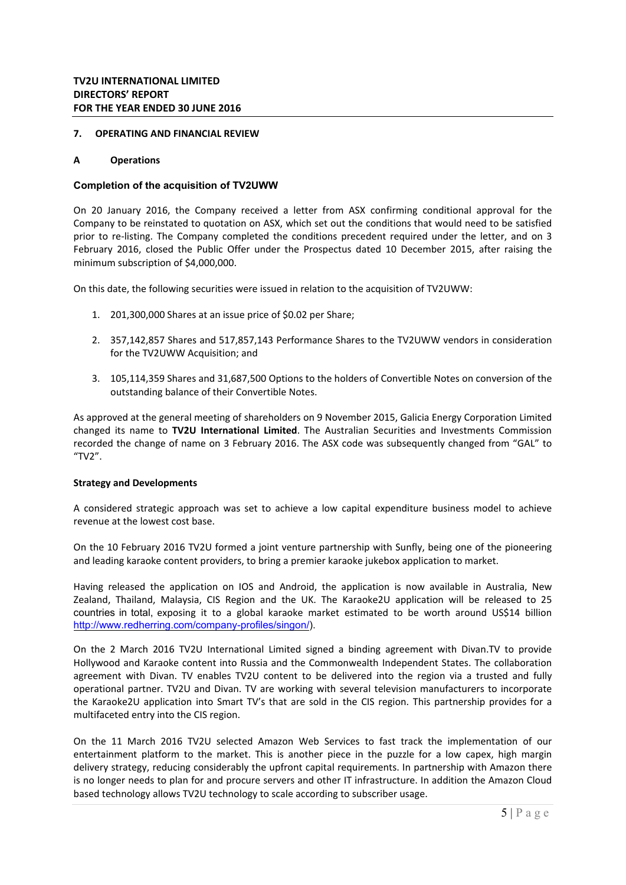**TV2U INTERNATIONAL LIMITED**
**DIRECTORS' REPORT**
**FOR THE YEAR ENDED 30 JUNE 2016**

## 7. OPERATING AND FINANCIAL REVIEW

### A Operations

#### Completion of the acquisition of TV2UWW

On 20 January 2016, the Company received a letter from ASX confirming conditional approval for the Company to be reinstated to quotation on ASX, which set out the conditions that would need to be satisfied prior to re-listing. The Company completed the conditions precedent required under the letter, and on 3 February 2016, closed the Public Offer under the Prospectus dated 10 December 2015, after raising the minimum subscription of $4,000,000.

On this date, the following securities were issued in relation to the acquisition of TV2UWW:

1. 201,300,000 Shares at an issue price of $0.02 per Share;
2. 357,142,857 Shares and 517,857,143 Performance Shares to the TV2UWW vendors in consideration for the TV2UWW Acquisition; and
3. 105,114,359 Shares and 31,687,500 Options to the holders of Convertible Notes on conversion of the outstanding balance of their Convertible Notes.

As approved at the general meeting of shareholders on 9 November 2015, Galicia Energy Corporation Limited changed its name to **TV2U International Limited**. The Australian Securities and Investments Commission recorded the change of name on 3 February 2016. The ASX code was subsequently changed from "GAL" to "TV2".

**Strategy and Developments**

A considered strategic approach was set to achieve a low capital expenditure business model to achieve revenue at the lowest cost base.

On the 10 February 2016 TV2U formed a joint venture partnership with Sunfly, being one of the pioneering and leading karaoke content providers, to bring a premier karaoke jukebox application to market.

Having released the application on IOS and Android, the application is now available in Australia, New Zealand, Thailand, Malaysia, CIS Region and the UK. The Karaoke2U application will be released to 25 countries in total, exposing it to a global karaoke market estimated to be worth around US$14 billion http://www.redherring.com/company-profiles/singon/).

On the 2 March 2016 TV2U International Limited signed a binding agreement with Divan.TV to provide Hollywood and Karaoke content into Russia and the Commonwealth Independent States. The collaboration agreement with Divan. TV enables TV2U content to be delivered into the region via a trusted and fully operational partner. TV2U and Divan. TV are working with several television manufacturers to incorporate the Karaoke2U application into Smart TV's that are sold in the CIS region. This partnership provides for a multifaceted entry into the CIS region.

On the 11 March 2016 TV2U selected Amazon Web Services to fast track the implementation of our entertainment platform to the market. This is another piece in the puzzle for a low capex, high margin delivery strategy, reducing considerably the upfront capital requirements. In partnership with Amazon there is no longer needs to plan for and procure servers and other IT infrastructure. In addition the Amazon Cloud based technology allows TV2U technology to scale according to subscriber usage.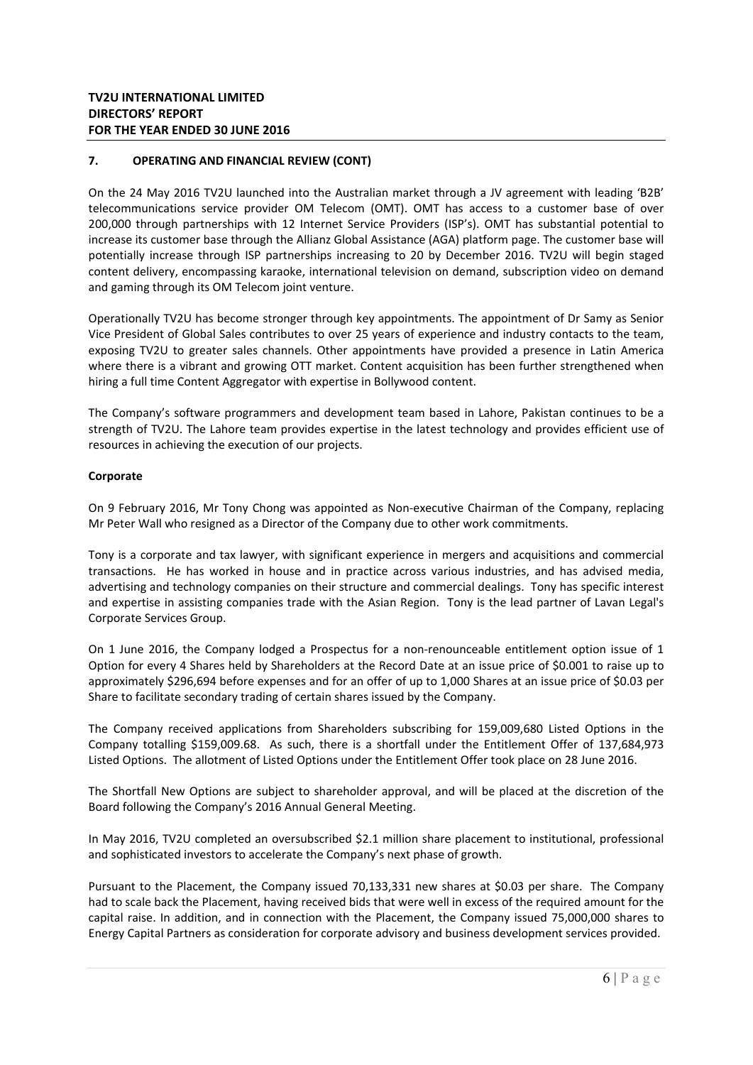## 7. OPERATING AND FINANCIAL REVIEW (CONT)

On the 24 May 2016 TV2U launched into the Australian market through a JV agreement with leading 'B2B' telecommunications service provider OM Telecom (OMT). OMT has access to a customer base of over 200,000 through partnerships with 12 Internet Service Providers (ISP's). OMT has substantial potential to increase its customer base through the Allianz Global Assistance (AGA) platform page. The customer base will potentially increase through ISP partnerships increasing to 20 by December 2016. TV2U will begin staged content delivery, encompassing karaoke, international television on demand, subscription video on demand and gaming through its OM Telecom joint venture.

Operationally TV2U has become stronger through key appointments. The appointment of Dr Samy as Senior Vice President of Global Sales contributes to over 25 years of experience and industry contacts to the team, exposing TV2U to greater sales channels. Other appointments have provided a presence in Latin America where there is a vibrant and growing OTT market. Content acquisition has been further strengthened when hiring a full time Content Aggregator with expertise in Bollywood content.

The Company's software programmers and development team based in Lahore, Pakistan continues to be a strength of TV2U. The Lahore team provides expertise in the latest technology and provides efficient use of resources in achieving the execution of our projects.

### Corporate

On 9 February 2016, Mr Tony Chong was appointed as Non-executive Chairman of the Company, replacing Mr Peter Wall who resigned as a Director of the Company due to other work commitments.

Tony is a corporate and tax lawyer, with significant experience in mergers and acquisitions and commercial transactions. He has worked in house and in practice across various industries, and has advised media, advertising and technology companies on their structure and commercial dealings. Tony has specific interest and expertise in assisting companies trade with the Asian Region. Tony is the lead partner of Lavan Legal's Corporate Services Group.

On 1 June 2016, the Company lodged a Prospectus for a non-renounceable entitlement option issue of 1 Option for every 4 Shares held by Shareholders at the Record Date at an issue price of $0.001 to raise up to approximately $296,694 before expenses and for an offer of up to 1,000 Shares at an issue price of $0.03 per Share to facilitate secondary trading of certain shares issued by the Company.

The Company received applications from Shareholders subscribing for 159,009,680 Listed Options in the Company totalling $159,009.68. As such, there is a shortfall under the Entitlement Offer of 137,684,973 Listed Options. The allotment of Listed Options under the Entitlement Offer took place on 28 June 2016.

The Shortfall New Options are subject to shareholder approval, and will be placed at the discretion of the Board following the Company's 2016 Annual General Meeting.

In May 2016, TV2U completed an oversubscribed $2.1 million share placement to institutional, professional and sophisticated investors to accelerate the Company's next phase of growth.

Pursuant to the Placement, the Company issued 70,133,331 new shares at $0.03 per share. The Company had to scale back the Placement, having received bids that were well in excess of the required amount for the capital raise. In addition, and in connection with the Placement, the Company issued 75,000,000 shares to Energy Capital Partners as consideration for corporate advisory and business development services provided.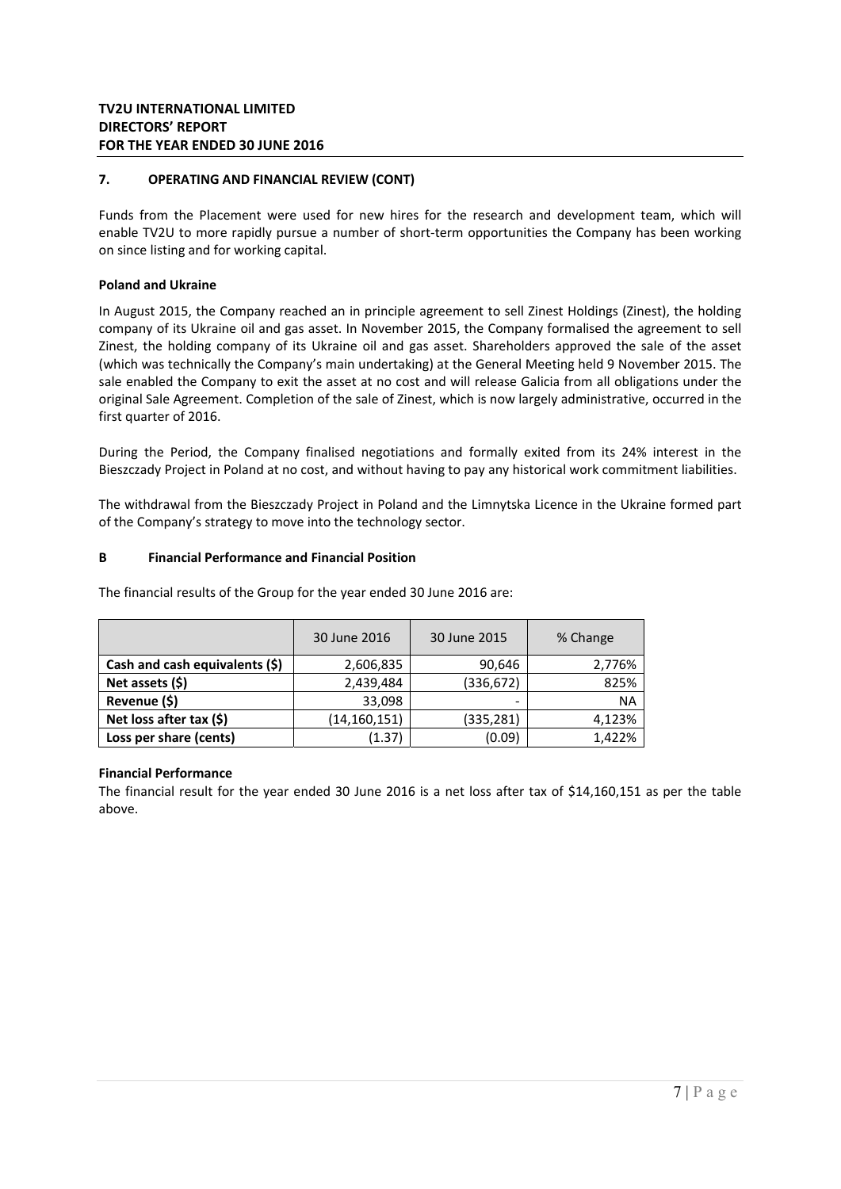**TV2U INTERNATIONAL LIMITED**
**DIRECTORS' REPORT**
**FOR THE YEAR ENDED 30 JUNE 2016**

## 7. OPERATING AND FINANCIAL REVIEW (CONT)

Funds from the Placement were used for new hires for the research and development team, which will enable TV2U to more rapidly pursue a number of short-term opportunities the Company has been working on since listing and for working capital.

**Poland and Ukraine**

In August 2015, the Company reached an in principle agreement to sell Zinest Holdings (Zinest), the holding company of its Ukraine oil and gas asset. In November 2015, the Company formalised the agreement to sell Zinest, the holding company of its Ukraine oil and gas asset. Shareholders approved the sale of the asset (which was technically the Company's main undertaking) at the General Meeting held 9 November 2015. The sale enabled the Company to exit the asset at no cost and will release Galicia from all obligations under the original Sale Agreement. Completion of the sale of Zinest, which is now largely administrative, occurred in the first quarter of 2016.

During the Period, the Company finalised negotiations and formally exited from its 24% interest in the Bieszczady Project in Poland at no cost, and without having to pay any historical work commitment liabilities.

The withdrawal from the Bieszczady Project in Poland and the Limnytska Licence in the Ukraine formed part of the Company's strategy to move into the technology sector.

### B Financial Performance and Financial Position

The financial results of the Group for the year ended 30 June 2016 are:

| | 30 June 2016 | 30 June 2015 | % Change |
|---|---|---|---|
| **Cash and cash equivalents ($)** | 2,606,835 | 90,646 | 2,776% |
| **Net assets ($)** | 2,439,484 | (336,672) | 825% |
| **Revenue ($)** | 33,098 | - | NA |
| **Net loss after tax ($)** | (14,160,151) | (335,281) | 4,123% |
| **Loss per share (cents)** | (1.37) | (0.09) | 1,422% |

**Financial Performance**

The financial result for the year ended 30 June 2016 is a net loss after tax of $14,160,151 as per the table above.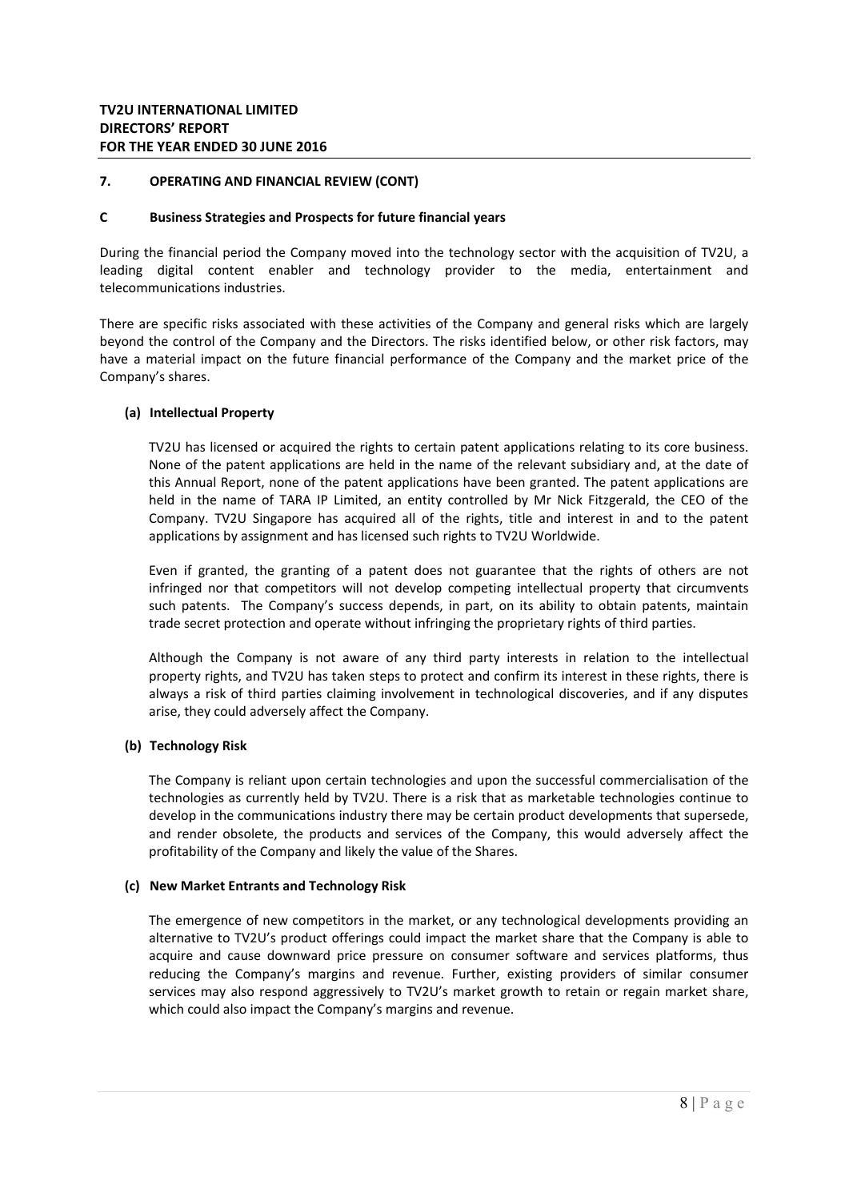## 7. OPERATING AND FINANCIAL REVIEW (CONT)

### C Business Strategies and Prospects for future financial years

During the financial period the Company moved into the technology sector with the acquisition of TV2U, a leading digital content enabler and technology provider to the media, entertainment and telecommunications industries.

There are specific risks associated with these activities of the Company and general risks which are largely beyond the control of the Company and the Directors. The risks identified below, or other risk factors, may have a material impact on the future financial performance of the Company and the market price of the Company's shares.

#### (a) Intellectual Property

TV2U has licensed or acquired the rights to certain patent applications relating to its core business. None of the patent applications are held in the name of the relevant subsidiary and, at the date of this Annual Report, none of the patent applications have been granted. The patent applications are held in the name of TARA IP Limited, an entity controlled by Mr Nick Fitzgerald, the CEO of the Company. TV2U Singapore has acquired all of the rights, title and interest in and to the patent applications by assignment and has licensed such rights to TV2U Worldwide.

Even if granted, the granting of a patent does not guarantee that the rights of others are not infringed nor that competitors will not develop competing intellectual property that circumvents such patents. The Company's success depends, in part, on its ability to obtain patents, maintain trade secret protection and operate without infringing the proprietary rights of third parties.

Although the Company is not aware of any third party interests in relation to the intellectual property rights, and TV2U has taken steps to protect and confirm its interest in these rights, there is always a risk of third parties claiming involvement in technological discoveries, and if any disputes arise, they could adversely affect the Company.

#### (b) Technology Risk

The Company is reliant upon certain technologies and upon the successful commercialisation of the technologies as currently held by TV2U. There is a risk that as marketable technologies continue to develop in the communications industry there may be certain product developments that supersede, and render obsolete, the products and services of the Company, this would adversely affect the profitability of the Company and likely the value of the Shares.

#### (c) New Market Entrants and Technology Risk

The emergence of new competitors in the market, or any technological developments providing an alternative to TV2U's product offerings could impact the market share that the Company is able to acquire and cause downward price pressure on consumer software and services platforms, thus reducing the Company's margins and revenue. Further, existing providers of similar consumer services may also respond aggressively to TV2U's market growth to retain or regain market share, which could also impact the Company's margins and revenue.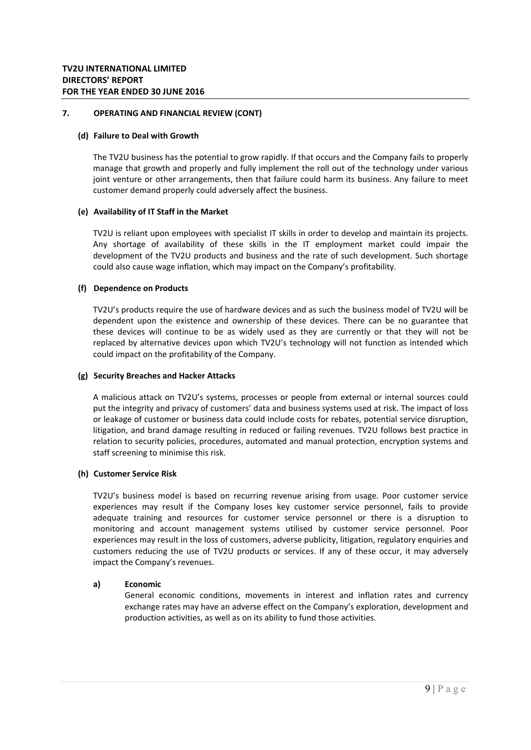## 7. OPERATING AND FINANCIAL REVIEW (CONT)

### (d) Failure to Deal with Growth

The TV2U business has the potential to grow rapidly. If that occurs and the Company fails to properly manage that growth and properly and fully implement the roll out of the technology under various joint venture or other arrangements, then that failure could harm its business. Any failure to meet customer demand properly could adversely affect the business.

### (e) Availability of IT Staff in the Market

TV2U is reliant upon employees with specialist IT skills in order to develop and maintain its projects. Any shortage of availability of these skills in the IT employment market could impair the development of the TV2U products and business and the rate of such development. Such shortage could also cause wage inflation, which may impact on the Company's profitability.

### (f) Dependence on Products

TV2U's products require the use of hardware devices and as such the business model of TV2U will be dependent upon the existence and ownership of these devices. There can be no guarantee that these devices will continue to be as widely used as they are currently or that they will not be replaced by alternative devices upon which TV2U's technology will not function as intended which could impact on the profitability of the Company.

### (g) Security Breaches and Hacker Attacks

A malicious attack on TV2U's systems, processes or people from external or internal sources could put the integrity and privacy of customers' data and business systems used at risk. The impact of loss or leakage of customer or business data could include costs for rebates, potential service disruption, litigation, and brand damage resulting in reduced or failing revenues. TV2U follows best practice in relation to security policies, procedures, automated and manual protection, encryption systems and staff screening to minimise this risk.

### (h) Customer Service Risk

TV2U's business model is based on recurring revenue arising from usage. Poor customer service experiences may result if the Company loses key customer service personnel, fails to provide adequate training and resources for customer service personnel or there is a disruption to monitoring and account management systems utilised by customer service personnel. Poor experiences may result in the loss of customers, adverse publicity, litigation, regulatory enquiries and customers reducing the use of TV2U products or services. If any of these occur, it may adversely impact the Company's revenues.

#### a) Economic

General economic conditions, movements in interest and inflation rates and currency exchange rates may have an adverse effect on the Company's exploration, development and production activities, as well as on its ability to fund those activities.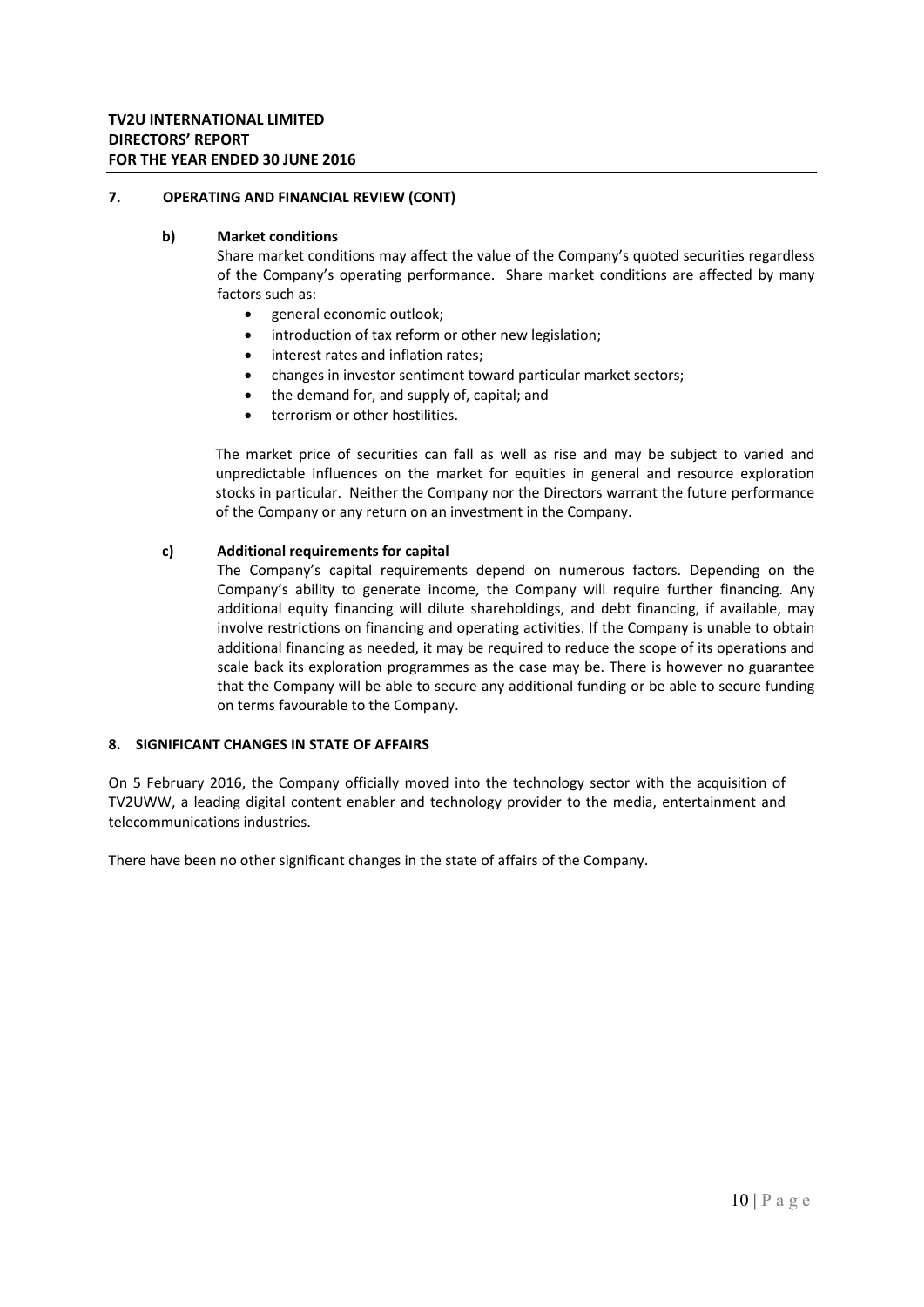## 7. OPERATING AND FINANCIAL REVIEW (CONT)

**b) Market conditions**

Share market conditions may affect the value of the Company's quoted securities regardless of the Company's operating performance. Share market conditions are affected by many factors such as:

- general economic outlook;
- introduction of tax reform or other new legislation;
- interest rates and inflation rates;
- changes in investor sentiment toward particular market sectors;
- the demand for, and supply of, capital; and
- terrorism or other hostilities.

The market price of securities can fall as well as rise and may be subject to varied and unpredictable influences on the market for equities in general and resource exploration stocks in particular. Neither the Company nor the Directors warrant the future performance of the Company or any return on an investment in the Company.

**c) Additional requirements for capital**

The Company's capital requirements depend on numerous factors. Depending on the Company's ability to generate income, the Company will require further financing. Any additional equity financing will dilute shareholdings, and debt financing, if available, may involve restrictions on financing and operating activities. If the Company is unable to obtain additional financing as needed, it may be required to reduce the scope of its operations and scale back its exploration programmes as the case may be. There is however no guarantee that the Company will be able to secure any additional funding or be able to secure funding on terms favourable to the Company.

## 8. SIGNIFICANT CHANGES IN STATE OF AFFAIRS

On 5 February 2016, the Company officially moved into the technology sector with the acquisition of TV2UWW, a leading digital content enabler and technology provider to the media, entertainment and telecommunications industries.

There have been no other significant changes in the state of affairs of the Company.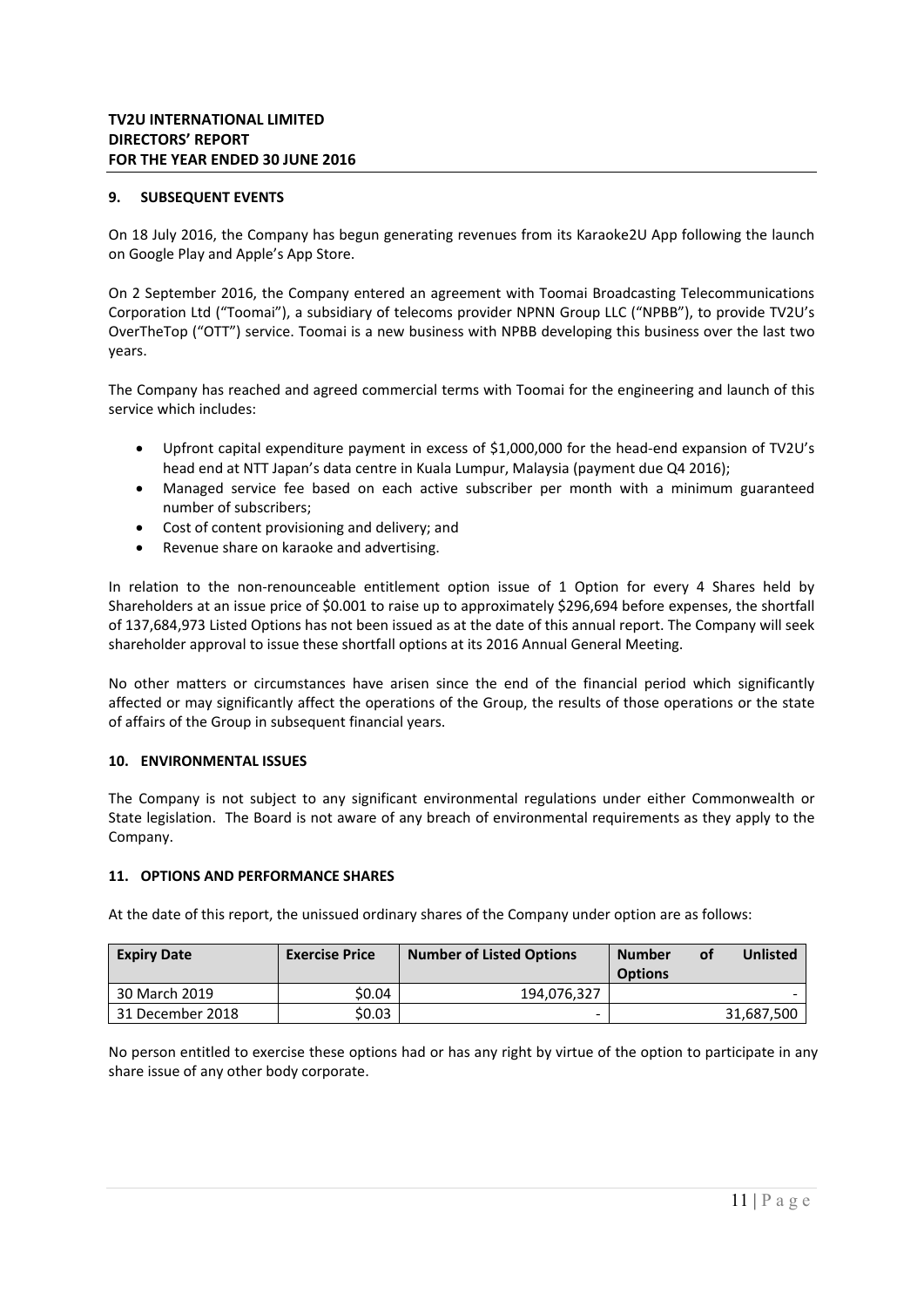## 9. SUBSEQUENT EVENTS

On 18 July 2016, the Company has begun generating revenues from its Karaoke2U App following the launch on Google Play and Apple's App Store.

On 2 September 2016, the Company entered an agreement with Toomai Broadcasting Telecommunications Corporation Ltd ("Toomai"), a subsidiary of telecoms provider NPNN Group LLC ("NPBB"), to provide TV2U's OverTheTop ("OTT") service. Toomai is a new business with NPBB developing this business over the last two years.

The Company has reached and agreed commercial terms with Toomai for the engineering and launch of this service which includes:

- Upfront capital expenditure payment in excess of $1,000,000 for the head-end expansion of TV2U's head end at NTT Japan's data centre in Kuala Lumpur, Malaysia (payment due Q4 2016);
- Managed service fee based on each active subscriber per month with a minimum guaranteed number of subscribers;
- Cost of content provisioning and delivery; and
- Revenue share on karaoke and advertising.

In relation to the non-renounceable entitlement option issue of 1 Option for every 4 Shares held by Shareholders at an issue price of $0.001 to raise up to approximately $296,694 before expenses, the shortfall of 137,684,973 Listed Options has not been issued as at the date of this annual report. The Company will seek shareholder approval to issue these shortfall options at its 2016 Annual General Meeting.

No other matters or circumstances have arisen since the end of the financial period which significantly affected or may significantly affect the operations of the Group, the results of those operations or the state of affairs of the Group in subsequent financial years.

## 10. ENVIRONMENTAL ISSUES

The Company is not subject to any significant environmental regulations under either Commonwealth or State legislation. The Board is not aware of any breach of environmental requirements as they apply to the Company.

## 11. OPTIONS AND PERFORMANCE SHARES

At the date of this report, the unissued ordinary shares of the Company under option are as follows:

| Expiry Date | Exercise Price | Number of Listed Options | Number of Unlisted Options |
|---|---|---|---|
| 30 March 2019 | $0.04 | 194,076,327 | - |
| 31 December 2018 | $0.03 | - | 31,687,500 |

No person entitled to exercise these options had or has any right by virtue of the option to participate in any share issue of any other body corporate.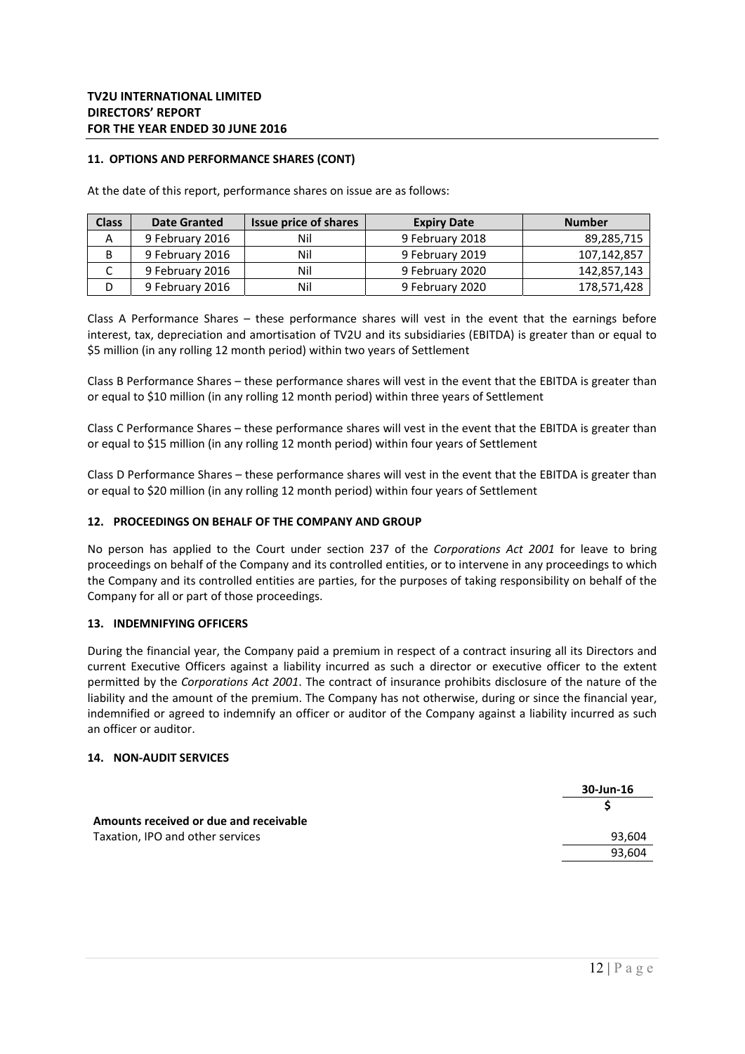### 11. OPTIONS AND PERFORMANCE SHARES (CONT)

At the date of this report, performance shares on issue are as follows:

| Class | Date Granted | Issue price of shares | Expiry Date | Number |
|---|---|---|---|---|
| A | 9 February 2016 | Nil | 9 February 2018 | 89,285,715 |
| B | 9 February 2016 | Nil | 9 February 2019 | 107,142,857 |
| C | 9 February 2016 | Nil | 9 February 2020 | 142,857,143 |
| D | 9 February 2016 | Nil | 9 February 2020 | 178,571,428 |

Class A Performance Shares – these performance shares will vest in the event that the earnings before interest, tax, depreciation and amortisation of TV2U and its subsidiaries (EBITDA) is greater than or equal to \$5 million (in any rolling 12 month period) within two years of Settlement

Class B Performance Shares – these performance shares will vest in the event that the EBITDA is greater than or equal to \$10 million (in any rolling 12 month period) within three years of Settlement

Class C Performance Shares – these performance shares will vest in the event that the EBITDA is greater than or equal to \$15 million (in any rolling 12 month period) within four years of Settlement

Class D Performance Shares – these performance shares will vest in the event that the EBITDA is greater than or equal to \$20 million (in any rolling 12 month period) within four years of Settlement

### 12. PROCEEDINGS ON BEHALF OF THE COMPANY AND GROUP

No person has applied to the Court under section 237 of the *Corporations Act 2001* for leave to bring proceedings on behalf of the Company and its controlled entities, or to intervene in any proceedings to which the Company and its controlled entities are parties, for the purposes of taking responsibility on behalf of the Company for all or part of those proceedings.

### 13. INDEMNIFYING OFFICERS

During the financial year, the Company paid a premium in respect of a contract insuring all its Directors and current Executive Officers against a liability incurred as such a director or executive officer to the extent permitted by the *Corporations Act 2001*. The contract of insurance prohibits disclosure of the nature of the liability and the amount of the premium. The Company has not otherwise, during or since the financial year, indemnified or agreed to indemnify an officer or auditor of the Company against a liability incurred as such an officer or auditor.

### 14. NON-AUDIT SERVICES

| | 30-Jun-16 |
|---|---|
| | \$ |
| **Amounts received or due and receivable** | |
| Taxation, IPO and other services | 93,604 |
| | 93,604 |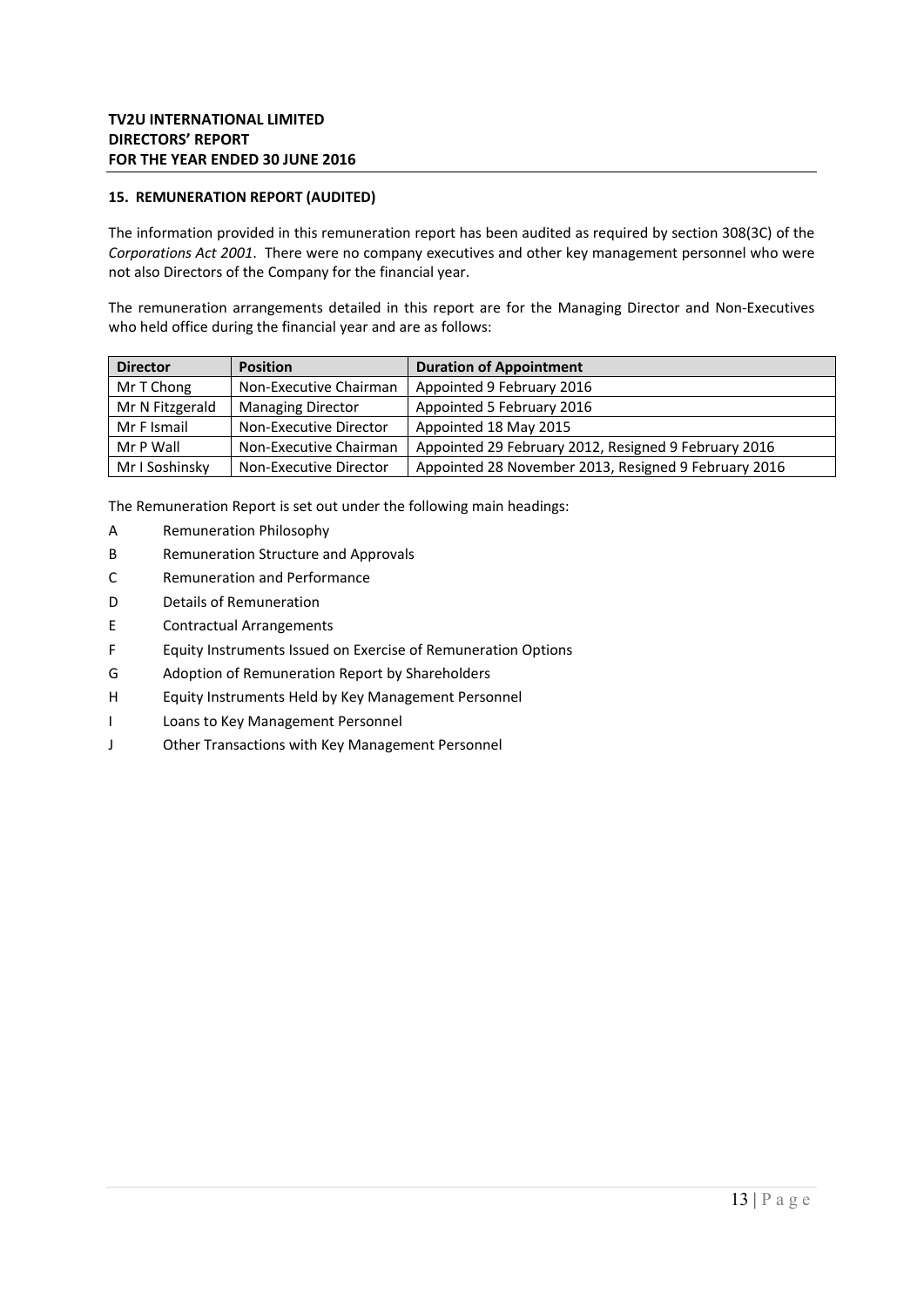## 15. REMUNERATION REPORT (AUDITED)

The information provided in this remuneration report has been audited as required by section 308(3C) of the *Corporations Act 2001*. There were no company executives and other key management personnel who were not also Directors of the Company for the financial year.

The remuneration arrangements detailed in this report are for the Managing Director and Non-Executives who held office during the financial year and are as follows:

| Director | Position | Duration of Appointment |
|---|---|---|
| Mr T Chong | Non-Executive Chairman | Appointed 9 February 2016 |
| Mr N Fitzgerald | Managing Director | Appointed 5 February 2016 |
| Mr F Ismail | Non-Executive Director | Appointed 18 May 2015 |
| Mr P Wall | Non-Executive Chairman | Appointed 29 February 2012, Resigned 9 February 2016 |
| Mr I Soshinsky | Non-Executive Director | Appointed 28 November 2013, Resigned 9 February 2016 |

The Remuneration Report is set out under the following main headings:

- A Remuneration Philosophy
- B Remuneration Structure and Approvals
- C Remuneration and Performance
- D Details of Remuneration
- E Contractual Arrangements
- F Equity Instruments Issued on Exercise of Remuneration Options
- G Adoption of Remuneration Report by Shareholders
- H Equity Instruments Held by Key Management Personnel
- I Loans to Key Management Personnel
- J Other Transactions with Key Management Personnel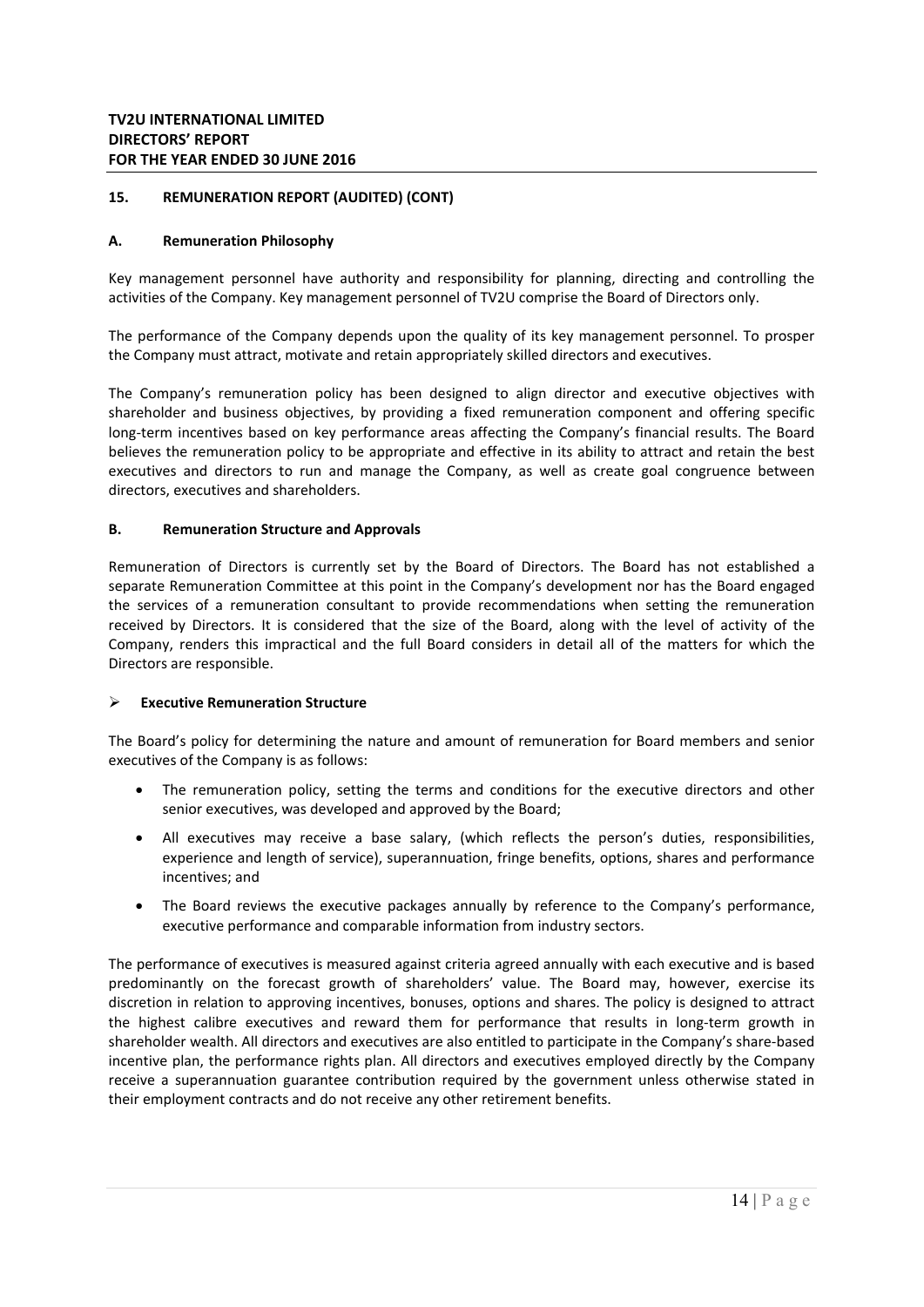## 15. REMUNERATION REPORT (AUDITED) (CONT)

### A. Remuneration Philosophy

Key management personnel have authority and responsibility for planning, directing and controlling the activities of the Company. Key management personnel of TV2U comprise the Board of Directors only.

The performance of the Company depends upon the quality of its key management personnel. To prosper the Company must attract, motivate and retain appropriately skilled directors and executives.

The Company's remuneration policy has been designed to align director and executive objectives with shareholder and business objectives, by providing a fixed remuneration component and offering specific long-term incentives based on key performance areas affecting the Company's financial results. The Board believes the remuneration policy to be appropriate and effective in its ability to attract and retain the best executives and directors to run and manage the Company, as well as create goal congruence between directors, executives and shareholders.

### B. Remuneration Structure and Approvals

Remuneration of Directors is currently set by the Board of Directors. The Board has not established a separate Remuneration Committee at this point in the Company's development nor has the Board engaged the services of a remuneration consultant to provide recommendations when setting the remuneration received by Directors. It is considered that the size of the Board, along with the level of activity of the Company, renders this impractical and the full Board considers in detail all of the matters for which the Directors are responsible.

- **Executive Remuneration Structure**

The Board's policy for determining the nature and amount of remuneration for Board members and senior executives of the Company is as follows:

- The remuneration policy, setting the terms and conditions for the executive directors and other senior executives, was developed and approved by the Board;
- All executives may receive a base salary, (which reflects the person's duties, responsibilities, experience and length of service), superannuation, fringe benefits, options, shares and performance incentives; and
- The Board reviews the executive packages annually by reference to the Company's performance, executive performance and comparable information from industry sectors.

The performance of executives is measured against criteria agreed annually with each executive and is based predominantly on the forecast growth of shareholders' value. The Board may, however, exercise its discretion in relation to approving incentives, bonuses, options and shares. The policy is designed to attract the highest calibre executives and reward them for performance that results in long-term growth in shareholder wealth. All directors and executives are also entitled to participate in the Company's share-based incentive plan, the performance rights plan. All directors and executives employed directly by the Company receive a superannuation guarantee contribution required by the government unless otherwise stated in their employment contracts and do not receive any other retirement benefits.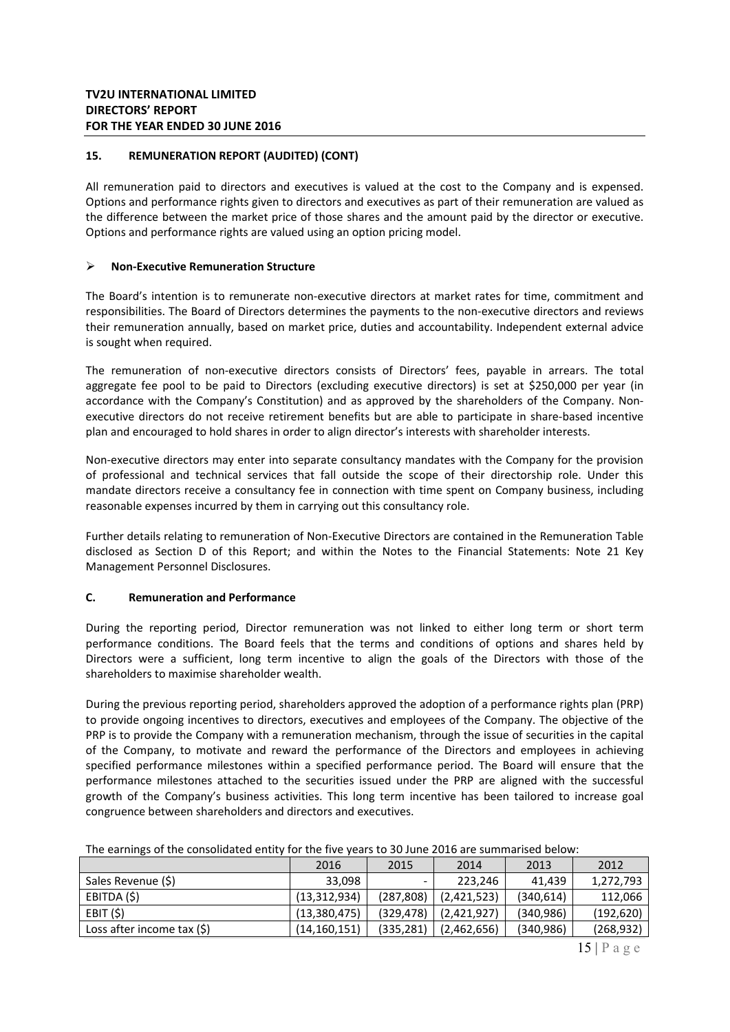## 15. REMUNERATION REPORT (AUDITED) (CONT)

All remuneration paid to directors and executives is valued at the cost to the Company and is expensed. Options and performance rights given to directors and executives as part of their remuneration are valued as the difference between the market price of those shares and the amount paid by the director or executive. Options and performance rights are valued using an option pricing model.

- **Non-Executive Remuneration Structure**

The Board's intention is to remunerate non-executive directors at market rates for time, commitment and responsibilities. The Board of Directors determines the payments to the non-executive directors and reviews their remuneration annually, based on market price, duties and accountability. Independent external advice is sought when required.

The remuneration of non-executive directors consists of Directors' fees, payable in arrears. The total aggregate fee pool to be paid to Directors (excluding executive directors) is set at $250,000 per year (in accordance with the Company's Constitution) and as approved by the shareholders of the Company. Non-executive directors do not receive retirement benefits but are able to participate in share-based incentive plan and encouraged to hold shares in order to align director's interests with shareholder interests.

Non-executive directors may enter into separate consultancy mandates with the Company for the provision of professional and technical services that fall outside the scope of their directorship role. Under this mandate directors receive a consultancy fee in connection with time spent on Company business, including reasonable expenses incurred by them in carrying out this consultancy role.

Further details relating to remuneration of Non-Executive Directors are contained in the Remuneration Table disclosed as Section D of this Report; and within the Notes to the Financial Statements: Note 21 Key Management Personnel Disclosures.

### C. Remuneration and Performance

During the reporting period, Director remuneration was not linked to either long term or short term performance conditions. The Board feels that the terms and conditions of options and shares held by Directors were a sufficient, long term incentive to align the goals of the Directors with those of the shareholders to maximise shareholder wealth.

During the previous reporting period, shareholders approved the adoption of a performance rights plan (PRP) to provide ongoing incentives to directors, executives and employees of the Company. The objective of the PRP is to provide the Company with a remuneration mechanism, through the issue of securities in the capital of the Company, to motivate and reward the performance of the Directors and employees in achieving specified performance milestones within a specified performance period. The Board will ensure that the performance milestones attached to the securities issued under the PRP are aligned with the successful growth of the Company's business activities. This long term incentive has been tailored to increase goal congruence between shareholders and directors and executives.

The earnings of the consolidated entity for the five years to 30 June 2016 are summarised below:

| | 2016 | 2015 | 2014 | 2013 | 2012 |
|---|---|---|---|---|---|
| Sales Revenue ($) | 33,098 | - | 223,246 | 41,439 | 1,272,793 |
| EBITDA ($) | (13,312,934) | (287,808) | (2,421,523) | (340,614) | 112,066 |
| EBIT ($) | (13,380,475) | (329,478) | (2,421,927) | (340,986) | (192,620) |
| Loss after income tax ($) | (14,160,151) | (335,281) | (2,462,656) | (340,986) | (268,932) |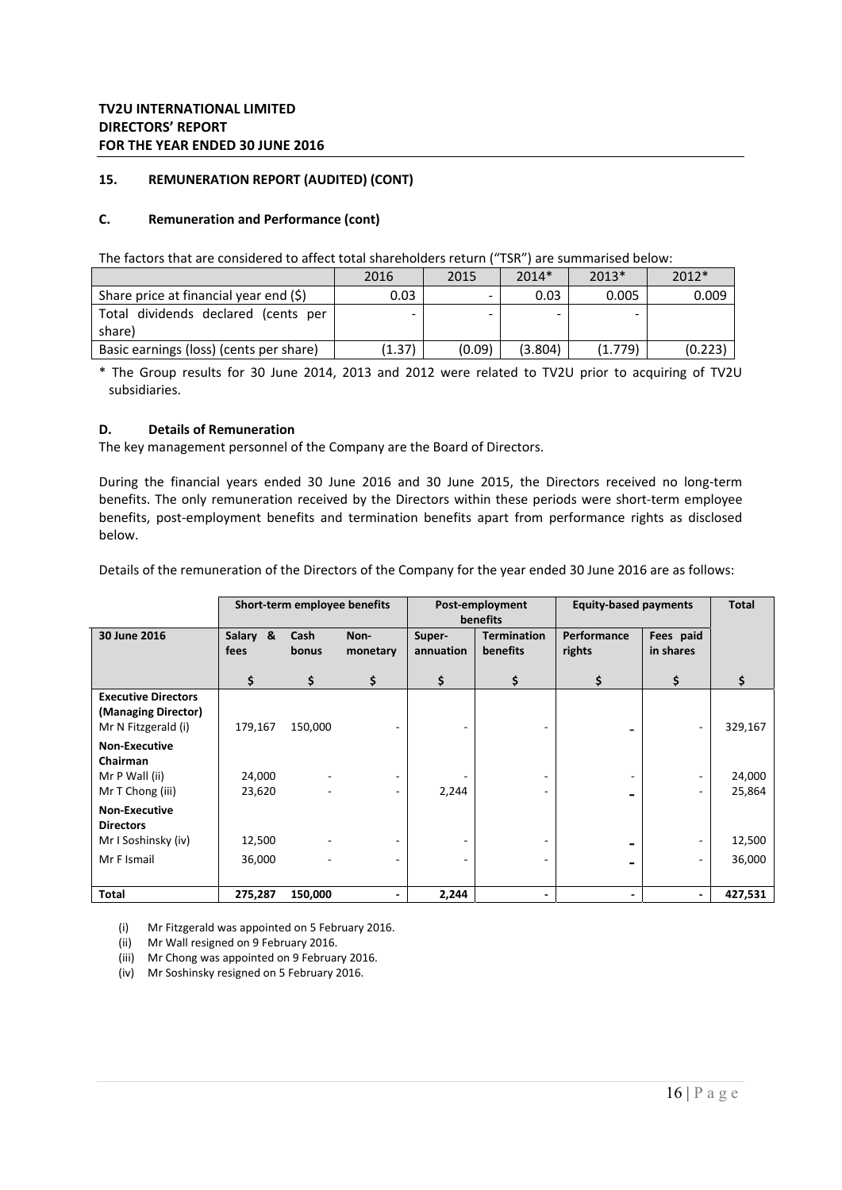**TV2U INTERNATIONAL LIMITED**
**DIRECTORS' REPORT**
**FOR THE YEAR ENDED 30 JUNE 2016**

## 15. REMUNERATION REPORT (AUDITED) (CONT)

### C. Remuneration and Performance (cont)

The factors that are considered to affect total shareholders return ("TSR") are summarised below:

| | 2016 | 2015 | 2014* | 2013* | 2012* |
|---|---|---|---|---|---|
| Share price at financial year end ($) | 0.03 | - | 0.03 | 0.005 | 0.009 |
| Total dividends declared (cents per share) | - | - | - | - | |
| Basic earnings (loss) (cents per share) | (1.37) | (0.09) | (3.804) | (1.779) | (0.223) |

\* The Group results for 30 June 2014, 2013 and 2012 were related to TV2U prior to acquiring of TV2U subsidiaries.

### D. Details of Remuneration

The key management personnel of the Company are the Board of Directors.

During the financial years ended 30 June 2016 and 30 June 2015, the Directors received no long-term benefits. The only remuneration received by the Directors within these periods were short-term employee benefits, post-employment benefits and termination benefits apart from performance rights as disclosed below.

Details of the remuneration of the Directors of the Company for the year ended 30 June 2016 are as follows:

| | Short-term employee benefits | | | Post-employment benefits | | Equity-based payments | | Total |
|---|---|---|---|---|---|---|---|---|
| **30 June 2016** | **Salary & fees** | **Cash bonus** | **Non-monetary** | **Super-annuation** | **Termination benefits** | **Performance rights** | **Fees paid in shares** | |
| | **$** | **$** | **$** | **$** | **$** | **$** | **$** | **$** |
| **Executive Directors (Managing Director)** | | | | | | | | |
| Mr N Fitzgerald (i) | 179,167 | 150,000 | - | - | - | - | - | 329,167 |
| **Non-Executive Chairman** | | | | | | | | |
| Mr P Wall (ii) | 24,000 | - | - | - | - | - | - | 24,000 |
| Mr T Chong (iii) | 23,620 | - | - | 2,244 | - | - | - | 25,864 |
| **Non-Executive Directors** | | | | | | | | |
| Mr I Soshinsky (iv) | 12,500 | - | - | - | - | - | - | 12,500 |
| Mr F Ismail | 36,000 | - | - | - | - | - | - | 36,000 |
| **Total** | **275,287** | **150,000** | **-** | **2,244** | **-** | **-** | **-** | **427,531** |

(i) Mr Fitzgerald was appointed on 5 February 2016.
(ii) Mr Wall resigned on 9 February 2016.
(iii) Mr Chong was appointed on 9 February 2016.
(iv) Mr Soshinsky resigned on 5 February 2016.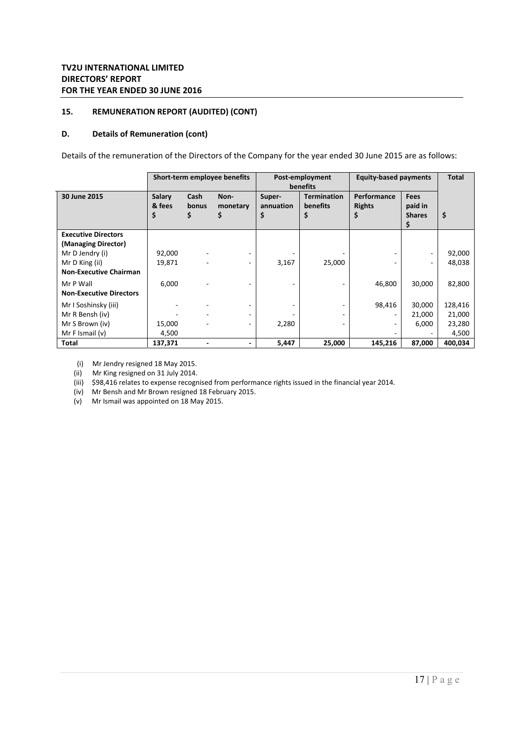## 15. REMUNERATION REPORT (AUDITED) (CONT)

### D. Details of Remuneration (cont)

Details of the remuneration of the Directors of the Company for the year ended 30 June 2015 are as follows:

| | Short-term employee benefits | | | Post-employment benefits | | Equity-based payments | | Total |
|---|---|---|---|---|---|---|---|---|
| **30 June 2015** | **Salary & fees $** | **Cash bonus $** | **Non-monetary $** | **Super-annuation $** | **Termination benefits $** | **Performance Rights $** | **Fees paid in Shares $** | **$** |
| **Executive Directors (Managing Director)** | | | | | | | | |
| Mr D Jendry (i) | 92,000 | - | - | - | - | - | - | 92,000 |
| Mr D King (ii) | 19,871 | - | - | 3,167 | 25,000 | - | - | 48,038 |
| **Non-Executive Chairman** | | | | | | | | |
| Mr P Wall | 6,000 | - | - | - | - | 46,800 | 30,000 | 82,800 |
| **Non-Executive Directors** | | | | | | | | |
| Mr I Soshinsky (iii) | - | - | - | - | - | 98,416 | 30,000 | 128,416 |
| Mr R Bensh (iv) | - | - | - | - | - | - | 21,000 | 21,000 |
| Mr S Brown (iv) | 15,000 | - | - | 2,280 | - | - | 6,000 | 23,280 |
| Mr F Ismail (v) | 4,500 | | | | | - | - | 4,500 |
| **Total** | **137,371** | **-** | **-** | **5,447** | **25,000** | **145,216** | **87,000** | **400,034** |

(i) Mr Jendry resigned 18 May 2015.
(ii) Mr King resigned on 31 July 2014.
(iii) $98,416 relates to expense recognised from performance rights issued in the financial year 2014.
(iv) Mr Bensh and Mr Brown resigned 18 February 2015.
(v) Mr Ismail was appointed on 18 May 2015.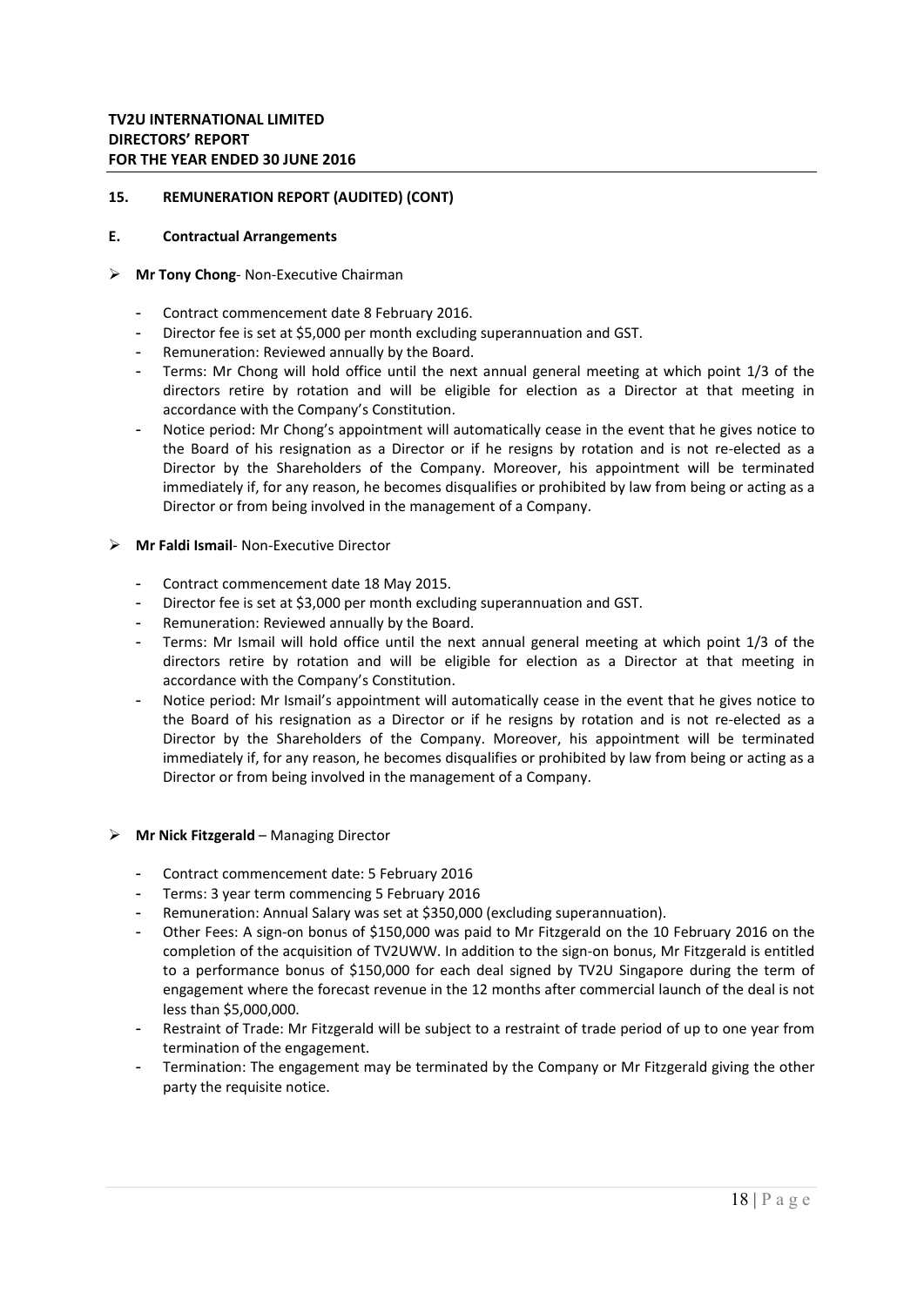**TV2U INTERNATIONAL LIMITED**
**DIRECTORS' REPORT**
**FOR THE YEAR ENDED 30 JUNE 2016**

### 15. REMUNERATION REPORT (AUDITED) (CONT)

### E. Contractual Arrangements

- **Mr Tony Chong**- Non-Executive Chairman
  - Contract commencement date 8 February 2016.
  - Director fee is set at $5,000 per month excluding superannuation and GST.
  - Remuneration: Reviewed annually by the Board.
  - Terms: Mr Chong will hold office until the next annual general meeting at which point 1/3 of the directors retire by rotation and will be eligible for election as a Director at that meeting in accordance with the Company's Constitution.
  - Notice period: Mr Chong's appointment will automatically cease in the event that he gives notice to the Board of his resignation as a Director or if he resigns by rotation and is not re-elected as a Director by the Shareholders of the Company. Moreover, his appointment will be terminated immediately if, for any reason, he becomes disqualifies or prohibited by law from being or acting as a Director or from being involved in the management of a Company.

- **Mr Faldi Ismail**- Non-Executive Director
  - Contract commencement date 18 May 2015.
  - Director fee is set at $3,000 per month excluding superannuation and GST.
  - Remuneration: Reviewed annually by the Board.
  - Terms: Mr Ismail will hold office until the next annual general meeting at which point 1/3 of the directors retire by rotation and will be eligible for election as a Director at that meeting in accordance with the Company's Constitution.
  - Notice period: Mr Ismail's appointment will automatically cease in the event that he gives notice to the Board of his resignation as a Director or if he resigns by rotation and is not re-elected as a Director by the Shareholders of the Company. Moreover, his appointment will be terminated immediately if, for any reason, he becomes disqualifies or prohibited by law from being or acting as a Director or from being involved in the management of a Company.

- **Mr Nick Fitzgerald** – Managing Director
  - Contract commencement date: 5 February 2016
  - Terms: 3 year term commencing 5 February 2016
  - Remuneration: Annual Salary was set at $350,000 (excluding superannuation).
  - Other Fees: A sign-on bonus of $150,000 was paid to Mr Fitzgerald on the 10 February 2016 on the completion of the acquisition of TV2UWW. In addition to the sign-on bonus, Mr Fitzgerald is entitled to a performance bonus of $150,000 for each deal signed by TV2U Singapore during the term of engagement where the forecast revenue in the 12 months after commercial launch of the deal is not less than $5,000,000.
  - Restraint of Trade: Mr Fitzgerald will be subject to a restraint of trade period of up to one year from termination of the engagement.
  - Termination: The engagement may be terminated by the Company or Mr Fitzgerald giving the other party the requisite notice.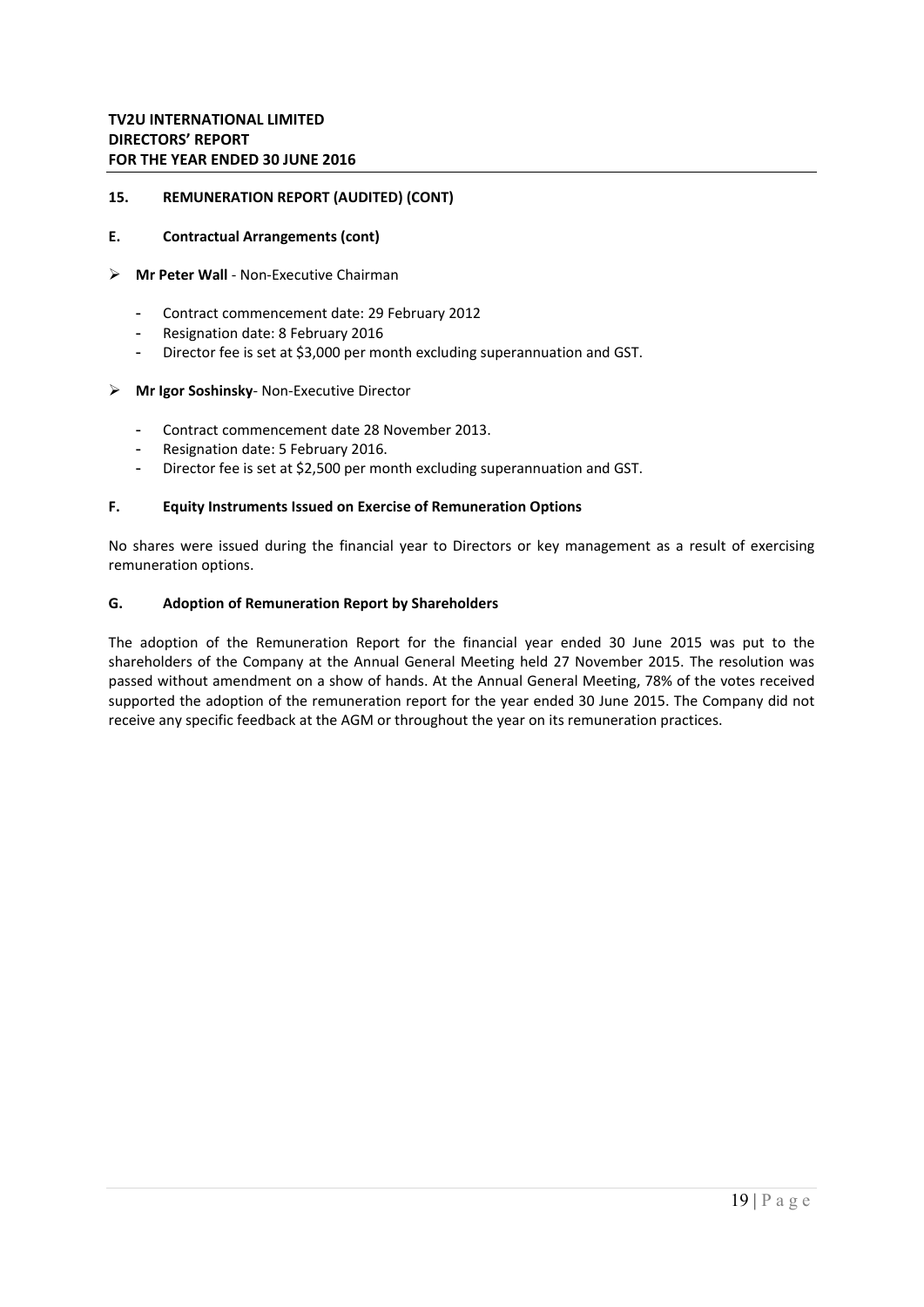## 15. REMUNERATION REPORT (AUDITED) (CONT)

### E. Contractual Arrangements (cont)

- **Mr Peter Wall** - Non-Executive Chairman
  - Contract commencement date: 29 February 2012
  - Resignation date: 8 February 2016
  - Director fee is set at $3,000 per month excluding superannuation and GST.

- **Mr Igor Soshinsky**- Non-Executive Director
  - Contract commencement date 28 November 2013.
  - Resignation date: 5 February 2016.
  - Director fee is set at $2,500 per month excluding superannuation and GST.

### F. Equity Instruments Issued on Exercise of Remuneration Options

No shares were issued during the financial year to Directors or key management as a result of exercising remuneration options.

### G. Adoption of Remuneration Report by Shareholders

The adoption of the Remuneration Report for the financial year ended 30 June 2015 was put to the shareholders of the Company at the Annual General Meeting held 27 November 2015. The resolution was passed without amendment on a show of hands. At the Annual General Meeting, 78% of the votes received supported the adoption of the remuneration report for the year ended 30 June 2015. The Company did not receive any specific feedback at the AGM or throughout the year on its remuneration practices.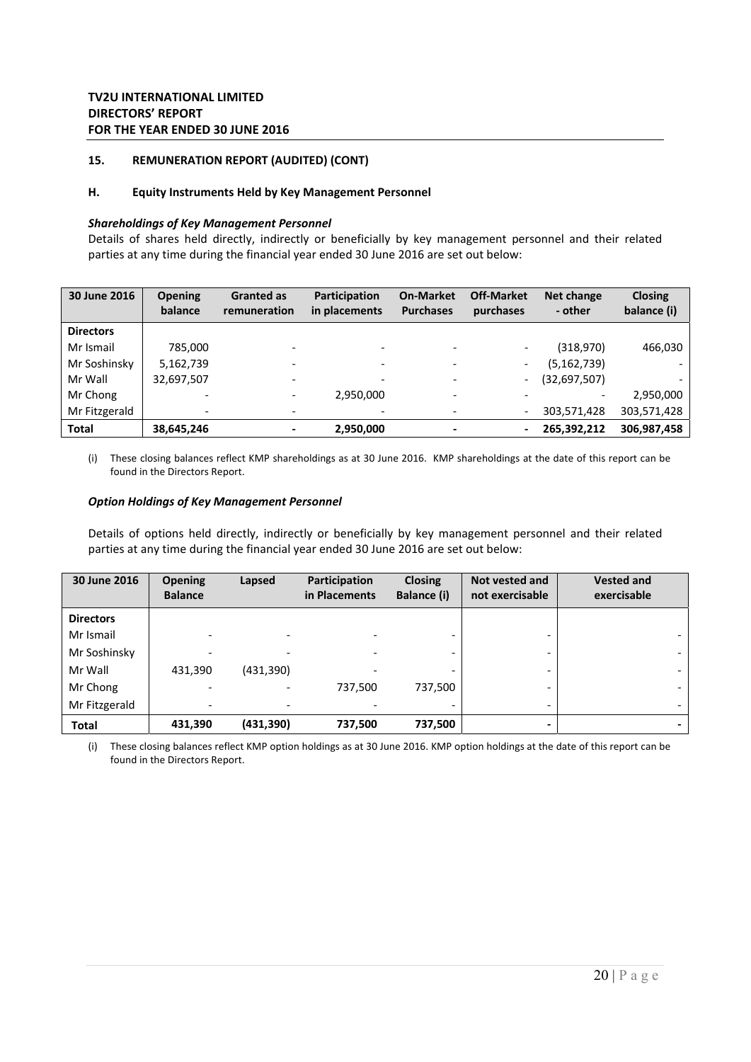**TV2U INTERNATIONAL LIMITED**
**DIRECTORS' REPORT**
**FOR THE YEAR ENDED 30 JUNE 2016**

## 15. REMUNERATION REPORT (AUDITED) (CONT)

### H. Equity Instruments Held by Key Management Personnel

***Shareholdings of Key Management Personnel***

Details of shares held directly, indirectly or beneficially by key management personnel and their related parties at any time during the financial year ended 30 June 2016 are set out below:

| 30 June 2016 | Opening balance | Granted as remuneration | Participation in placements | On-Market Purchases | Off-Market purchases | Net change - other | Closing balance (i) |
|---|---|---|---|---|---|---|---|
| **Directors** | | | | | | | |
| Mr Ismail | 785,000 | - | - | - | - | (318,970) | 466,030 |
| Mr Soshinsky | 5,162,739 | - | - | - | - | (5,162,739) | - |
| Mr Wall | 32,697,507 | - | - | - | - | (32,697,507) | - |
| Mr Chong | - | - | 2,950,000 | - | - | - | 2,950,000 |
| Mr Fitzgerald | - | - | - | - | - | 303,571,428 | 303,571,428 |
| **Total** | **38,645,246** | **-** | **2,950,000** | **-** | **-** | **265,392,212** | **306,987,458** |

(i) These closing balances reflect KMP shareholdings as at 30 June 2016. KMP shareholdings at the date of this report can be found in the Directors Report.

***Option Holdings of Key Management Personnel***

Details of options held directly, indirectly or beneficially by key management personnel and their related parties at any time during the financial year ended 30 June 2016 are set out below:

| 30 June 2016 | Opening Balance | Lapsed | Participation in Placements | Closing Balance (i) | Not vested and not exercisable | Vested and exercisable |
|---|---|---|---|---|---|---|
| **Directors** | | | | | | |
| Mr Ismail | - | - | - | - | - | - |
| Mr Soshinsky | - | - | - | - | - | - |
| Mr Wall | 431,390 | (431,390) | - | - | - | - |
| Mr Chong | - | - | 737,500 | 737,500 | - | - |
| Mr Fitzgerald | - | - | - | - | - | - |
| **Total** | **431,390** | **(431,390)** | **737,500** | **737,500** | **-** | **-** |

(i) These closing balances reflect KMP option holdings as at 30 June 2016. KMP option holdings at the date of this report can be found in the Directors Report.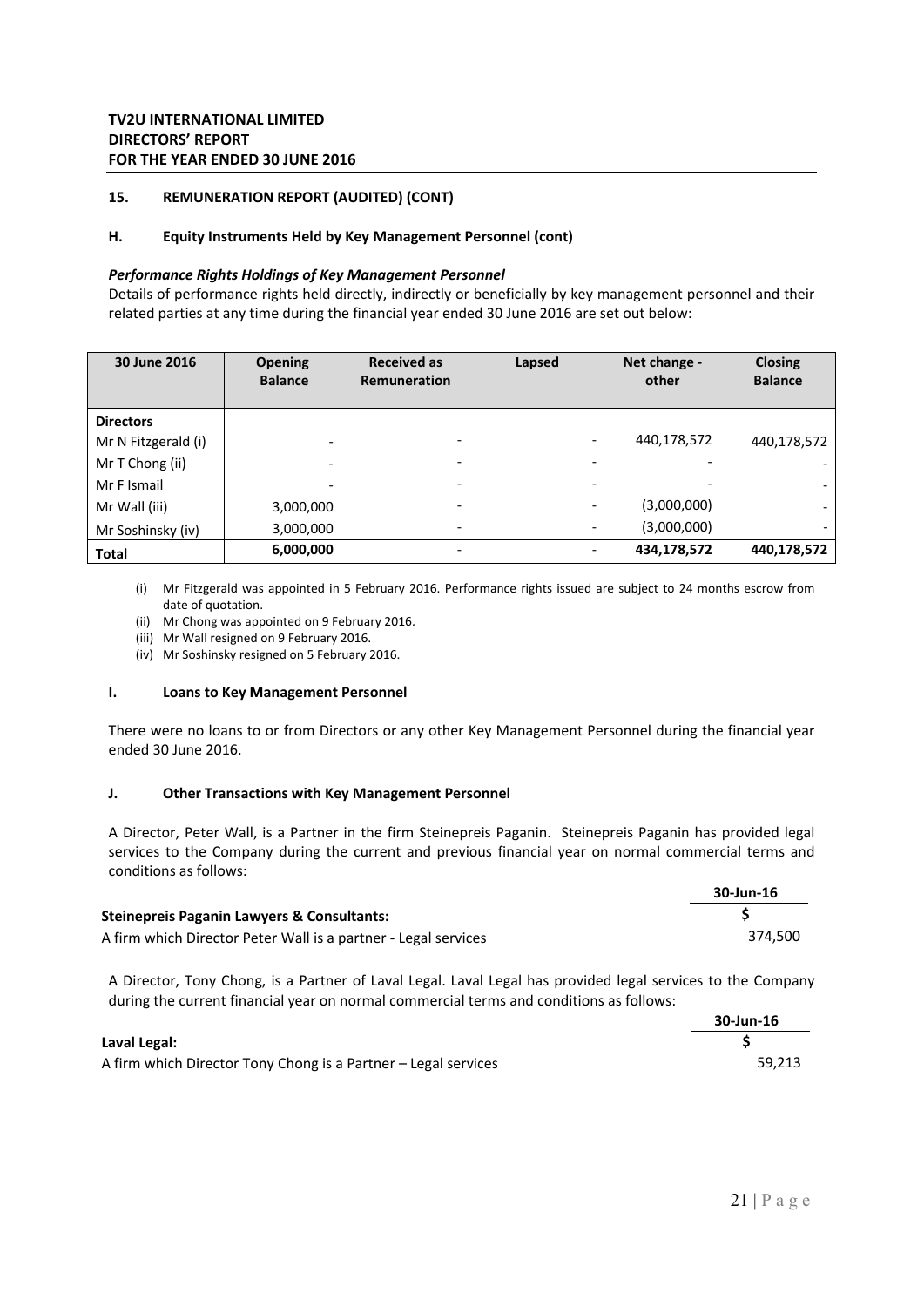**TV2U INTERNATIONAL LIMITED**
**DIRECTORS' REPORT**
**FOR THE YEAR ENDED 30 JUNE 2016**

## 15. REMUNERATION REPORT (AUDITED) (CONT)

### H. Equity Instruments Held by Key Management Personnel (cont)

***Performance Rights Holdings of Key Management Personnel***

Details of performance rights held directly, indirectly or beneficially by key management personnel and their related parties at any time during the financial year ended 30 June 2016 are set out below:

| 30 June 2016 | Opening Balance | Received as Remuneration | Lapsed | Net change - other | Closing Balance |
|---|---|---|---|---|---|
| **Directors** | | | | | |
| Mr N Fitzgerald (i) | - | - | - | 440,178,572 | 440,178,572 |
| Mr T Chong (ii) | - | - | - | - | - |
| Mr F Ismail | - | - | - | - | - |
| Mr Wall (iii) | 3,000,000 | - | - | (3,000,000) | - |
| Mr Soshinsky (iv) | 3,000,000 | - | - | (3,000,000) | - |
| **Total** | **6,000,000** | - | - | **434,178,572** | **440,178,572** |

(i) Mr Fitzgerald was appointed in 5 February 2016. Performance rights issued are subject to 24 months escrow from date of quotation.
(ii) Mr Chong was appointed on 9 February 2016.
(iii) Mr Wall resigned on 9 February 2016.
(iv) Mr Soshinsky resigned on 5 February 2016.

### I. Loans to Key Management Personnel

There were no loans to or from Directors or any other Key Management Personnel during the financial year ended 30 June 2016.

### J. Other Transactions with Key Management Personnel

A Director, Peter Wall, is a Partner in the firm Steinepreis Paganin. Steinepreis Paganin has provided legal services to the Company during the current and previous financial year on normal commercial terms and conditions as follows:

| | 30-Jun-16 |
|---|---|
| **Steinepreis Paganin Lawyers & Consultants:** | **$** |
| A firm which Director Peter Wall is a partner - Legal services | 374,500 |

A Director, Tony Chong, is a Partner of Laval Legal. Laval Legal has provided legal services to the Company during the current financial year on normal commercial terms and conditions as follows:

| | 30-Jun-16 |
|---|---|
| **Laval Legal:** | **$** |
| A firm which Director Tony Chong is a Partner – Legal services | 59,213 |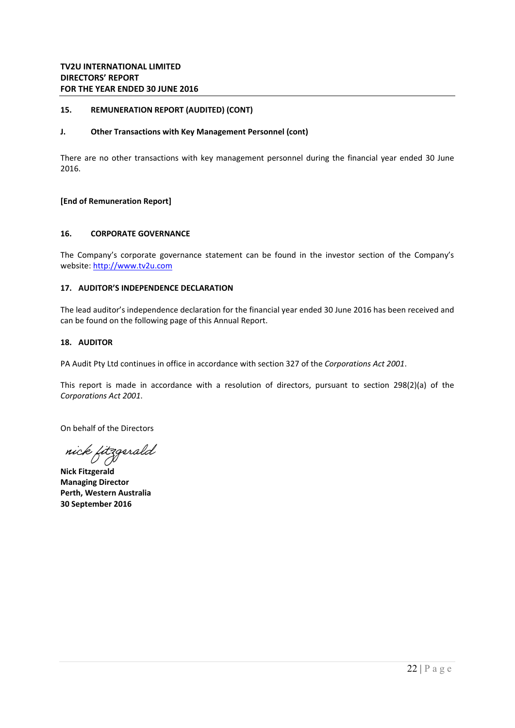## 15. REMUNERATION REPORT (AUDITED) (CONT)

### J. Other Transactions with Key Management Personnel (cont)

There are no other transactions with key management personnel during the financial year ended 30 June 2016.

**[End of Remuneration Report]**

## 16. CORPORATE GOVERNANCE

The Company's corporate governance statement can be found in the investor section of the Company's website: http://www.tv2u.com

## 17. AUDITOR'S INDEPENDENCE DECLARATION

The lead auditor's independence declaration for the financial year ended 30 June 2016 has been received and can be found on the following page of this Annual Report.

## 18. AUDITOR

PA Audit Pty Ltd continues in office in accordance with section 327 of the *Corporations Act 2001*.

This report is made in accordance with a resolution of directors, pursuant to section 298(2)(a) of the *Corporations Act 2001*.

On behalf of the Directors

*nick fitzgerald*

**Nick Fitzgerald**
**Managing Director**
**Perth, Western Australia**
**30 September 2016**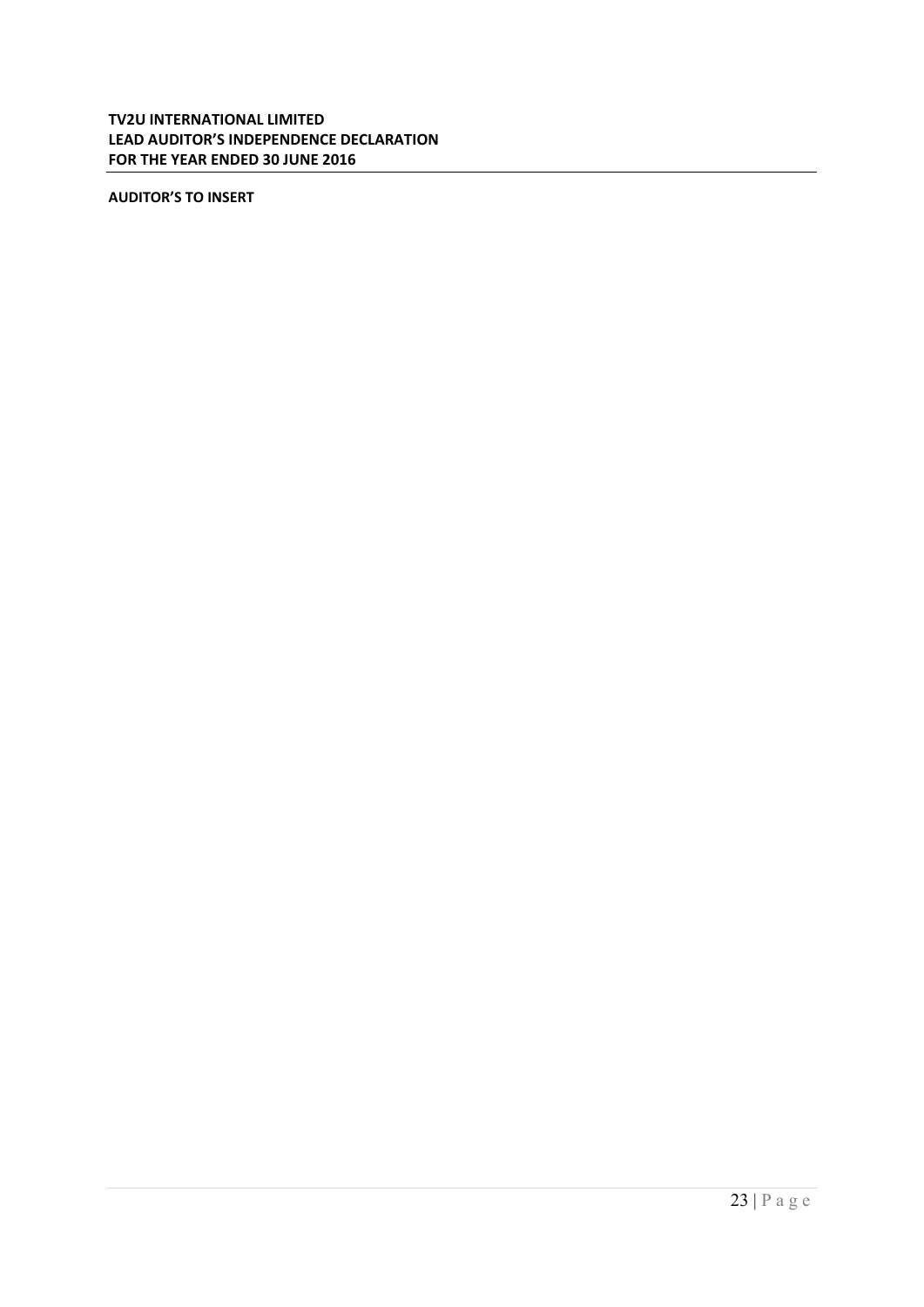**TV2U INTERNATIONAL LIMITED**
**LEAD AUDITOR'S INDEPENDENCE DECLARATION**
**FOR THE YEAR ENDED 30 JUNE 2016**

**AUDITOR'S TO INSERT**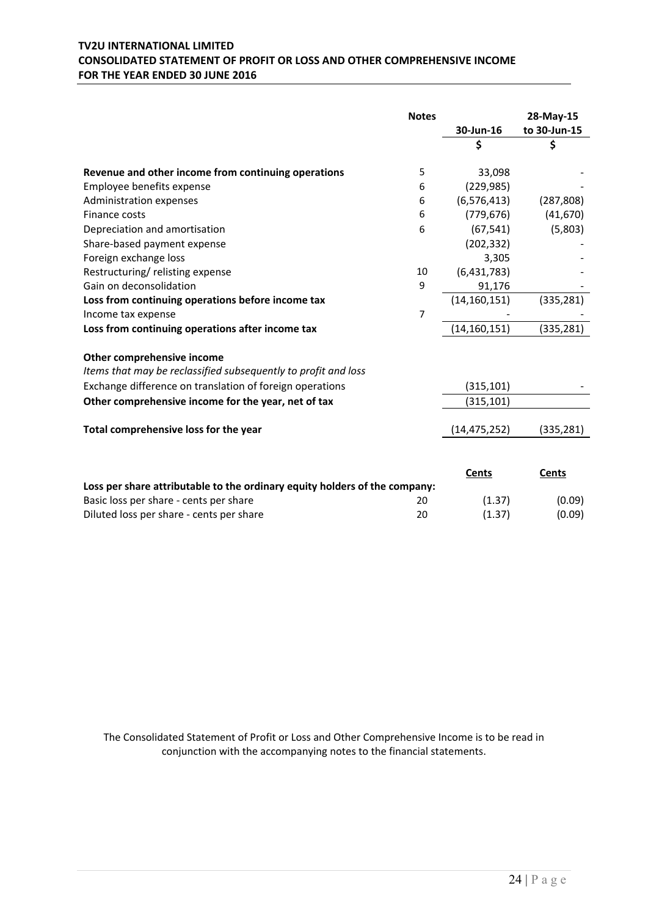**TV2U INTERNATIONAL LIMITED**
**CONSOLIDATED STATEMENT OF PROFIT OR LOSS AND OTHER COMPREHENSIVE INCOME**
**FOR THE YEAR ENDED 30 JUNE 2016**

| | Notes | 30-Jun-16 | 28-May-15 to 30-Jun-15 |
|---|---|---|---|
| | | $ | $ |
| **Revenue and other income from continuing operations** | 5 | 33,098 | - |
| Employee benefits expense | 6 | (229,985) | - |
| Administration expenses | 6 | (6,576,413) | (287,808) |
| Finance costs | 6 | (779,676) | (41,670) |
| Depreciation and amortisation | 6 | (67,541) | (5,803) |
| Share-based payment expense | | (202,332) | - |
| Foreign exchange loss | | 3,305 | - |
| Restructuring/ relisting expense | 10 | (6,431,783) | - |
| Gain on deconsolidation | 9 | 91,176 | - |
| **Loss from continuing operations before income tax** | | (14,160,151) | (335,281) |
| Income tax expense | 7 | - | - |
| **Loss from continuing operations after income tax** | | (14,160,151) | (335,281) |
| | | | |
| **Other comprehensive income** | | | |
| *Items that may be reclassified subsequently to profit and loss* | | | |
| Exchange difference on translation of foreign operations | | (315,101) | - |
| **Other comprehensive income for the year, net of tax** | | (315,101) | |
| | | | |
| **Total comprehensive loss for the year** | | (14,475,252) | (335,281) |
| | | | |
| | | **Cents** | **Cents** |
| **Loss per share attributable to the ordinary equity holders of the company:** | | | |
| Basic loss per share - cents per share | 20 | (1.37) | (0.09) |
| Diluted loss per share - cents per share | 20 | (1.37) | (0.09) |

The Consolidated Statement of Profit or Loss and Other Comprehensive Income is to be read in conjunction with the accompanying notes to the financial statements.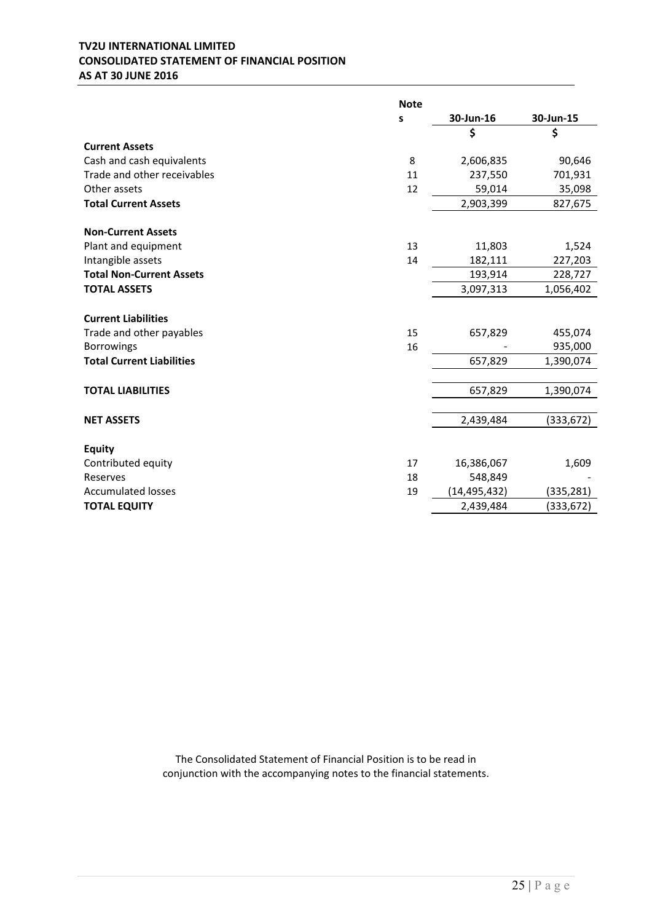**TV2U INTERNATIONAL LIMITED**
**CONSOLIDATED STATEMENT OF FINANCIAL POSITION**
**AS AT 30 JUNE 2016**

| | Notes | 30-Jun-16 | 30-Jun-15 |
|---|---|---|---|
| | | $ | $ |
| **Current Assets** | | | |
| Cash and cash equivalents | 8 | 2,606,835 | 90,646 |
| Trade and other receivables | 11 | 237,550 | 701,931 |
| Other assets | 12 | 59,014 | 35,098 |
| **Total Current Assets** | | 2,903,399 | 827,675 |
| **Non-Current Assets** | | | |
| Plant and equipment | 13 | 11,803 | 1,524 |
| Intangible assets | 14 | 182,111 | 227,203 |
| **Total Non-Current Assets** | | 193,914 | 228,727 |
| **TOTAL ASSETS** | | 3,097,313 | 1,056,402 |
| **Current Liabilities** | | | |
| Trade and other payables | 15 | 657,829 | 455,074 |
| Borrowings | 16 | - | 935,000 |
| **Total Current Liabilities** | | 657,829 | 1,390,074 |
| **TOTAL LIABILITIES** | | 657,829 | 1,390,074 |
| **NET ASSETS** | | 2,439,484 | (333,672) |
| **Equity** | | | |
| Contributed equity | 17 | 16,386,067 | 1,609 |
| Reserves | 18 | 548,849 | - |
| Accumulated losses | 19 | (14,495,432) | (335,281) |
| **TOTAL EQUITY** | | 2,439,484 | (333,672) |

The Consolidated Statement of Financial Position is to be read in conjunction with the accompanying notes to the financial statements.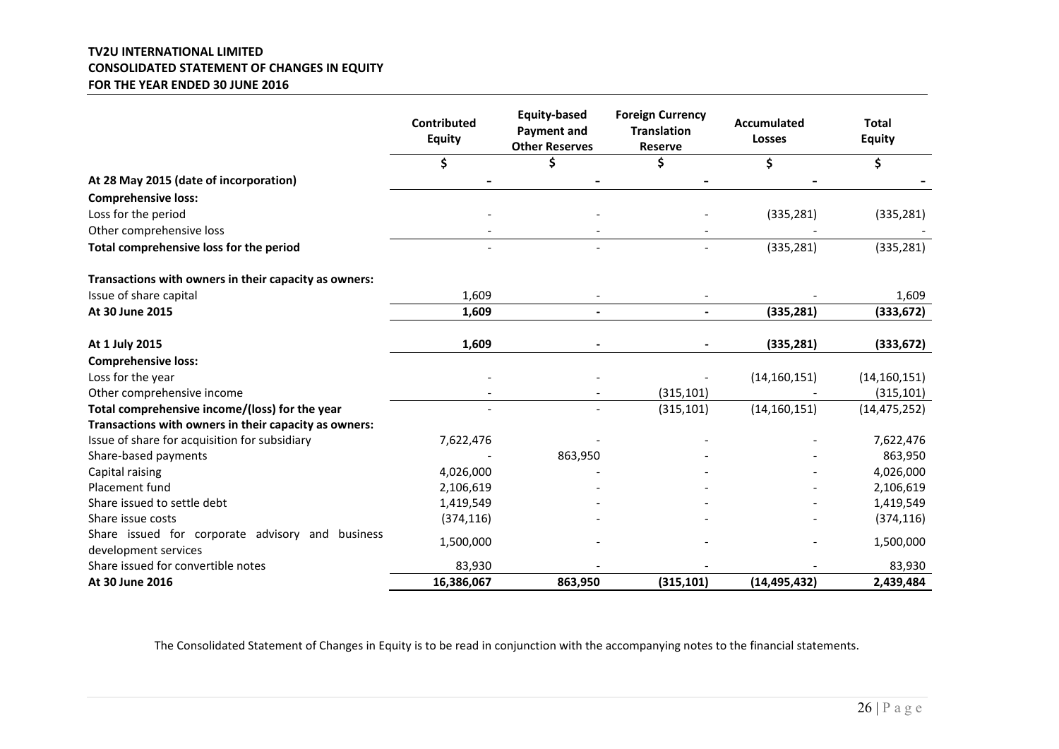**TV2U INTERNATIONAL LIMITED**
**CONSOLIDATED STATEMENT OF CHANGES IN EQUITY**
**FOR THE YEAR ENDED 30 JUNE 2016**

| | Contributed Equity | Equity-based Payment and Other Reserves | Foreign Currency Translation Reserve | Accumulated Losses | Total Equity |
|---|---|---|---|---|---|
| | $ | $ | $ | $ | $ |
| **At 28 May 2015 (date of incorporation)** | **-** | **-** | **-** | **-** | **-** |
| **Comprehensive loss:** | | | | | |
| Loss for the period | - | - | - | (335,281) | (335,281) |
| Other comprehensive loss | - | - | - | - | - |
| **Total comprehensive loss for the period** | - | - | - | (335,281) | (335,281) |
| **Transactions with owners in their capacity as owners:** | | | | | |
| Issue of share capital | 1,609 | - | - | - | 1,609 |
| **At 30 June 2015** | **1,609** | **-** | **-** | **(335,281)** | **(333,672)** |
| **At 1 July 2015** | **1,609** | **-** | **-** | **(335,281)** | **(333,672)** |
| **Comprehensive loss:** | | | | | |
| Loss for the year | - | - | - | (14,160,151) | (14,160,151) |
| Other comprehensive income | - | - | (315,101) | - | (315,101) |
| **Total comprehensive income/(loss) for the year** | - | - | (315,101) | (14,160,151) | (14,475,252) |
| **Transactions with owners in their capacity as owners:** | | | | | |
| Issue of share for acquisition for subsidiary | 7,622,476 | - | - | - | 7,622,476 |
| Share-based payments | - | 863,950 | - | - | 863,950 |
| Capital raising | 4,026,000 | - | - | - | 4,026,000 |
| Placement fund | 2,106,619 | - | - | - | 2,106,619 |
| Share issued to settle debt | 1,419,549 | - | - | - | 1,419,549 |
| Share issue costs | (374,116) | - | - | - | (374,116) |
| Share issued for corporate advisory and business development services | 1,500,000 | - | - | - | 1,500,000 |
| Share issued for convertible notes | 83,930 | - | - | - | 83,930 |
| **At 30 June 2016** | **16,386,067** | **863,950** | **(315,101)** | **(14,495,432)** | **2,439,484** |

The Consolidated Statement of Changes in Equity is to be read in conjunction with the accompanying notes to the financial statements.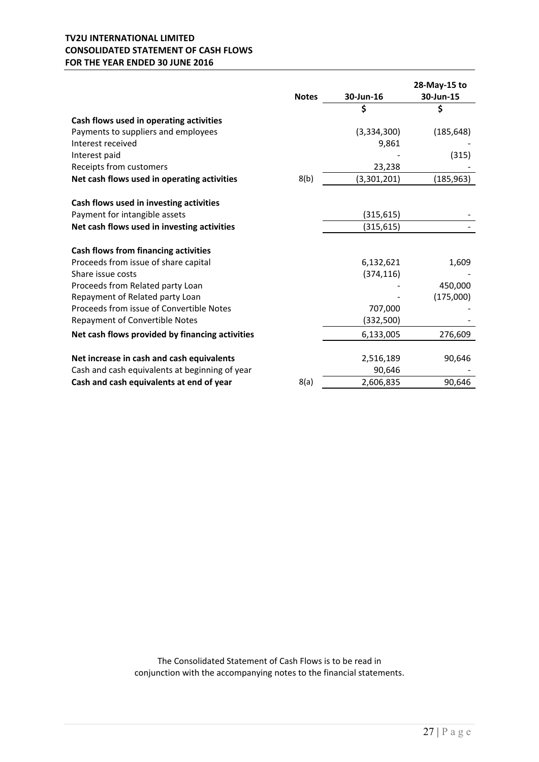**TV2U INTERNATIONAL LIMITED**
**CONSOLIDATED STATEMENT OF CASH FLOWS**
**FOR THE YEAR ENDED 30 JUNE 2016**

| | Notes | 30-Jun-16 | 28-May-15 to 30-Jun-15 |
|---|---|---|---|
| | | $ | $ |
| **Cash flows used in operating activities** | | | |
| Payments to suppliers and employees | | (3,334,300) | (185,648) |
| Interest received | | 9,861 | - |
| Interest paid | | - | (315) |
| Receipts from customers | | 23,238 | - |
| **Net cash flows used in operating activities** | 8(b) | (3,301,201) | (185,963) |
| | | | |
| **Cash flows used in investing activities** | | | |
| Payment for intangible assets | | (315,615) | - |
| **Net cash flows used in investing activities** | | (315,615) | - |
| | | | |
| **Cash flows from financing activities** | | | |
| Proceeds from issue of share capital | | 6,132,621 | 1,609 |
| Share issue costs | | (374,116) | - |
| Proceeds from Related party Loan | | - | 450,000 |
| Repayment of Related party Loan | | - | (175,000) |
| Proceeds from issue of Convertible Notes | | 707,000 | - |
| Repayment of Convertible Notes | | (332,500) | - |
| **Net cash flows provided by financing activities** | | 6,133,005 | 276,609 |
| | | | |
| **Net increase in cash and cash equivalents** | | 2,516,189 | 90,646 |
| Cash and cash equivalents at beginning of year | | 90,646 | - |
| **Cash and cash equivalents at end of year** | 8(a) | 2,606,835 | 90,646 |

The Consolidated Statement of Cash Flows is to be read in conjunction with the accompanying notes to the financial statements.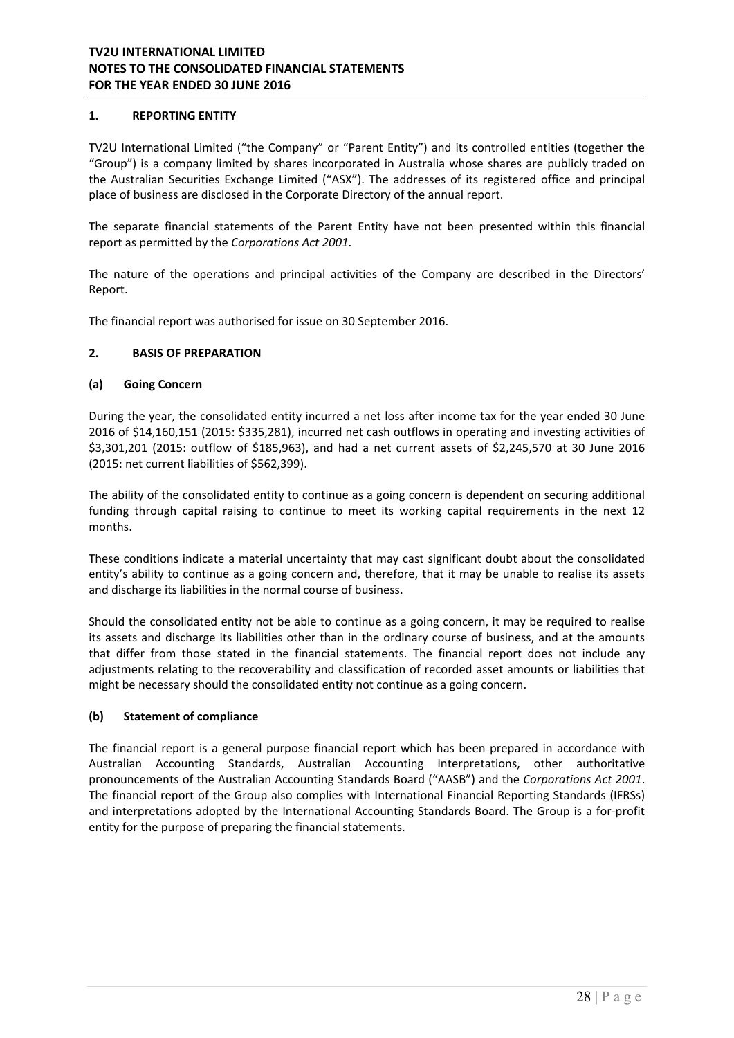## 1. REPORTING ENTITY

TV2U International Limited ("the Company" or "Parent Entity") and its controlled entities (together the "Group") is a company limited by shares incorporated in Australia whose shares are publicly traded on the Australian Securities Exchange Limited ("ASX"). The addresses of its registered office and principal place of business are disclosed in the Corporate Directory of the annual report.

The separate financial statements of the Parent Entity have not been presented within this financial report as permitted by the *Corporations Act 2001*.

The nature of the operations and principal activities of the Company are described in the Directors' Report.

The financial report was authorised for issue on 30 September 2016.

## 2. BASIS OF PREPARATION

### (a) Going Concern

During the year, the consolidated entity incurred a net loss after income tax for the year ended 30 June 2016 of $14,160,151 (2015: $335,281), incurred net cash outflows in operating and investing activities of $3,301,201 (2015: outflow of $185,963), and had a net current assets of $2,245,570 at 30 June 2016 (2015: net current liabilities of $562,399).

The ability of the consolidated entity to continue as a going concern is dependent on securing additional funding through capital raising to continue to meet its working capital requirements in the next 12 months.

These conditions indicate a material uncertainty that may cast significant doubt about the consolidated entity's ability to continue as a going concern and, therefore, that it may be unable to realise its assets and discharge its liabilities in the normal course of business.

Should the consolidated entity not be able to continue as a going concern, it may be required to realise its assets and discharge its liabilities other than in the ordinary course of business, and at the amounts that differ from those stated in the financial statements. The financial report does not include any adjustments relating to the recoverability and classification of recorded asset amounts or liabilities that might be necessary should the consolidated entity not continue as a going concern.

### (b) Statement of compliance

The financial report is a general purpose financial report which has been prepared in accordance with Australian Accounting Standards, Australian Accounting Interpretations, other authoritative pronouncements of the Australian Accounting Standards Board ("AASB") and the *Corporations Act 2001*. The financial report of the Group also complies with International Financial Reporting Standards (IFRSs) and interpretations adopted by the International Accounting Standards Board. The Group is a for-profit entity for the purpose of preparing the financial statements.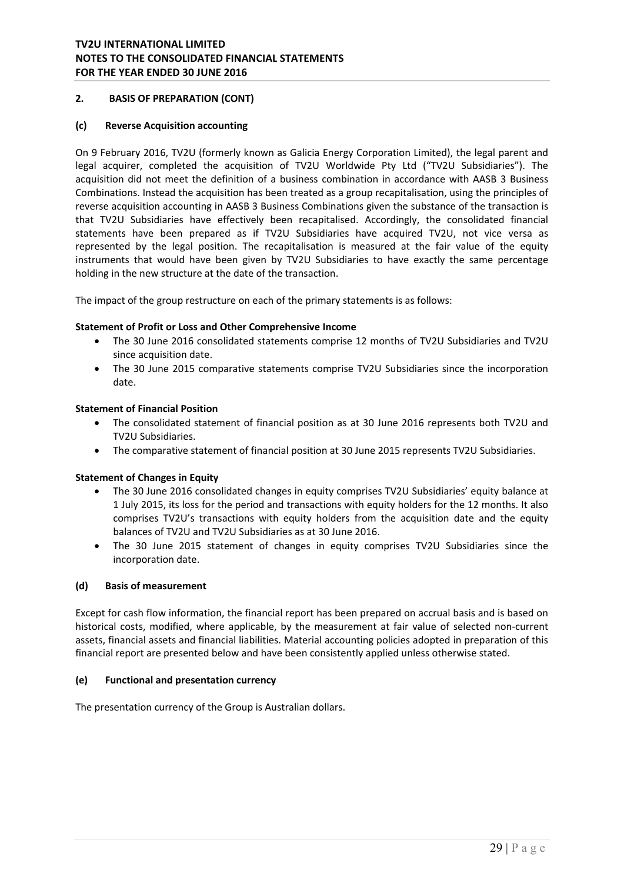## 2. BASIS OF PREPARATION (CONT)

### (c) Reverse Acquisition accounting

On 9 February 2016, TV2U (formerly known as Galicia Energy Corporation Limited), the legal parent and legal acquirer, completed the acquisition of TV2U Worldwide Pty Ltd ("TV2U Subsidiaries"). The acquisition did not meet the definition of a business combination in accordance with AASB 3 Business Combinations. Instead the acquisition has been treated as a group recapitalisation, using the principles of reverse acquisition accounting in AASB 3 Business Combinations given the substance of the transaction is that TV2U Subsidiaries have effectively been recapitalised. Accordingly, the consolidated financial statements have been prepared as if TV2U Subsidiaries have acquired TV2U, not vice versa as represented by the legal position. The recapitalisation is measured at the fair value of the equity instruments that would have been given by TV2U Subsidiaries to have exactly the same percentage holding in the new structure at the date of the transaction.

The impact of the group restructure on each of the primary statements is as follows:

**Statement of Profit or Loss and Other Comprehensive Income**

- The 30 June 2016 consolidated statements comprise 12 months of TV2U Subsidiaries and TV2U since acquisition date.
- The 30 June 2015 comparative statements comprise TV2U Subsidiaries since the incorporation date.

**Statement of Financial Position**

- The consolidated statement of financial position as at 30 June 2016 represents both TV2U and TV2U Subsidiaries.
- The comparative statement of financial position at 30 June 2015 represents TV2U Subsidiaries.

**Statement of Changes in Equity**

- The 30 June 2016 consolidated changes in equity comprises TV2U Subsidiaries' equity balance at 1 July 2015, its loss for the period and transactions with equity holders for the 12 months. It also comprises TV2U's transactions with equity holders from the acquisition date and the equity balances of TV2U and TV2U Subsidiaries as at 30 June 2016.
- The 30 June 2015 statement of changes in equity comprises TV2U Subsidiaries since the incorporation date.

### (d) Basis of measurement

Except for cash flow information, the financial report has been prepared on accrual basis and is based on historical costs, modified, where applicable, by the measurement at fair value of selected non-current assets, financial assets and financial liabilities. Material accounting policies adopted in preparation of this financial report are presented below and have been consistently applied unless otherwise stated.

### (e) Functional and presentation currency

The presentation currency of the Group is Australian dollars.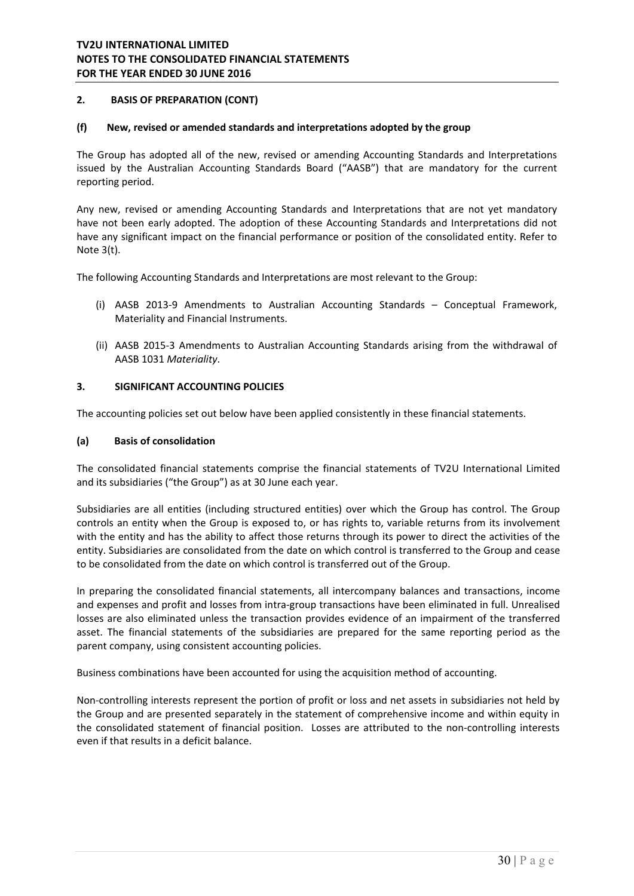## 2. BASIS OF PREPARATION (CONT)

### (f) New, revised or amended standards and interpretations adopted by the group

The Group has adopted all of the new, revised or amending Accounting Standards and Interpretations issued by the Australian Accounting Standards Board ("AASB") that are mandatory for the current reporting period.

Any new, revised or amending Accounting Standards and Interpretations that are not yet mandatory have not been early adopted. The adoption of these Accounting Standards and Interpretations did not have any significant impact on the financial performance or position of the consolidated entity. Refer to Note 3(t).

The following Accounting Standards and Interpretations are most relevant to the Group:

(i) AASB 2013-9 Amendments to Australian Accounting Standards – Conceptual Framework, Materiality and Financial Instruments.

(ii) AASB 2015-3 Amendments to Australian Accounting Standards arising from the withdrawal of AASB 1031 *Materiality*.

## 3. SIGNIFICANT ACCOUNTING POLICIES

The accounting policies set out below have been applied consistently in these financial statements.

### (a) Basis of consolidation

The consolidated financial statements comprise the financial statements of TV2U International Limited and its subsidiaries ("the Group") as at 30 June each year.

Subsidiaries are all entities (including structured entities) over which the Group has control. The Group controls an entity when the Group is exposed to, or has rights to, variable returns from its involvement with the entity and has the ability to affect those returns through its power to direct the activities of the entity. Subsidiaries are consolidated from the date on which control is transferred to the Group and cease to be consolidated from the date on which control is transferred out of the Group.

In preparing the consolidated financial statements, all intercompany balances and transactions, income and expenses and profit and losses from intra-group transactions have been eliminated in full. Unrealised losses are also eliminated unless the transaction provides evidence of an impairment of the transferred asset. The financial statements of the subsidiaries are prepared for the same reporting period as the parent company, using consistent accounting policies.

Business combinations have been accounted for using the acquisition method of accounting.

Non-controlling interests represent the portion of profit or loss and net assets in subsidiaries not held by the Group and are presented separately in the statement of comprehensive income and within equity in the consolidated statement of financial position. Losses are attributed to the non-controlling interests even if that results in a deficit balance.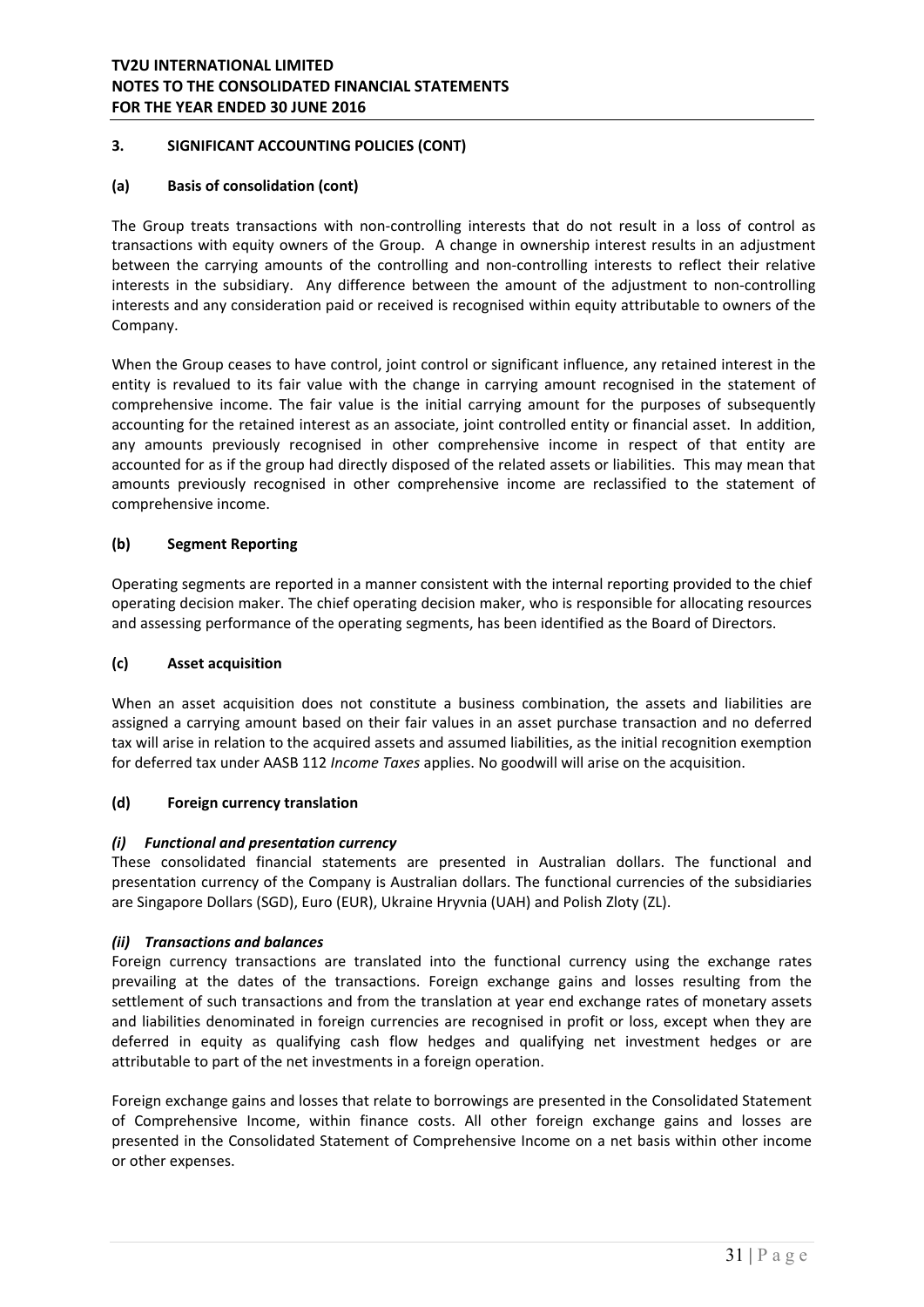## 3. SIGNIFICANT ACCOUNTING POLICIES (CONT)

### (a) Basis of consolidation (cont)

The Group treats transactions with non-controlling interests that do not result in a loss of control as transactions with equity owners of the Group. A change in ownership interest results in an adjustment between the carrying amounts of the controlling and non-controlling interests to reflect their relative interests in the subsidiary. Any difference between the amount of the adjustment to non-controlling interests and any consideration paid or received is recognised within equity attributable to owners of the Company.

When the Group ceases to have control, joint control or significant influence, any retained interest in the entity is revalued to its fair value with the change in carrying amount recognised in the statement of comprehensive income. The fair value is the initial carrying amount for the purposes of subsequently accounting for the retained interest as an associate, joint controlled entity or financial asset. In addition, any amounts previously recognised in other comprehensive income in respect of that entity are accounted for as if the group had directly disposed of the related assets or liabilities. This may mean that amounts previously recognised in other comprehensive income are reclassified to the statement of comprehensive income.

### (b) Segment Reporting

Operating segments are reported in a manner consistent with the internal reporting provided to the chief operating decision maker. The chief operating decision maker, who is responsible for allocating resources and assessing performance of the operating segments, has been identified as the Board of Directors.

### (c) Asset acquisition

When an asset acquisition does not constitute a business combination, the assets and liabilities are assigned a carrying amount based on their fair values in an asset purchase transaction and no deferred tax will arise in relation to the acquired assets and assumed liabilities, as the initial recognition exemption for deferred tax under AASB 112 *Income Taxes* applies. No goodwill will arise on the acquisition.

### (d) Foreign currency translation

***(i) Functional and presentation currency***

These consolidated financial statements are presented in Australian dollars. The functional and presentation currency of the Company is Australian dollars. The functional currencies of the subsidiaries are Singapore Dollars (SGD), Euro (EUR), Ukraine Hryvnia (UAH) and Polish Zloty (ZL).

***(ii) Transactions and balances***

Foreign currency transactions are translated into the functional currency using the exchange rates prevailing at the dates of the transactions. Foreign exchange gains and losses resulting from the settlement of such transactions and from the translation at year end exchange rates of monetary assets and liabilities denominated in foreign currencies are recognised in profit or loss, except when they are deferred in equity as qualifying cash flow hedges and qualifying net investment hedges or are attributable to part of the net investments in a foreign operation.

Foreign exchange gains and losses that relate to borrowings are presented in the Consolidated Statement of Comprehensive Income, within finance costs. All other foreign exchange gains and losses are presented in the Consolidated Statement of Comprehensive Income on a net basis within other income or other expenses.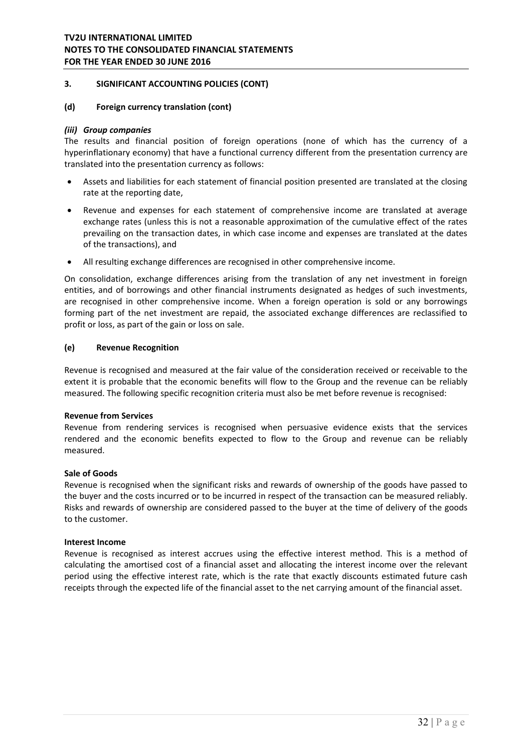### 3. SIGNIFICANT ACCOUNTING POLICIES (CONT)

#### (d) Foreign currency translation (cont)

***(iii) Group companies***

The results and financial position of foreign operations (none of which has the currency of a hyperinflationary economy) that have a functional currency different from the presentation currency are translated into the presentation currency as follows:

- Assets and liabilities for each statement of financial position presented are translated at the closing rate at the reporting date,
- Revenue and expenses for each statement of comprehensive income are translated at average exchange rates (unless this is not a reasonable approximation of the cumulative effect of the rates prevailing on the transaction dates, in which case income and expenses are translated at the dates of the transactions), and
- All resulting exchange differences are recognised in other comprehensive income.

On consolidation, exchange differences arising from the translation of any net investment in foreign entities, and of borrowings and other financial instruments designated as hedges of such investments, are recognised in other comprehensive income. When a foreign operation is sold or any borrowings forming part of the net investment are repaid, the associated exchange differences are reclassified to profit or loss, as part of the gain or loss on sale.

#### (e) Revenue Recognition

Revenue is recognised and measured at the fair value of the consideration received or receivable to the extent it is probable that the economic benefits will flow to the Group and the revenue can be reliably measured. The following specific recognition criteria must also be met before revenue is recognised:

**Revenue from Services**

Revenue from rendering services is recognised when persuasive evidence exists that the services rendered and the economic benefits expected to flow to the Group and revenue can be reliably measured.

**Sale of Goods**

Revenue is recognised when the significant risks and rewards of ownership of the goods have passed to the buyer and the costs incurred or to be incurred in respect of the transaction can be measured reliably. Risks and rewards of ownership are considered passed to the buyer at the time of delivery of the goods to the customer.

**Interest Income**

Revenue is recognised as interest accrues using the effective interest method. This is a method of calculating the amortised cost of a financial asset and allocating the interest income over the relevant period using the effective interest rate, which is the rate that exactly discounts estimated future cash receipts through the expected life of the financial asset to the net carrying amount of the financial asset.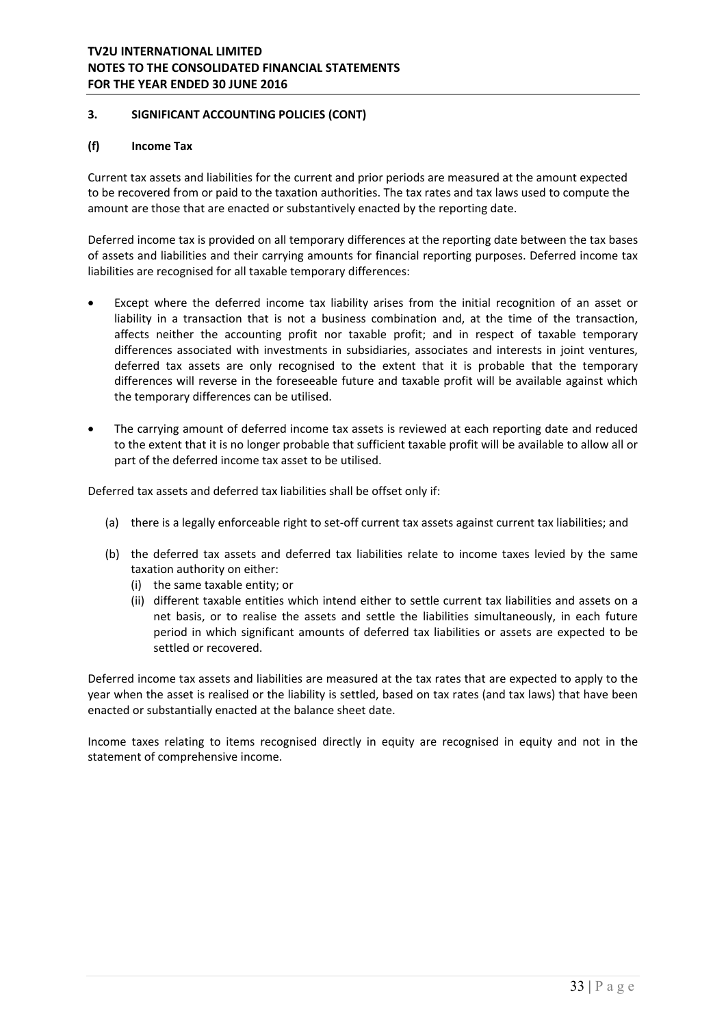### 3. SIGNIFICANT ACCOUNTING POLICIES (CONT)

#### (f) Income Tax

Current tax assets and liabilities for the current and prior periods are measured at the amount expected to be recovered from or paid to the taxation authorities. The tax rates and tax laws used to compute the amount are those that are enacted or substantively enacted by the reporting date.

Deferred income tax is provided on all temporary differences at the reporting date between the tax bases of assets and liabilities and their carrying amounts for financial reporting purposes. Deferred income tax liabilities are recognised for all taxable temporary differences:

- Except where the deferred income tax liability arises from the initial recognition of an asset or liability in a transaction that is not a business combination and, at the time of the transaction, affects neither the accounting profit nor taxable profit; and in respect of taxable temporary differences associated with investments in subsidiaries, associates and interests in joint ventures, deferred tax assets are only recognised to the extent that it is probable that the temporary differences will reverse in the foreseeable future and taxable profit will be available against which the temporary differences can be utilised.

- The carrying amount of deferred income tax assets is reviewed at each reporting date and reduced to the extent that it is no longer probable that sufficient taxable profit will be available to allow all or part of the deferred income tax asset to be utilised.

Deferred tax assets and deferred tax liabilities shall be offset only if:

(a) there is a legally enforceable right to set-off current tax assets against current tax liabilities; and

(b) the deferred tax assets and deferred tax liabilities relate to income taxes levied by the same taxation authority on either:
   (i) the same taxable entity; or
   (ii) different taxable entities which intend either to settle current tax liabilities and assets on a net basis, or to realise the assets and settle the liabilities simultaneously, in each future period in which significant amounts of deferred tax liabilities or assets are expected to be settled or recovered.

Deferred income tax assets and liabilities are measured at the tax rates that are expected to apply to the year when the asset is realised or the liability is settled, based on tax rates (and tax laws) that have been enacted or substantially enacted at the balance sheet date.

Income taxes relating to items recognised directly in equity are recognised in equity and not in the statement of comprehensive income.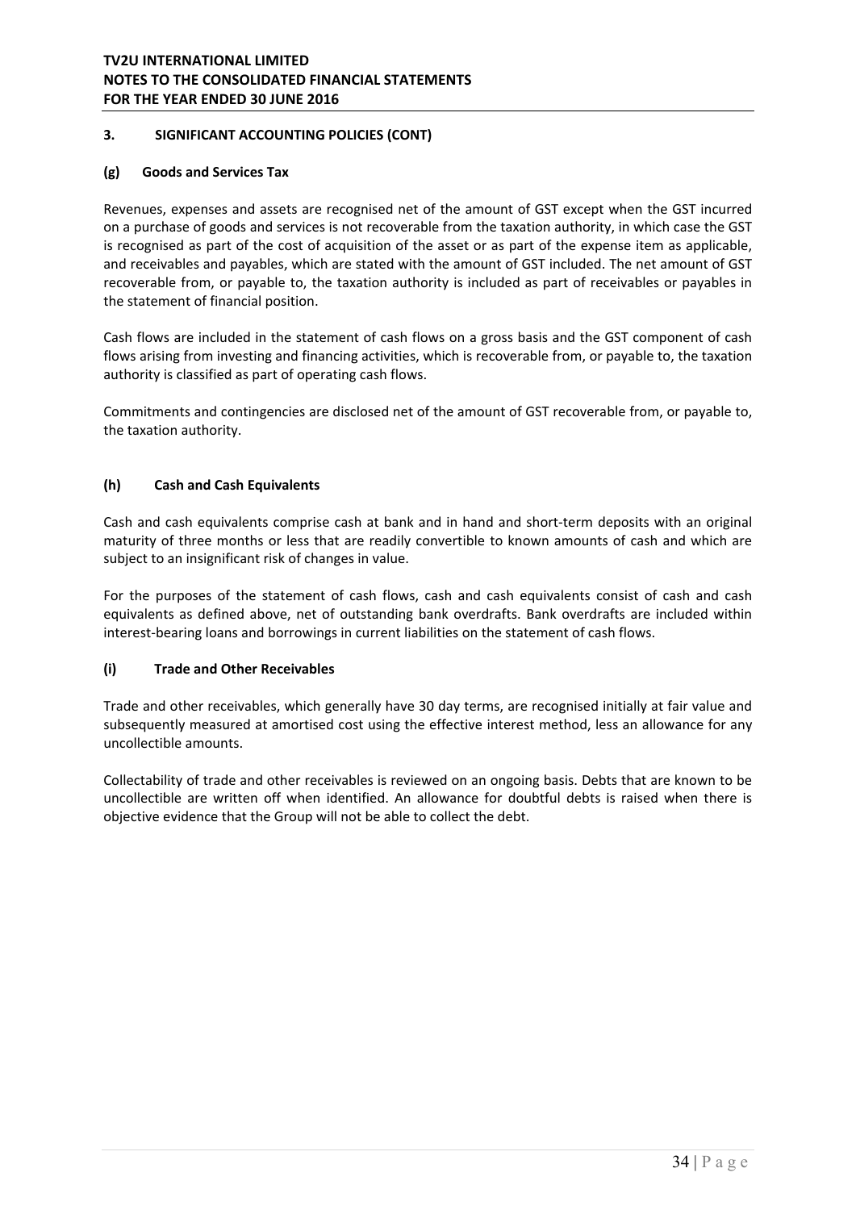## 3. SIGNIFICANT ACCOUNTING POLICIES (CONT)

### (g) Goods and Services Tax

Revenues, expenses and assets are recognised net of the amount of GST except when the GST incurred on a purchase of goods and services is not recoverable from the taxation authority, in which case the GST is recognised as part of the cost of acquisition of the asset or as part of the expense item as applicable, and receivables and payables, which are stated with the amount of GST included. The net amount of GST recoverable from, or payable to, the taxation authority is included as part of receivables or payables in the statement of financial position.

Cash flows are included in the statement of cash flows on a gross basis and the GST component of cash flows arising from investing and financing activities, which is recoverable from, or payable to, the taxation authority is classified as part of operating cash flows.

Commitments and contingencies are disclosed net of the amount of GST recoverable from, or payable to, the taxation authority.

### (h) Cash and Cash Equivalents

Cash and cash equivalents comprise cash at bank and in hand and short-term deposits with an original maturity of three months or less that are readily convertible to known amounts of cash and which are subject to an insignificant risk of changes in value.

For the purposes of the statement of cash flows, cash and cash equivalents consist of cash and cash equivalents as defined above, net of outstanding bank overdrafts. Bank overdrafts are included within interest-bearing loans and borrowings in current liabilities on the statement of cash flows.

### (i) Trade and Other Receivables

Trade and other receivables, which generally have 30 day terms, are recognised initially at fair value and subsequently measured at amortised cost using the effective interest method, less an allowance for any uncollectible amounts.

Collectability of trade and other receivables is reviewed on an ongoing basis. Debts that are known to be uncollectible are written off when identified. An allowance for doubtful debts is raised when there is objective evidence that the Group will not be able to collect the debt.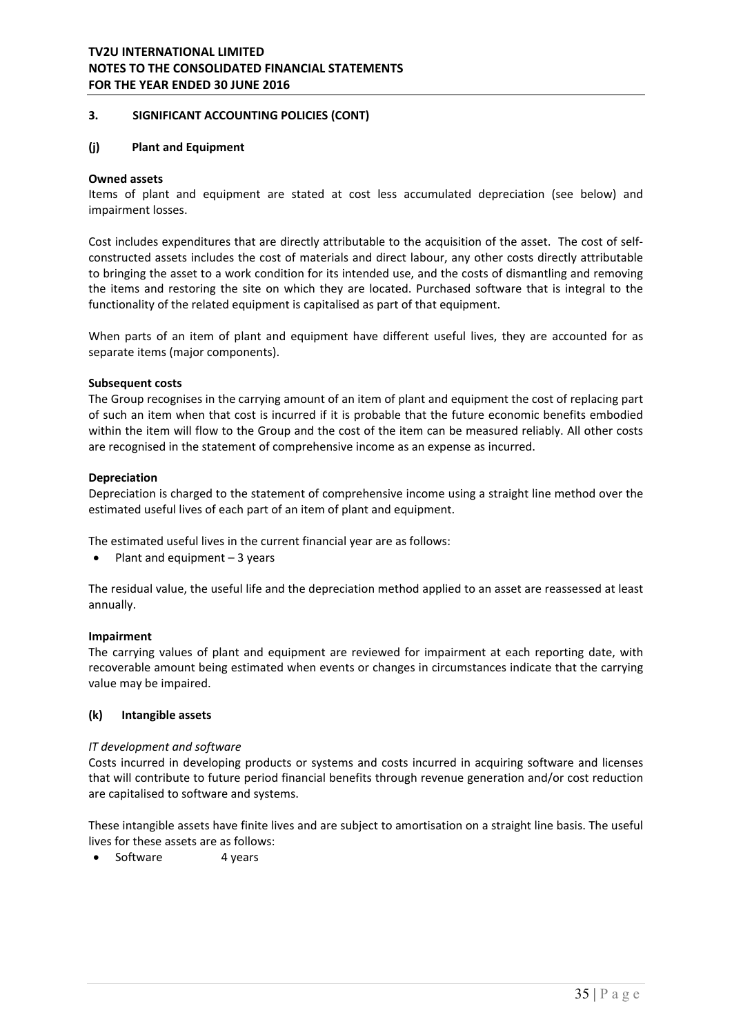## 3. SIGNIFICANT ACCOUNTING POLICIES (CONT)

### (j) Plant and Equipment

**Owned assets**

Items of plant and equipment are stated at cost less accumulated depreciation (see below) and impairment losses.

Cost includes expenditures that are directly attributable to the acquisition of the asset. The cost of self-constructed assets includes the cost of materials and direct labour, any other costs directly attributable to bringing the asset to a work condition for its intended use, and the costs of dismantling and removing the items and restoring the site on which they are located. Purchased software that is integral to the functionality of the related equipment is capitalised as part of that equipment.

When parts of an item of plant and equipment have different useful lives, they are accounted for as separate items (major components).

**Subsequent costs**

The Group recognises in the carrying amount of an item of plant and equipment the cost of replacing part of such an item when that cost is incurred if it is probable that the future economic benefits embodied within the item will flow to the Group and the cost of the item can be measured reliably. All other costs are recognised in the statement of comprehensive income as an expense as incurred.

**Depreciation**

Depreciation is charged to the statement of comprehensive income using a straight line method over the estimated useful lives of each part of an item of plant and equipment.

The estimated useful lives in the current financial year are as follows:

- Plant and equipment – 3 years

The residual value, the useful life and the depreciation method applied to an asset are reassessed at least annually.

**Impairment**

The carrying values of plant and equipment are reviewed for impairment at each reporting date, with recoverable amount being estimated when events or changes in circumstances indicate that the carrying value may be impaired.

### (k) Intangible assets

*IT development and software*

Costs incurred in developing products or systems and costs incurred in acquiring software and licenses that will contribute to future period financial benefits through revenue generation and/or cost reduction are capitalised to software and systems.

These intangible assets have finite lives and are subject to amortisation on a straight line basis. The useful lives for these assets are as follows:

- Software 4 years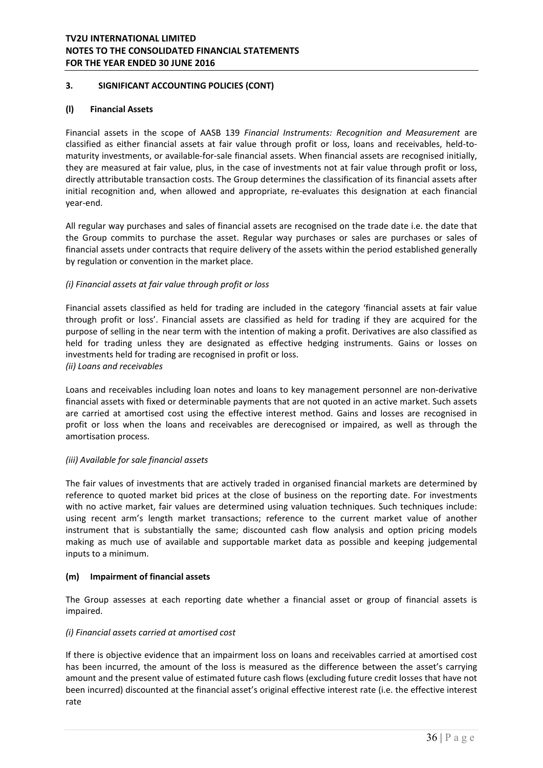### 3. SIGNIFICANT ACCOUNTING POLICIES (CONT)

#### (l) Financial Assets

Financial assets in the scope of AASB 139 *Financial Instruments: Recognition and Measurement* are classified as either financial assets at fair value through profit or loss, loans and receivables, held-to-maturity investments, or available-for-sale financial assets. When financial assets are recognised initially, they are measured at fair value, plus, in the case of investments not at fair value through profit or loss, directly attributable transaction costs. The Group determines the classification of its financial assets after initial recognition and, when allowed and appropriate, re-evaluates this designation at each financial year-end.

All regular way purchases and sales of financial assets are recognised on the trade date i.e. the date that the Group commits to purchase the asset. Regular way purchases or sales are purchases or sales of financial assets under contracts that require delivery of the assets within the period established generally by regulation or convention in the market place.

*(i) Financial assets at fair value through profit or loss*

Financial assets classified as held for trading are included in the category 'financial assets at fair value through profit or loss'. Financial assets are classified as held for trading if they are acquired for the purpose of selling in the near term with the intention of making a profit. Derivatives are also classified as held for trading unless they are designated as effective hedging instruments. Gains or losses on investments held for trading are recognised in profit or loss.

*(ii) Loans and receivables*

Loans and receivables including loan notes and loans to key management personnel are non-derivative financial assets with fixed or determinable payments that are not quoted in an active market. Such assets are carried at amortised cost using the effective interest method. Gains and losses are recognised in profit or loss when the loans and receivables are derecognised or impaired, as well as through the amortisation process.

*(iii) Available for sale financial assets*

The fair values of investments that are actively traded in organised financial markets are determined by reference to quoted market bid prices at the close of business on the reporting date. For investments with no active market, fair values are determined using valuation techniques. Such techniques include: using recent arm's length market transactions; reference to the current market value of another instrument that is substantially the same; discounted cash flow analysis and option pricing models making as much use of available and supportable market data as possible and keeping judgemental inputs to a minimum.

#### (m) Impairment of financial assets

The Group assesses at each reporting date whether a financial asset or group of financial assets is impaired.

*(i) Financial assets carried at amortised cost*

If there is objective evidence that an impairment loss on loans and receivables carried at amortised cost has been incurred, the amount of the loss is measured as the difference between the asset's carrying amount and the present value of estimated future cash flows (excluding future credit losses that have not been incurred) discounted at the financial asset's original effective interest rate (i.e. the effective interest rate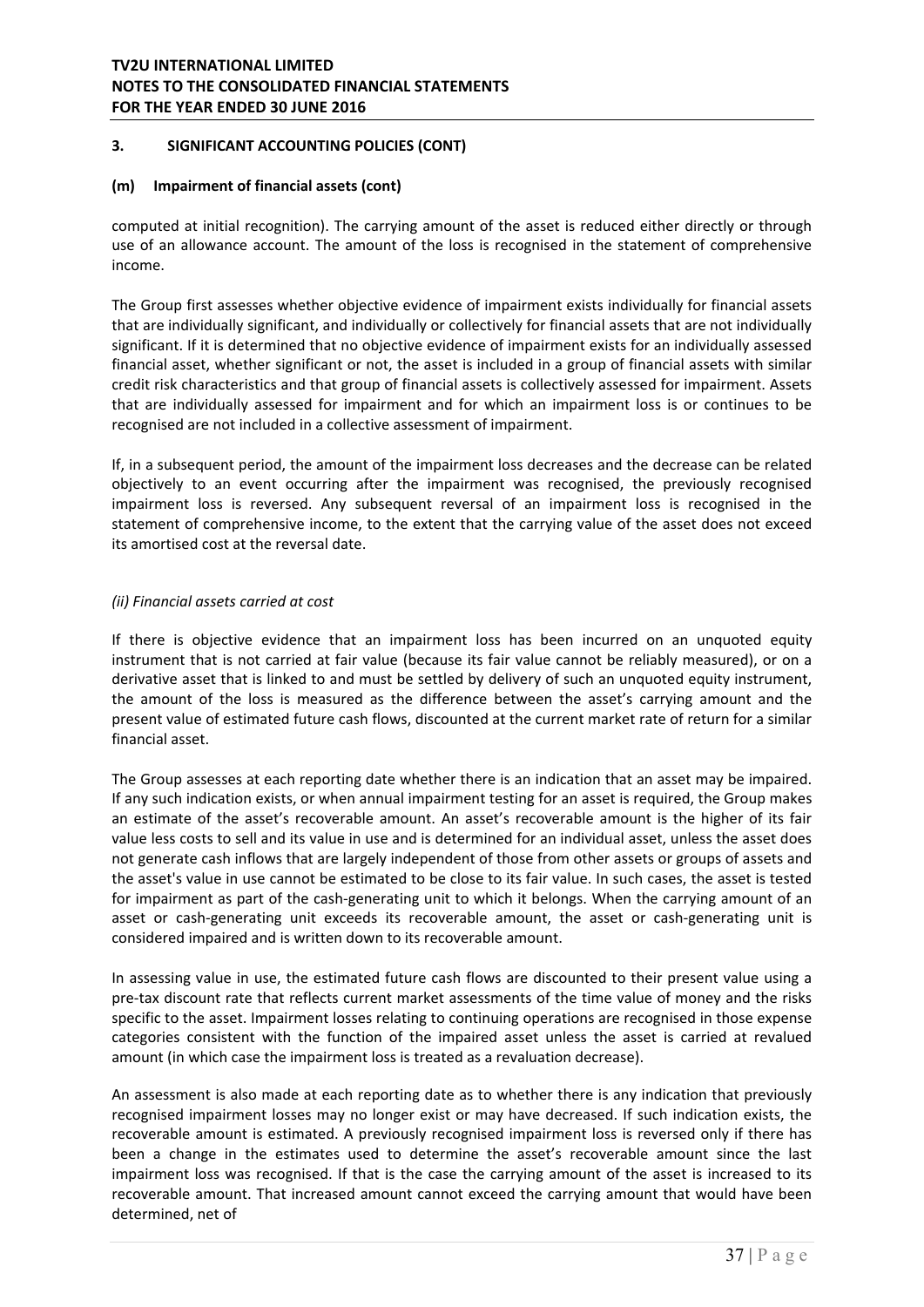## 3. SIGNIFICANT ACCOUNTING POLICIES (CONT)

### (m) Impairment of financial assets (cont)

computed at initial recognition). The carrying amount of the asset is reduced either directly or through use of an allowance account. The amount of the loss is recognised in the statement of comprehensive income.

The Group first assesses whether objective evidence of impairment exists individually for financial assets that are individually significant, and individually or collectively for financial assets that are not individually significant. If it is determined that no objective evidence of impairment exists for an individually assessed financial asset, whether significant or not, the asset is included in a group of financial assets with similar credit risk characteristics and that group of financial assets is collectively assessed for impairment. Assets that are individually assessed for impairment and for which an impairment loss is or continues to be recognised are not included in a collective assessment of impairment.

If, in a subsequent period, the amount of the impairment loss decreases and the decrease can be related objectively to an event occurring after the impairment was recognised, the previously recognised impairment loss is reversed. Any subsequent reversal of an impairment loss is recognised in the statement of comprehensive income, to the extent that the carrying value of the asset does not exceed its amortised cost at the reversal date.

*(ii) Financial assets carried at cost*

If there is objective evidence that an impairment loss has been incurred on an unquoted equity instrument that is not carried at fair value (because its fair value cannot be reliably measured), or on a derivative asset that is linked to and must be settled by delivery of such an unquoted equity instrument, the amount of the loss is measured as the difference between the asset's carrying amount and the present value of estimated future cash flows, discounted at the current market rate of return for a similar financial asset.

The Group assesses at each reporting date whether there is an indication that an asset may be impaired. If any such indication exists, or when annual impairment testing for an asset is required, the Group makes an estimate of the asset's recoverable amount. An asset's recoverable amount is the higher of its fair value less costs to sell and its value in use and is determined for an individual asset, unless the asset does not generate cash inflows that are largely independent of those from other assets or groups of assets and the asset's value in use cannot be estimated to be close to its fair value. In such cases, the asset is tested for impairment as part of the cash-generating unit to which it belongs. When the carrying amount of an asset or cash-generating unit exceeds its recoverable amount, the asset or cash-generating unit is considered impaired and is written down to its recoverable amount.

In assessing value in use, the estimated future cash flows are discounted to their present value using a pre-tax discount rate that reflects current market assessments of the time value of money and the risks specific to the asset. Impairment losses relating to continuing operations are recognised in those expense categories consistent with the function of the impaired asset unless the asset is carried at revalued amount (in which case the impairment loss is treated as a revaluation decrease).

An assessment is also made at each reporting date as to whether there is any indication that previously recognised impairment losses may no longer exist or may have decreased. If such indication exists, the recoverable amount is estimated. A previously recognised impairment loss is reversed only if there has been a change in the estimates used to determine the asset's recoverable amount since the last impairment loss was recognised. If that is the case the carrying amount of the asset is increased to its recoverable amount. That increased amount cannot exceed the carrying amount that would have been determined, net of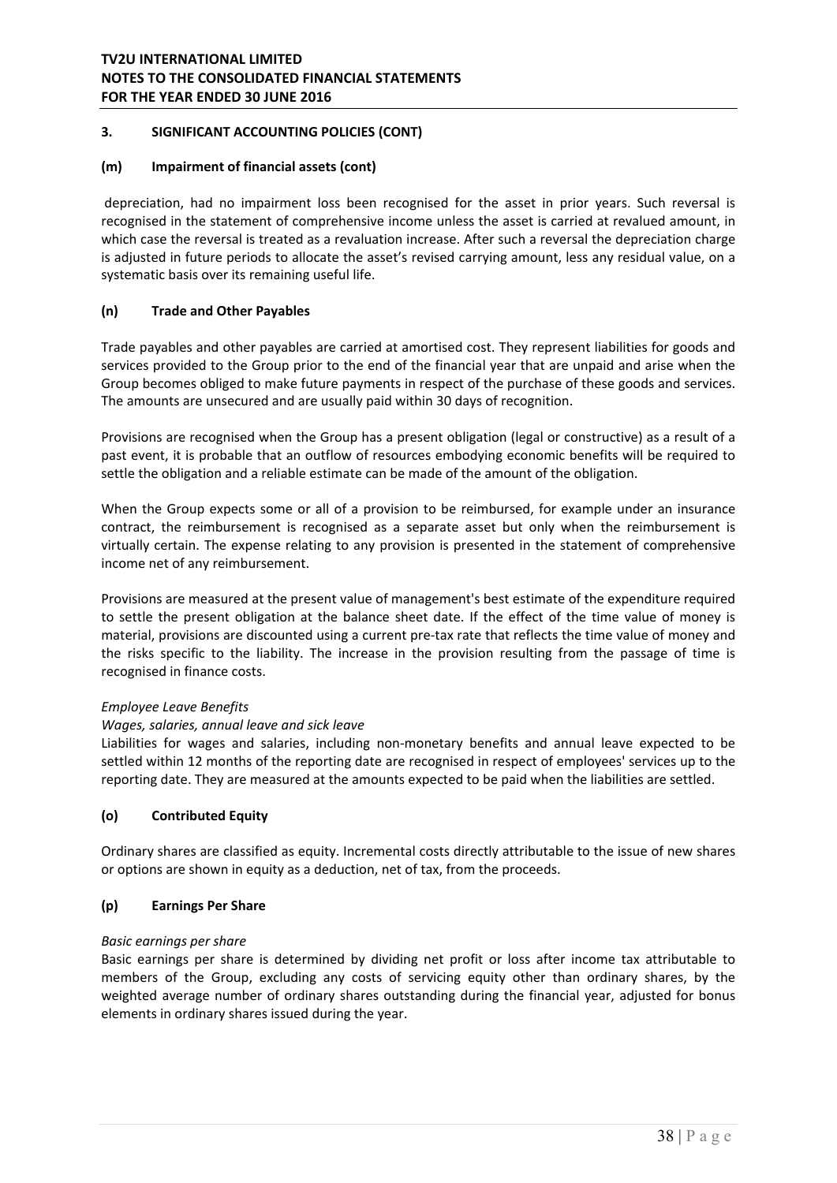## 3. SIGNIFICANT ACCOUNTING POLICIES (CONT)

### (m) Impairment of financial assets (cont)

depreciation, had no impairment loss been recognised for the asset in prior years. Such reversal is recognised in the statement of comprehensive income unless the asset is carried at revalued amount, in which case the reversal is treated as a revaluation increase. After such a reversal the depreciation charge is adjusted in future periods to allocate the asset's revised carrying amount, less any residual value, on a systematic basis over its remaining useful life.

### (n) Trade and Other Payables

Trade payables and other payables are carried at amortised cost. They represent liabilities for goods and services provided to the Group prior to the end of the financial year that are unpaid and arise when the Group becomes obliged to make future payments in respect of the purchase of these goods and services. The amounts are unsecured and are usually paid within 30 days of recognition.

Provisions are recognised when the Group has a present obligation (legal or constructive) as a result of a past event, it is probable that an outflow of resources embodying economic benefits will be required to settle the obligation and a reliable estimate can be made of the amount of the obligation.

When the Group expects some or all of a provision to be reimbursed, for example under an insurance contract, the reimbursement is recognised as a separate asset but only when the reimbursement is virtually certain. The expense relating to any provision is presented in the statement of comprehensive income net of any reimbursement.

Provisions are measured at the present value of management's best estimate of the expenditure required to settle the present obligation at the balance sheet date. If the effect of the time value of money is material, provisions are discounted using a current pre-tax rate that reflects the time value of money and the risks specific to the liability. The increase in the provision resulting from the passage of time is recognised in finance costs.

*Employee Leave Benefits*

*Wages, salaries, annual leave and sick leave*

Liabilities for wages and salaries, including non-monetary benefits and annual leave expected to be settled within 12 months of the reporting date are recognised in respect of employees' services up to the reporting date. They are measured at the amounts expected to be paid when the liabilities are settled.

### (o) Contributed Equity

Ordinary shares are classified as equity. Incremental costs directly attributable to the issue of new shares or options are shown in equity as a deduction, net of tax, from the proceeds.

### (p) Earnings Per Share

*Basic earnings per share*

Basic earnings per share is determined by dividing net profit or loss after income tax attributable to members of the Group, excluding any costs of servicing equity other than ordinary shares, by the weighted average number of ordinary shares outstanding during the financial year, adjusted for bonus elements in ordinary shares issued during the year.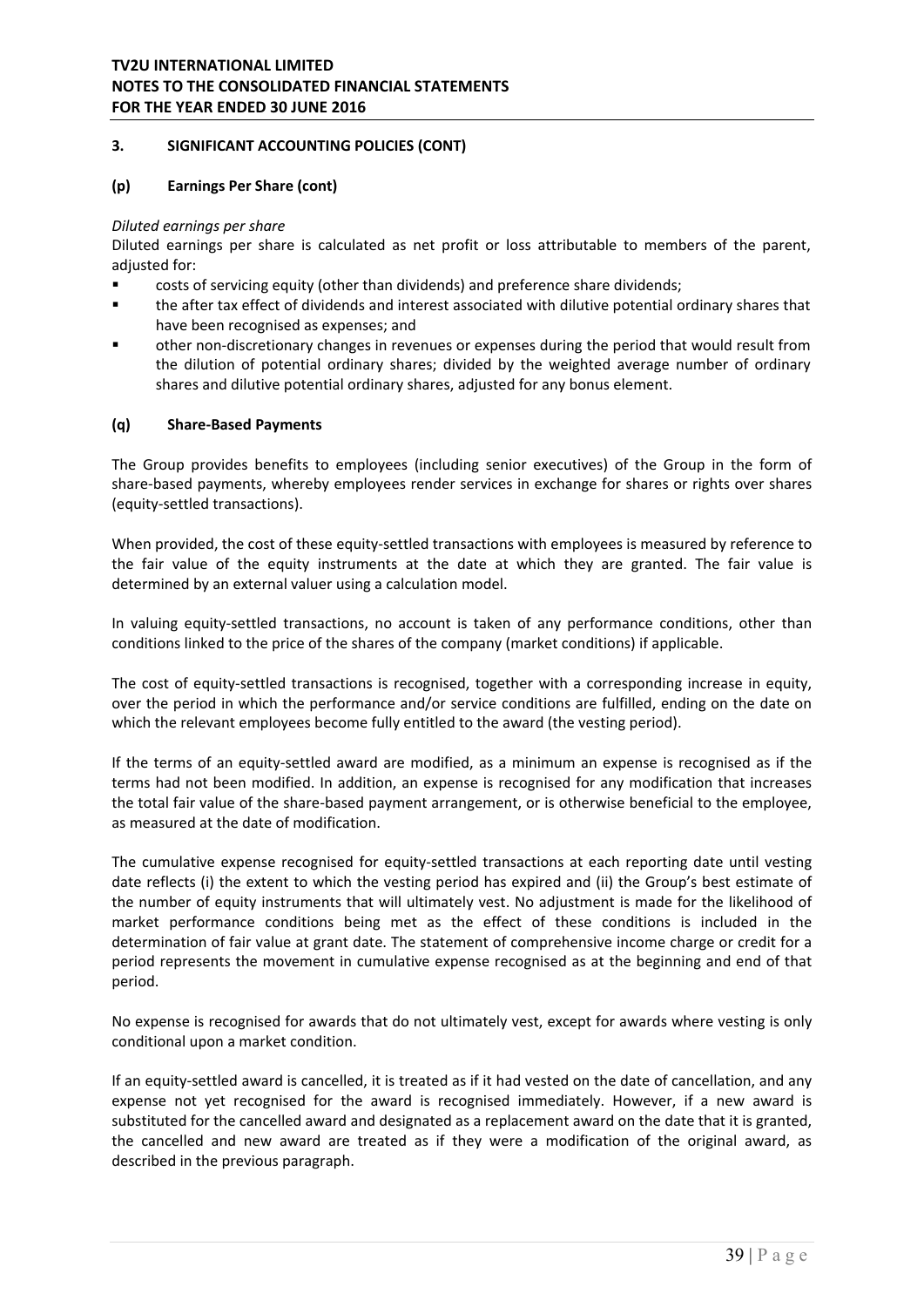### 3. SIGNIFICANT ACCOUNTING POLICIES (CONT)

### (p) Earnings Per Share (cont)

*Diluted earnings per share*

Diluted earnings per share is calculated as net profit or loss attributable to members of the parent, adjusted for:

- costs of servicing equity (other than dividends) and preference share dividends;
- the after tax effect of dividends and interest associated with dilutive potential ordinary shares that have been recognised as expenses; and
- other non-discretionary changes in revenues or expenses during the period that would result from the dilution of potential ordinary shares; divided by the weighted average number of ordinary shares and dilutive potential ordinary shares, adjusted for any bonus element.

### (q) Share-Based Payments

The Group provides benefits to employees (including senior executives) of the Group in the form of share-based payments, whereby employees render services in exchange for shares or rights over shares (equity-settled transactions).

When provided, the cost of these equity-settled transactions with employees is measured by reference to the fair value of the equity instruments at the date at which they are granted. The fair value is determined by an external valuer using a calculation model.

In valuing equity-settled transactions, no account is taken of any performance conditions, other than conditions linked to the price of the shares of the company (market conditions) if applicable.

The cost of equity-settled transactions is recognised, together with a corresponding increase in equity, over the period in which the performance and/or service conditions are fulfilled, ending on the date on which the relevant employees become fully entitled to the award (the vesting period).

If the terms of an equity-settled award are modified, as a minimum an expense is recognised as if the terms had not been modified. In addition, an expense is recognised for any modification that increases the total fair value of the share-based payment arrangement, or is otherwise beneficial to the employee, as measured at the date of modification.

The cumulative expense recognised for equity-settled transactions at each reporting date until vesting date reflects (i) the extent to which the vesting period has expired and (ii) the Group's best estimate of the number of equity instruments that will ultimately vest. No adjustment is made for the likelihood of market performance conditions being met as the effect of these conditions is included in the determination of fair value at grant date. The statement of comprehensive income charge or credit for a period represents the movement in cumulative expense recognised as at the beginning and end of that period.

No expense is recognised for awards that do not ultimately vest, except for awards where vesting is only conditional upon a market condition.

If an equity-settled award is cancelled, it is treated as if it had vested on the date of cancellation, and any expense not yet recognised for the award is recognised immediately. However, if a new award is substituted for the cancelled award and designated as a replacement award on the date that it is granted, the cancelled and new award are treated as if they were a modification of the original award, as described in the previous paragraph.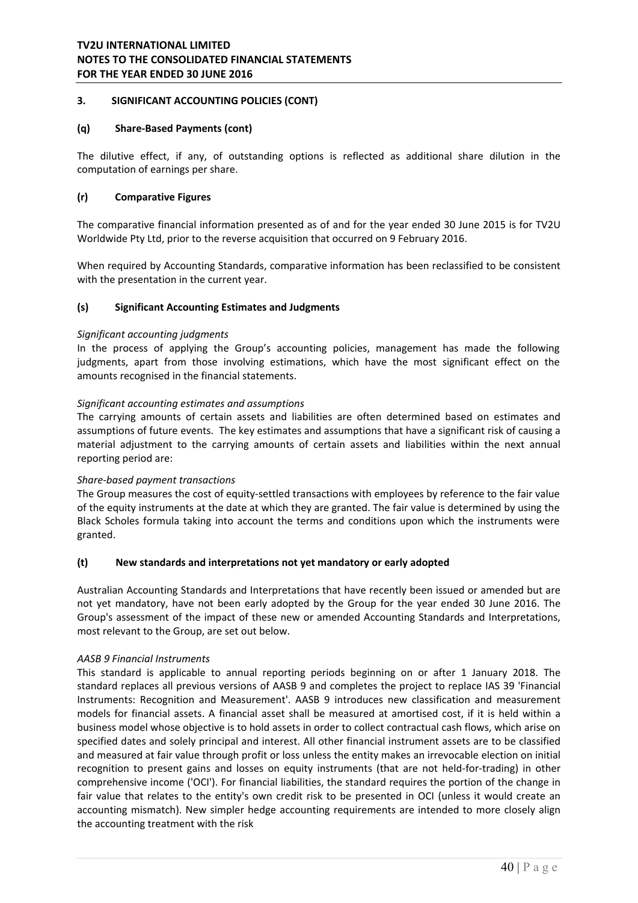### 3. SIGNIFICANT ACCOUNTING POLICIES (CONT)

#### (q) Share-Based Payments (cont)

The dilutive effect, if any, of outstanding options is reflected as additional share dilution in the computation of earnings per share.

#### (r) Comparative Figures

The comparative financial information presented as of and for the year ended 30 June 2015 is for TV2U Worldwide Pty Ltd, prior to the reverse acquisition that occurred on 9 February 2016.

When required by Accounting Standards, comparative information has been reclassified to be consistent with the presentation in the current year.

#### (s) Significant Accounting Estimates and Judgments

*Significant accounting judgments*

In the process of applying the Group's accounting policies, management has made the following judgments, apart from those involving estimations, which have the most significant effect on the amounts recognised in the financial statements.

*Significant accounting estimates and assumptions*

The carrying amounts of certain assets and liabilities are often determined based on estimates and assumptions of future events. The key estimates and assumptions that have a significant risk of causing a material adjustment to the carrying amounts of certain assets and liabilities within the next annual reporting period are:

*Share-based payment transactions*

The Group measures the cost of equity-settled transactions with employees by reference to the fair value of the equity instruments at the date at which they are granted. The fair value is determined by using the Black Scholes formula taking into account the terms and conditions upon which the instruments were granted.

#### (t) New standards and interpretations not yet mandatory or early adopted

Australian Accounting Standards and Interpretations that have recently been issued or amended but are not yet mandatory, have not been early adopted by the Group for the year ended 30 June 2016. The Group's assessment of the impact of these new or amended Accounting Standards and Interpretations, most relevant to the Group, are set out below.

*AASB 9 Financial Instruments*

This standard is applicable to annual reporting periods beginning on or after 1 January 2018. The standard replaces all previous versions of AASB 9 and completes the project to replace IAS 39 'Financial Instruments: Recognition and Measurement'. AASB 9 introduces new classification and measurement models for financial assets. A financial asset shall be measured at amortised cost, if it is held within a business model whose objective is to hold assets in order to collect contractual cash flows, which arise on specified dates and solely principal and interest. All other financial instrument assets are to be classified and measured at fair value through profit or loss unless the entity makes an irrevocable election on initial recognition to present gains and losses on equity instruments (that are not held-for-trading) in other comprehensive income ('OCI'). For financial liabilities, the standard requires the portion of the change in fair value that relates to the entity's own credit risk to be presented in OCI (unless it would create an accounting mismatch). New simpler hedge accounting requirements are intended to more closely align the accounting treatment with the risk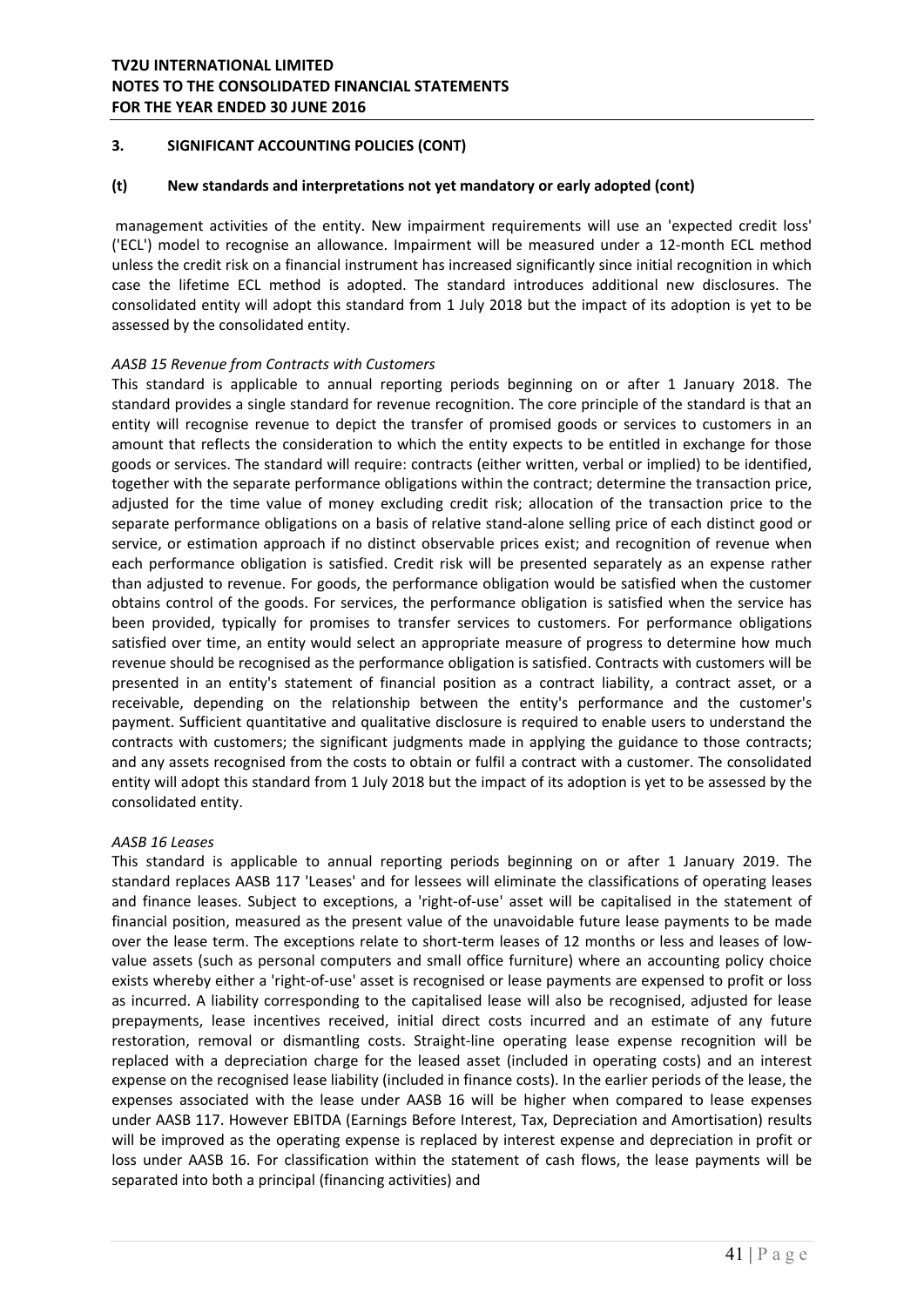### 3. SIGNIFICANT ACCOUNTING POLICIES (CONT)

### (t) New standards and interpretations not yet mandatory or early adopted (cont)

management activities of the entity. New impairment requirements will use an 'expected credit loss' ('ECL') model to recognise an allowance. Impairment will be measured under a 12-month ECL method unless the credit risk on a financial instrument has increased significantly since initial recognition in which case the lifetime ECL method is adopted. The standard introduces additional new disclosures. The consolidated entity will adopt this standard from 1 July 2018 but the impact of its adoption is yet to be assessed by the consolidated entity.

*AASB 15 Revenue from Contracts with Customers*

This standard is applicable to annual reporting periods beginning on or after 1 January 2018. The standard provides a single standard for revenue recognition. The core principle of the standard is that an entity will recognise revenue to depict the transfer of promised goods or services to customers in an amount that reflects the consideration to which the entity expects to be entitled in exchange for those goods or services. The standard will require: contracts (either written, verbal or implied) to be identified, together with the separate performance obligations within the contract; determine the transaction price, adjusted for the time value of money excluding credit risk; allocation of the transaction price to the separate performance obligations on a basis of relative stand-alone selling price of each distinct good or service, or estimation approach if no distinct observable prices exist; and recognition of revenue when each performance obligation is satisfied. Credit risk will be presented separately as an expense rather than adjusted to revenue. For goods, the performance obligation would be satisfied when the customer obtains control of the goods. For services, the performance obligation is satisfied when the service has been provided, typically for promises to transfer services to customers. For performance obligations satisfied over time, an entity would select an appropriate measure of progress to determine how much revenue should be recognised as the performance obligation is satisfied. Contracts with customers will be presented in an entity's statement of financial position as a contract liability, a contract asset, or a receivable, depending on the relationship between the entity's performance and the customer's payment. Sufficient quantitative and qualitative disclosure is required to enable users to understand the contracts with customers; the significant judgments made in applying the guidance to those contracts; and any assets recognised from the costs to obtain or fulfil a contract with a customer. The consolidated entity will adopt this standard from 1 July 2018 but the impact of its adoption is yet to be assessed by the consolidated entity.

*AASB 16 Leases*

This standard is applicable to annual reporting periods beginning on or after 1 January 2019. The standard replaces AASB 117 'Leases' and for lessees will eliminate the classifications of operating leases and finance leases. Subject to exceptions, a 'right-of-use' asset will be capitalised in the statement of financial position, measured as the present value of the unavoidable future lease payments to be made over the lease term. The exceptions relate to short-term leases of 12 months or less and leases of low-value assets (such as personal computers and small office furniture) where an accounting policy choice exists whereby either a 'right-of-use' asset is recognised or lease payments are expensed to profit or loss as incurred. A liability corresponding to the capitalised lease will also be recognised, adjusted for lease prepayments, lease incentives received, initial direct costs incurred and an estimate of any future restoration, removal or dismantling costs. Straight-line operating lease expense recognition will be replaced with a depreciation charge for the leased asset (included in operating costs) and an interest expense on the recognised lease liability (included in finance costs). In the earlier periods of the lease, the expenses associated with the lease under AASB 16 will be higher when compared to lease expenses under AASB 117. However EBITDA (Earnings Before Interest, Tax, Depreciation and Amortisation) results will be improved as the operating expense is replaced by interest expense and depreciation in profit or loss under AASB 16. For classification within the statement of cash flows, the lease payments will be separated into both a principal (financing activities) and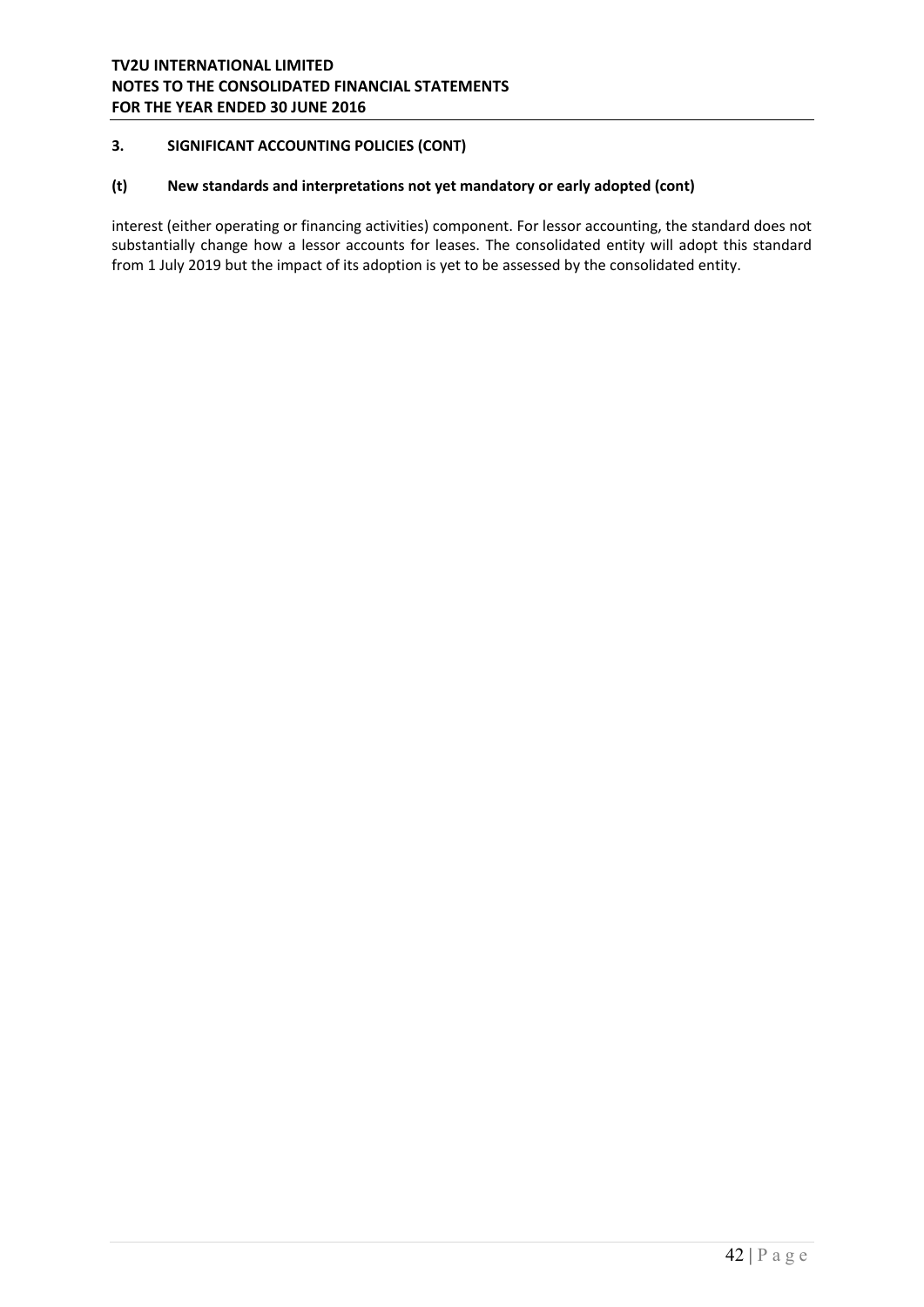## 3. SIGNIFICANT ACCOUNTING POLICIES (CONT)

### (t) New standards and interpretations not yet mandatory or early adopted (cont)

interest (either operating or financing activities) component. For lessor accounting, the standard does not substantially change how a lessor accounts for leases. The consolidated entity will adopt this standard from 1 July 2019 but the impact of its adoption is yet to be assessed by the consolidated entity.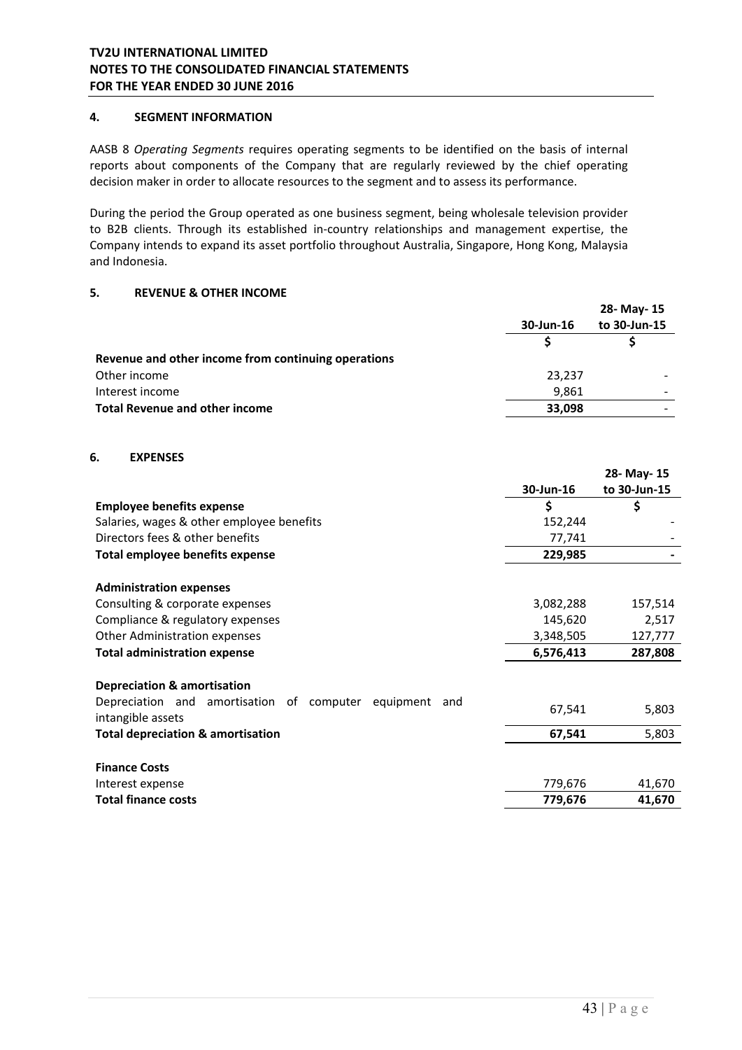## 4. SEGMENT INFORMATION

AASB 8 *Operating Segments* requires operating segments to be identified on the basis of internal reports about components of the Company that are regularly reviewed by the chief operating decision maker in order to allocate resources to the segment and to assess its performance.

During the period the Group operated as one business segment, being wholesale television provider to B2B clients. Through its established in-country relationships and management expertise, the Company intends to expand its asset portfolio throughout Australia, Singapore, Hong Kong, Malaysia and Indonesia.

## 5. REVENUE & OTHER INCOME

| | 30-Jun-16 | 28- May- 15 to 30-Jun-15 |
|---|---|---|
| | $ | $ |
| **Revenue and other income from continuing operations** | | |
| Other income | 23,237 | - |
| Interest income | 9,861 | - |
| **Total Revenue and other income** | **33,098** | - |

## 6. EXPENSES

| | 30-Jun-16 | 28- May- 15 to 30-Jun-15 |
|---|---|---|
| **Employee benefits expense** | $ | $ |
| Salaries, wages & other employee benefits | 152,244 | - |
| Directors fees & other benefits | 77,741 | - |
| **Total employee benefits expense** | **229,985** | **-** |
| | | |
| **Administration expenses** | | |
| Consulting & corporate expenses | 3,082,288 | 157,514 |
| Compliance & regulatory expenses | 145,620 | 2,517 |
| Other Administration expenses | 3,348,505 | 127,777 |
| **Total administration expense** | **6,576,413** | **287,808** |
| | | |
| **Depreciation & amortisation** | | |
| Depreciation and amortisation of computer equipment and intangible assets | 67,541 | 5,803 |
| **Total depreciation & amortisation** | **67,541** | 5,803 |
| | | |
| **Finance Costs** | | |
| Interest expense | 779,676 | 41,670 |
| **Total finance costs** | **779,676** | **41,670** |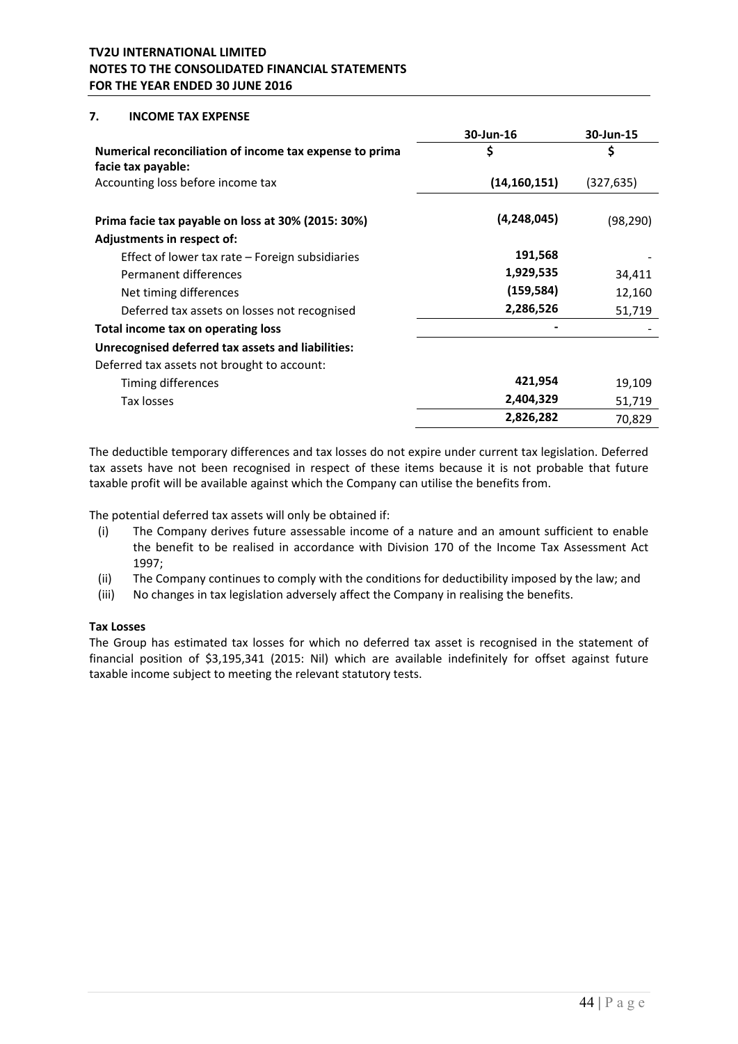## 7. INCOME TAX EXPENSE

| | 30-Jun-16 | 30-Jun-15 |
|---|---|---|
| **Numerical reconciliation of income tax expense to prima facie tax payable:** | **$** | **$** |
| Accounting loss before income tax | **(14,160,151)** | (327,635) |
| | | |
| **Prima facie tax payable on loss at 30% (2015: 30%)** | **(4,248,045)** | (98,290) |
| **Adjustments in respect of:** | | |
| Effect of lower tax rate – Foreign subsidiaries | **191,568** | - |
| Permanent differences | **1,929,535** | 34,411 |
| Net timing differences | **(159,584)** | 12,160 |
| Deferred tax assets on losses not recognised | **2,286,526** | 51,719 |
| **Total income tax on operating loss** | **-** | - |
| **Unrecognised deferred tax assets and liabilities:** | | |
| Deferred tax assets not brought to account: | | |
| Timing differences | **421,954** | 19,109 |
| Tax losses | **2,404,329** | 51,719 |
| | **2,826,282** | 70,829 |

The deductible temporary differences and tax losses do not expire under current tax legislation. Deferred tax assets have not been recognised in respect of these items because it is not probable that future taxable profit will be available against which the Company can utilise the benefits from.

The potential deferred tax assets will only be obtained if:

(i) The Company derives future assessable income of a nature and an amount sufficient to enable the benefit to be realised in accordance with Division 170 of the Income Tax Assessment Act 1997;

(ii) The Company continues to comply with the conditions for deductibility imposed by the law; and

(iii) No changes in tax legislation adversely affect the Company in realising the benefits.

**Tax Losses**

The Group has estimated tax losses for which no deferred tax asset is recognised in the statement of financial position of $3,195,341 (2015: Nil) which are available indefinitely for offset against future taxable income subject to meeting the relevant statutory tests.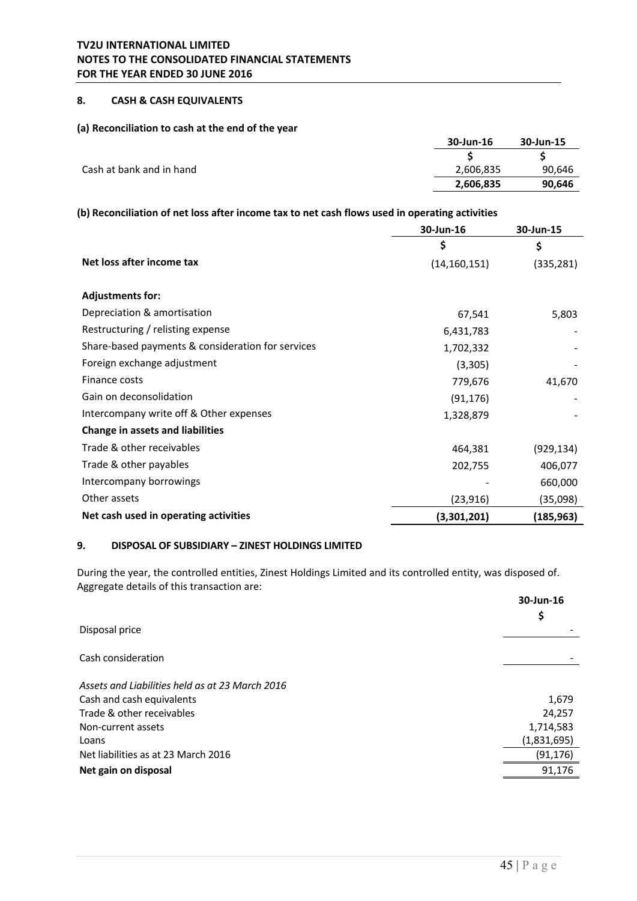## 8. CASH & CASH EQUIVALENTS

### (a) Reconciliation to cash at the end of the year

| | 30-Jun-16 | 30-Jun-15 |
|---|---|---|
| | $ | $ |
| Cash at bank and in hand | 2,606,835 | 90,646 |
| | **2,606,835** | **90,646** |

### (b) Reconciliation of net loss after income tax to net cash flows used in operating activities

| | 30-Jun-16 | 30-Jun-15 |
|---|---|---|
| | $ | $ |
| **Net loss after income tax** | (14,160,151) | (335,281) |
| | | |
| **Adjustments for:** | | |
| Depreciation & amortisation | 67,541 | 5,803 |
| Restructuring / relisting expense | 6,431,783 | - |
| Share-based payments & consideration for services | 1,702,332 | - |
| Foreign exchange adjustment | (3,305) | - |
| Finance costs | 779,676 | 41,670 |
| Gain on deconsolidation | (91,176) | - |
| Intercompany write off & Other expenses | 1,328,879 | - |
| **Change in assets and liabilities** | | |
| Trade & other receivables | 464,381 | (929,134) |
| Trade & other payables | 202,755 | 406,077 |
| Intercompany borrowings | - | 660,000 |
| Other assets | (23,916) | (35,098) |
| **Net cash used in operating activities** | **(3,301,201)** | **(185,963)** |

## 9. DISPOSAL OF SUBSIDIARY – ZINEST HOLDINGS LIMITED

During the year, the controlled entities, Zinest Holdings Limited and its controlled entity, was disposed of. Aggregate details of this transaction are:

| | 30-Jun-16 |
|---|---|
| | $ |
| Disposal price | - |
| | |
| Cash consideration | - |
| | |
| *Assets and Liabilities held as at 23 March 2016* | |
| Cash and cash equivalents | 1,679 |
| Trade & other receivables | 24,257 |
| Non-current assets | 1,714,583 |
| Loans | (1,831,695) |
| Net liabilities as at 23 March 2016 | (91,176) |
| **Net gain on disposal** | 91,176 |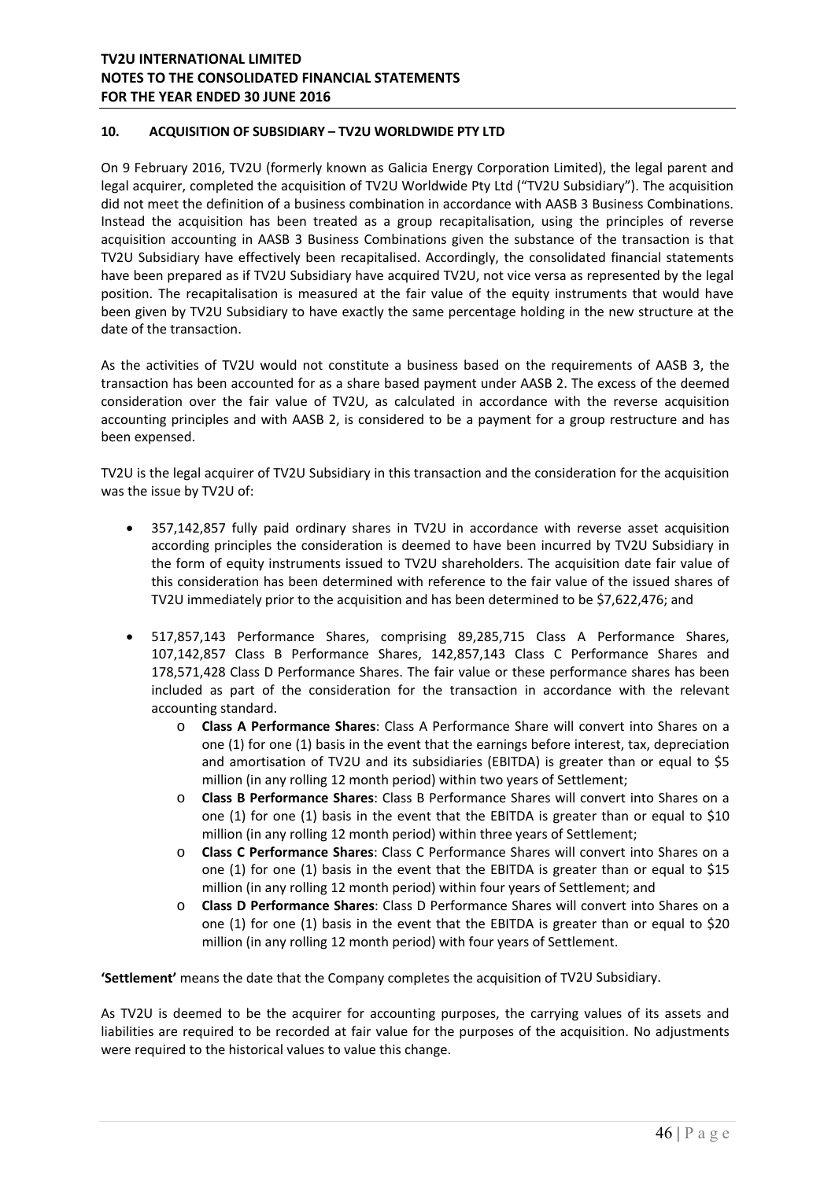## 10. ACQUISITION OF SUBSIDIARY – TV2U WORLDWIDE PTY LTD

On 9 February 2016, TV2U (formerly known as Galicia Energy Corporation Limited), the legal parent and legal acquirer, completed the acquisition of TV2U Worldwide Pty Ltd ("TV2U Subsidiary"). The acquisition did not meet the definition of a business combination in accordance with AASB 3 Business Combinations. Instead the acquisition has been treated as a group recapitalisation, using the principles of reverse acquisition accounting in AASB 3 Business Combinations given the substance of the transaction is that TV2U Subsidiary have effectively been recapitalised. Accordingly, the consolidated financial statements have been prepared as if TV2U Subsidiary have acquired TV2U, not vice versa as represented by the legal position. The recapitalisation is measured at the fair value of the equity instruments that would have been given by TV2U Subsidiary to have exactly the same percentage holding in the new structure at the date of the transaction.

As the activities of TV2U would not constitute a business based on the requirements of AASB 3, the transaction has been accounted for as a share based payment under AASB 2. The excess of the deemed consideration over the fair value of TV2U, as calculated in accordance with the reverse acquisition accounting principles and with AASB 2, is considered to be a payment for a group restructure and has been expensed.

TV2U is the legal acquirer of TV2U Subsidiary in this transaction and the consideration for the acquisition was the issue by TV2U of:

- 357,142,857 fully paid ordinary shares in TV2U in accordance with reverse asset acquisition according principles the consideration is deemed to have been incurred by TV2U Subsidiary in the form of equity instruments issued to TV2U shareholders. The acquisition date fair value of this consideration has been determined with reference to the fair value of the issued shares of TV2U immediately prior to the acquisition and has been determined to be $7,622,476; and
- 517,857,143 Performance Shares, comprising 89,285,715 Class A Performance Shares, 107,142,857 Class B Performance Shares, 142,857,143 Class C Performance Shares and 178,571,428 Class D Performance Shares. The fair value or these performance shares has been included as part of the consideration for the transaction in accordance with the relevant accounting standard.
  - **Class A Performance Shares**: Class A Performance Share will convert into Shares on a one (1) for one (1) basis in the event that the earnings before interest, tax, depreciation and amortisation of TV2U and its subsidiaries (EBITDA) is greater than or equal to $5 million (in any rolling 12 month period) within two years of Settlement;
  - **Class B Performance Shares**: Class B Performance Shares will convert into Shares on a one (1) for one (1) basis in the event that the EBITDA is greater than or equal to $10 million (in any rolling 12 month period) within three years of Settlement;
  - **Class C Performance Shares**: Class C Performance Shares will convert into Shares on a one (1) for one (1) basis in the event that the EBITDA is greater than or equal to $15 million (in any rolling 12 month period) within four years of Settlement; and
  - **Class D Performance Shares**: Class D Performance Shares will convert into Shares on a one (1) for one (1) basis in the event that the EBITDA is greater than or equal to $20 million (in any rolling 12 month period) with four years of Settlement.

**'Settlement'** means the date that the Company completes the acquisition of TV2U Subsidiary.

As TV2U is deemed to be the acquirer for accounting purposes, the carrying values of its assets and liabilities are required to be recorded at fair value for the purposes of the acquisition. No adjustments were required to the historical values to value this change.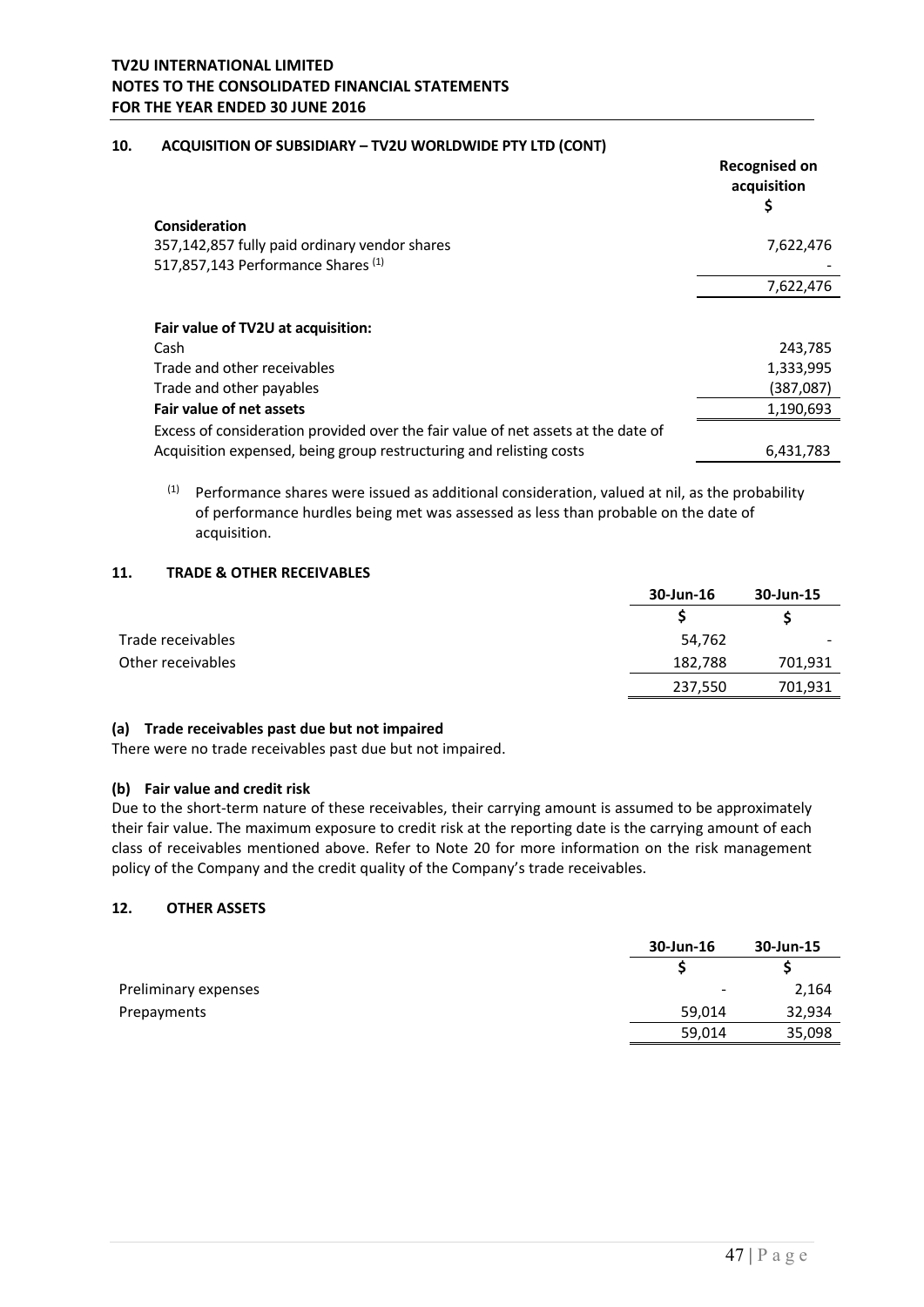## 10. ACQUISITION OF SUBSIDIARY – TV2U WORLDWIDE PTY LTD (CONT)

| | Recognised on acquisition $ |
|---|---|
| **Consideration** | |
| 357,142,857 fully paid ordinary vendor shares | 7,622,476 |
| 517,857,143 Performance Shares [(1)] | - |
| | 7,622,476 |
| | |
| **Fair value of TV2U at acquisition:** | |
| Cash | 243,785 |
| Trade and other receivables | 1,333,995 |
| Trade and other payables | (387,087) |
| **Fair value of net assets** | 1,190,693 |
| Excess of consideration provided over the fair value of net assets at the date of Acquisition expensed, being group restructuring and relisting costs | 6,431,783 |

[(1)] Performance shares were issued as additional consideration, valued at nil, as the probability of performance hurdles being met was assessed as less than probable on the date of acquisition.

## 11. TRADE & OTHER RECEIVABLES

| | 30-Jun-16 | 30-Jun-15 |
|---|---|---|
| | $ | $ |
| Trade receivables | 54,762 | - |
| Other receivables | 182,788 | 701,931 |
| | 237,550 | 701,931 |

**(a) Trade receivables past due but not impaired**

There were no trade receivables past due but not impaired.

**(b) Fair value and credit risk**

Due to the short-term nature of these receivables, their carrying amount is assumed to be approximately their fair value. The maximum exposure to credit risk at the reporting date is the carrying amount of each class of receivables mentioned above. Refer to Note 20 for more information on the risk management policy of the Company and the credit quality of the Company's trade receivables.

## 12. OTHER ASSETS

| | 30-Jun-16 | 30-Jun-15 |
|---|---|---|
| | $ | $ |
| Preliminary expenses | - | 2,164 |
| Prepayments | 59,014 | 32,934 |
| | 59,014 | 35,098 |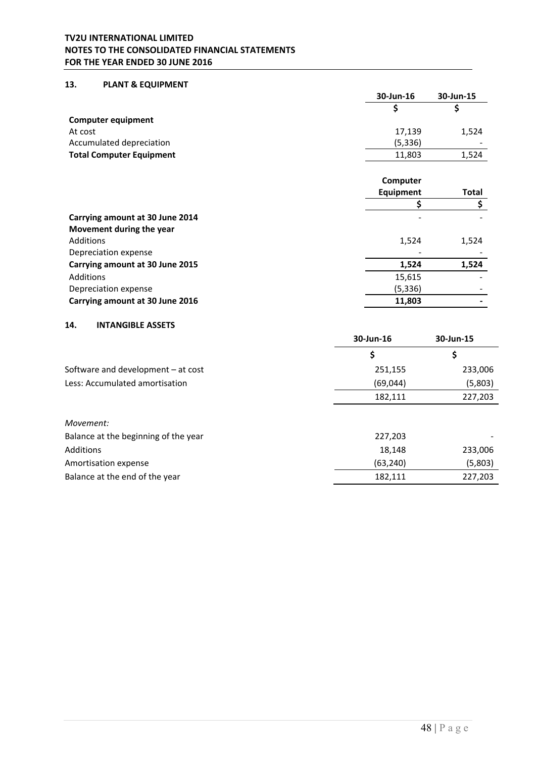**TV2U INTERNATIONAL LIMITED**
**NOTES TO THE CONSOLIDATED FINANCIAL STATEMENTS**
**FOR THE YEAR ENDED 30 JUNE 2016**

## 13. PLANT & EQUIPMENT

| | 30-Jun-16 | 30-Jun-15 |
|---|---|---|
| | $ | $ |
| **Computer equipment** | | |
| At cost | 17,139 | 1,524 |
| Accumulated depreciation | (5,336) | - |
| **Total Computer Equipment** | 11,803 | 1,524 |

| | Computer Equipment | Total |
|---|---|---|
| | $ | $ |
| **Carrying amount at 30 June 2014** | - | - |
| **Movement during the year** | | |
| Additions | 1,524 | 1,524 |
| Depreciation expense | - | - |
| **Carrying amount at 30 June 2015** | **1,524** | **1,524** |
| Additions | 15,615 | - |
| Depreciation expense | (5,336) | - |
| **Carrying amount at 30 June 2016** | **11,803** | **-** |

## 14. INTANGIBLE ASSETS

| | 30-Jun-16 | 30-Jun-15 |
|---|---|---|
| | $ | $ |
| Software and development – at cost | 251,155 | 233,006 |
| Less: Accumulated amortisation | (69,044) | (5,803) |
| | 182,111 | 227,203 |
| *Movement:* | | |
| Balance at the beginning of the year | 227,203 | - |
| Additions | 18,148 | 233,006 |
| Amortisation expense | (63,240) | (5,803) |
| Balance at the end of the year | 182,111 | 227,203 |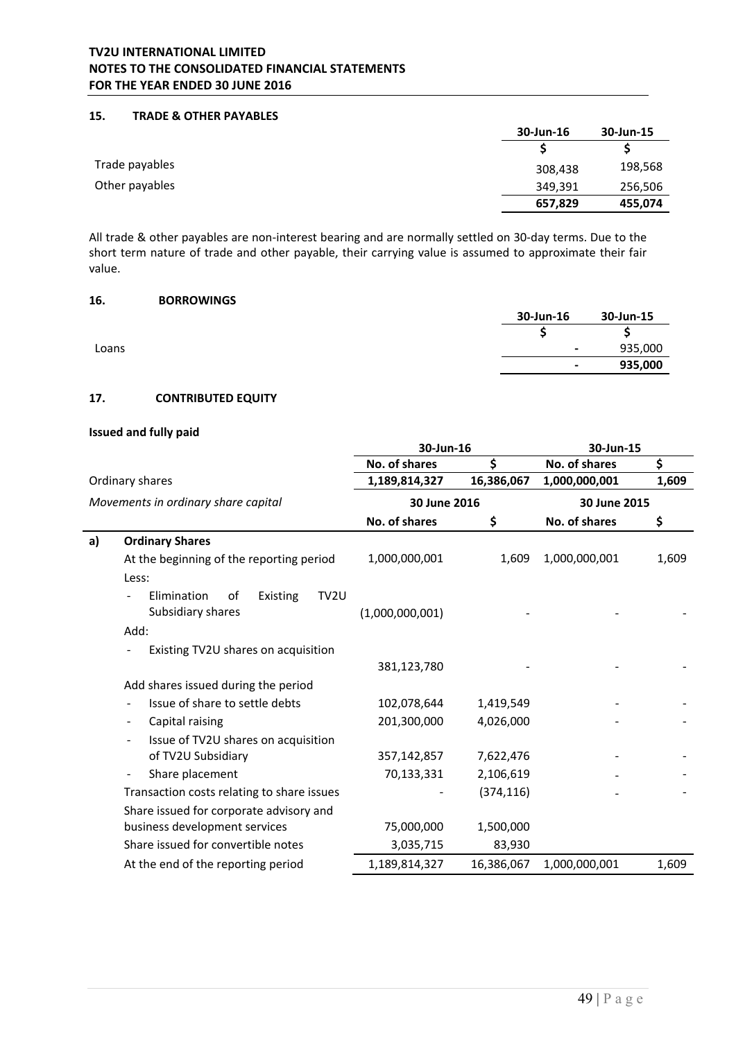TV2U INTERNATIONAL LIMITED
NOTES TO THE CONSOLIDATED FINANCIAL STATEMENTS
FOR THE YEAR ENDED 30 JUNE 2016

## 15. TRADE & OTHER PAYABLES

| | 30-Jun-16 | 30-Jun-15 |
|---|---|---|
| | $ | $ |
| Trade payables | 308,438 | 198,568 |
| Other payables | 349,391 | 256,506 |
| | **657,829** | **455,074** |

All trade & other payables are non-interest bearing and are normally settled on 30-day terms. Due to the short term nature of trade and other payable, their carrying value is assumed to approximate their fair value.

## 16. BORROWINGS

| | 30-Jun-16 | 30-Jun-15 |
|---|---|---|
| | $ | $ |
| Loans | - | 935,000 |
| | **-** | **935,000** |

## 17. CONTRIBUTED EQUITY

**Issued and fully paid**

| | 30-Jun-16 | | 30-Jun-15 | |
|---|---|---|---|---|
| | **No. of shares** | **$** | **No. of shares** | **$** |
| Ordinary shares | **1,189,814,327** | **16,386,067** | **1,000,000,001** | **1,609** |

| *Movements in ordinary share capital* | 30 June 2016 | | 30 June 2015 | |
|---|---|---|---|---|
| | **No. of shares** | **$** | **No. of shares** | **$** |
| **a) Ordinary Shares** | | | | |
| At the beginning of the reporting period | 1,000,000,001 | 1,609 | 1,000,000,001 | 1,609 |
| Less: | | | | |
| - Elimination of Existing TV2U Subsidiary shares | (1,000,000,001) | - | - | - |
| Add: | | | | |
| - Existing TV2U shares on acquisition | 381,123,780 | - | - | - |
| Add shares issued during the period | | | | |
| - Issue of share to settle debts | 102,078,644 | 1,419,549 | - | - |
| - Capital raising | 201,300,000 | 4,026,000 | - | - |
| - Issue of TV2U shares on acquisition of TV2U Subsidiary | 357,142,857 | 7,622,476 | - | - |
| - Share placement | 70,133,331 | 2,106,619 | - | - |
| Transaction costs relating to share issues | - | (374,116) | - | - |
| Share issued for corporate advisory and business development services | 75,000,000 | 1,500,000 | | |
| Share issued for convertible notes | 3,035,715 | 83,930 | | |
| At the end of the reporting period | 1,189,814,327 | 16,386,067 | 1,000,000,001 | 1,609 |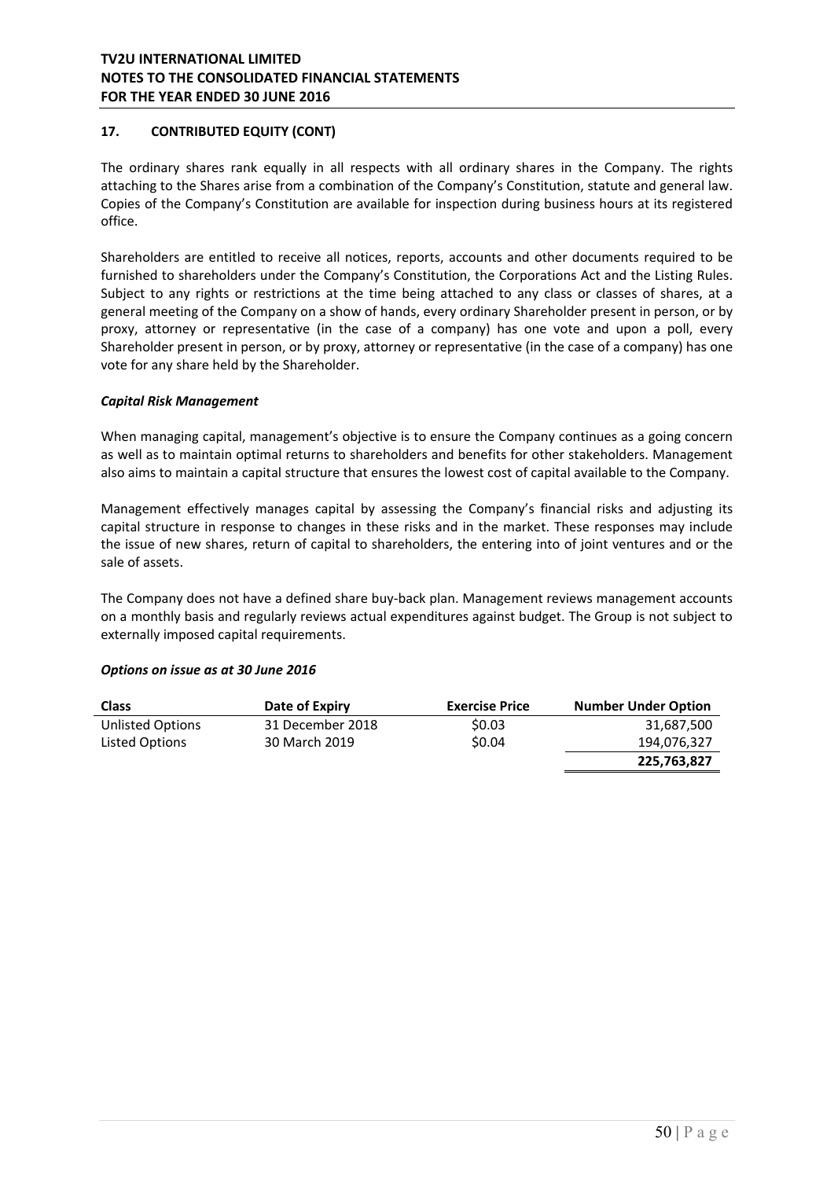## 17. CONTRIBUTED EQUITY (CONT)

The ordinary shares rank equally in all respects with all ordinary shares in the Company. The rights attaching to the Shares arise from a combination of the Company's Constitution, statute and general law. Copies of the Company's Constitution are available for inspection during business hours at its registered office.

Shareholders are entitled to receive all notices, reports, accounts and other documents required to be furnished to shareholders under the Company's Constitution, the Corporations Act and the Listing Rules. Subject to any rights or restrictions at the time being attached to any class or classes of shares, at a general meeting of the Company on a show of hands, every ordinary Shareholder present in person, or by proxy, attorney or representative (in the case of a company) has one vote and upon a poll, every Shareholder present in person, or by proxy, attorney or representative (in the case of a company) has one vote for any share held by the Shareholder.

***Capital Risk Management***

When managing capital, management's objective is to ensure the Company continues as a going concern as well as to maintain optimal returns to shareholders and benefits for other stakeholders. Management also aims to maintain a capital structure that ensures the lowest cost of capital available to the Company.

Management effectively manages capital by assessing the Company's financial risks and adjusting its capital structure in response to changes in these risks and in the market. These responses may include the issue of new shares, return of capital to shareholders, the entering into of joint ventures and or the sale of assets.

The Company does not have a defined share buy-back plan. Management reviews management accounts on a monthly basis and regularly reviews actual expenditures against budget. The Group is not subject to externally imposed capital requirements.

***Options on issue as at 30 June 2016***

| Class | Date of Expiry | Exercise Price | Number Under Option |
|---|---|---|---|
| Unlisted Options | 31 December 2018 | $0.03 | 31,687,500 |
| Listed Options | 30 March 2019 | $0.04 | 194,076,327 |
| | | | **225,763,827** |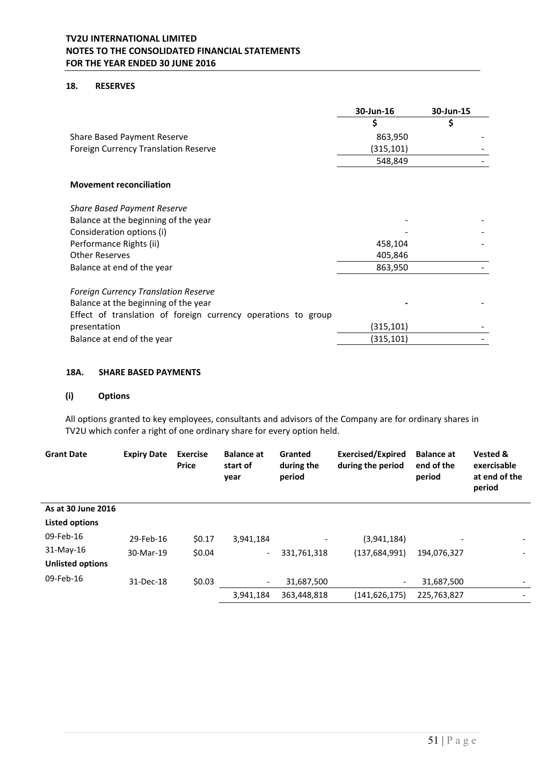## 18. RESERVES

| | 30-Jun-16 | 30-Jun-15 |
|---|---|---|
| | $ | $ |
| Share Based Payment Reserve | 863,950 | - |
| Foreign Currency Translation Reserve | (315,101) | - |
| | 548,849 | - |

**Movement reconciliation**

| | 30-Jun-16 | 30-Jun-15 |
|---|---|---|
| *Share Based Payment Reserve* | | |
| Balance at the beginning of the year | - | - |
| Consideration options (i) | - | - |
| Performance Rights (ii) | 458,104 | - |
| Other Reserves | 405,846 | |
| Balance at end of the year | 863,950 | - |
| | | |
| *Foreign Currency Translation Reserve* | | |
| Balance at the beginning of the year | - | - |
| Effect of translation of foreign currency operations to group presentation | (315,101) | - |
| Balance at end of the year | (315,101) | - |

## 18A. SHARE BASED PAYMENTS

### (i) Options

All options granted to key employees, consultants and advisors of the Company are for ordinary shares in TV2U which confer a right of one ordinary share for every option held.

| Grant Date | Expiry Date | Exercise Price | Balance at start of year | Granted during the period | Exercised/Expired during the period | Balance at end of the period | Vested & exercisable at end of the period |
|---|---|---|---|---|---|---|---|
| **As at 30 June 2016** | | | | | | | |
| **Listed options** | | | | | | | |
| 09-Feb-16 | 29-Feb-16 | $0.17 | 3,941,184 | - | (3,941,184) | - | - |
| 31-May-16 | 30-Mar-19 | $0.04 | - | 331,761,318 | (137,684,991) | 194,076,327 | - |
| **Unlisted options** | | | | | | | |
| 09-Feb-16 | 31-Dec-18 | $0.03 | - | 31,687,500 | - | 31,687,500 | - |
| | | | 3,941,184 | 363,448,818 | (141,626,175) | 225,763,827 | - |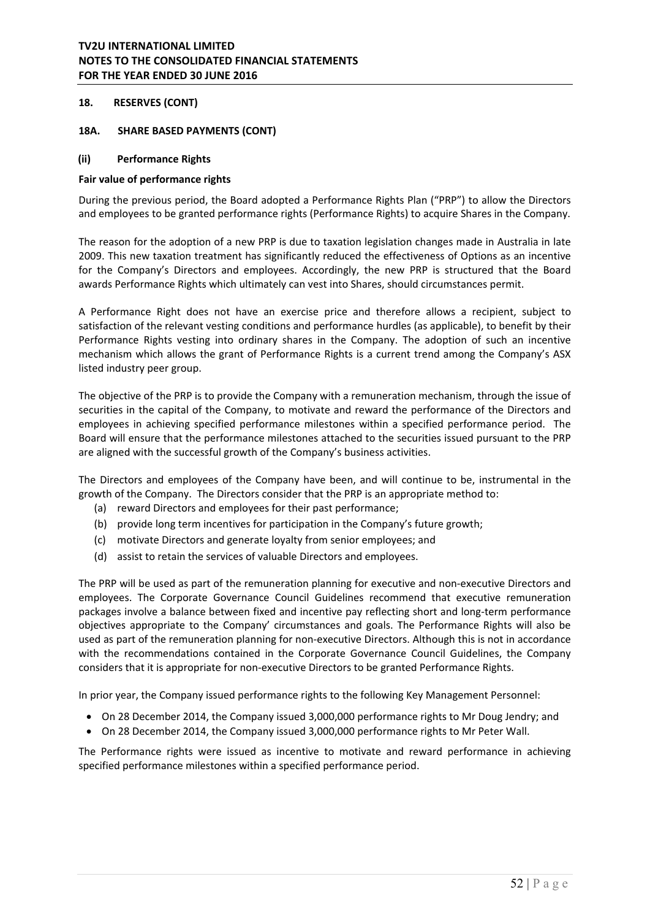### 18. RESERVES (CONT)

### 18A. SHARE BASED PAYMENTS (CONT)

#### (ii) Performance Rights

**Fair value of performance rights**

During the previous period, the Board adopted a Performance Rights Plan ("PRP") to allow the Directors and employees to be granted performance rights (Performance Rights) to acquire Shares in the Company.

The reason for the adoption of a new PRP is due to taxation legislation changes made in Australia in late 2009. This new taxation treatment has significantly reduced the effectiveness of Options as an incentive for the Company's Directors and employees. Accordingly, the new PRP is structured that the Board awards Performance Rights which ultimately can vest into Shares, should circumstances permit.

A Performance Right does not have an exercise price and therefore allows a recipient, subject to satisfaction of the relevant vesting conditions and performance hurdles (as applicable), to benefit by their Performance Rights vesting into ordinary shares in the Company. The adoption of such an incentive mechanism which allows the grant of Performance Rights is a current trend among the Company's ASX listed industry peer group.

The objective of the PRP is to provide the Company with a remuneration mechanism, through the issue of securities in the capital of the Company, to motivate and reward the performance of the Directors and employees in achieving specified performance milestones within a specified performance period. The Board will ensure that the performance milestones attached to the securities issued pursuant to the PRP are aligned with the successful growth of the Company's business activities.

The Directors and employees of the Company have been, and will continue to be, instrumental in the growth of the Company. The Directors consider that the PRP is an appropriate method to:

(a) reward Directors and employees for their past performance;
(b) provide long term incentives for participation in the Company's future growth;
(c) motivate Directors and generate loyalty from senior employees; and
(d) assist to retain the services of valuable Directors and employees.

The PRP will be used as part of the remuneration planning for executive and non-executive Directors and employees. The Corporate Governance Council Guidelines recommend that executive remuneration packages involve a balance between fixed and incentive pay reflecting short and long-term performance objectives appropriate to the Company' circumstances and goals. The Performance Rights will also be used as part of the remuneration planning for non-executive Directors. Although this is not in accordance with the recommendations contained in the Corporate Governance Council Guidelines, the Company considers that it is appropriate for non-executive Directors to be granted Performance Rights.

In prior year, the Company issued performance rights to the following Key Management Personnel:

- On 28 December 2014, the Company issued 3,000,000 performance rights to Mr Doug Jendry; and
- On 28 December 2014, the Company issued 3,000,000 performance rights to Mr Peter Wall.

The Performance rights were issued as incentive to motivate and reward performance in achieving specified performance milestones within a specified performance period.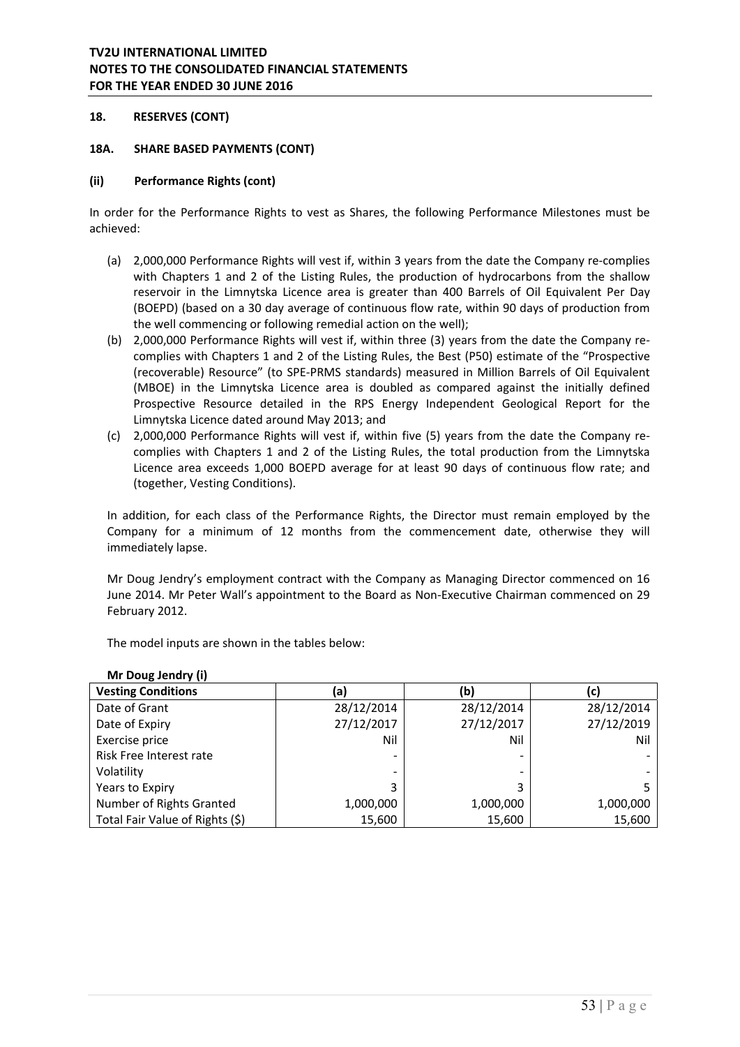## 18. RESERVES (CONT)

### 18A. SHARE BASED PAYMENTS (CONT)

#### (ii) Performance Rights (cont)

In order for the Performance Rights to vest as Shares, the following Performance Milestones must be achieved:

(a) 2,000,000 Performance Rights will vest if, within 3 years from the date the Company re-complies with Chapters 1 and 2 of the Listing Rules, the production of hydrocarbons from the shallow reservoir in the Limnytska Licence area is greater than 400 Barrels of Oil Equivalent Per Day (BOEPD) (based on a 30 day average of continuous flow rate, within 90 days of production from the well commencing or following remedial action on the well);

(b) 2,000,000 Performance Rights will vest if, within three (3) years from the date the Company re-complies with Chapters 1 and 2 of the Listing Rules, the Best (P50) estimate of the "Prospective (recoverable) Resource" (to SPE-PRMS standards) measured in Million Barrels of Oil Equivalent (MBOE) in the Limnytska Licence area is doubled as compared against the initially defined Prospective Resource detailed in the RPS Energy Independent Geological Report for the Limnytska Licence dated around May 2013; and

(c) 2,000,000 Performance Rights will vest if, within five (5) years from the date the Company re-complies with Chapters 1 and 2 of the Listing Rules, the total production from the Limnytska Licence area exceeds 1,000 BOEPD average for at least 90 days of continuous flow rate; and (together, Vesting Conditions).

In addition, for each class of the Performance Rights, the Director must remain employed by the Company for a minimum of 12 months from the commencement date, otherwise they will immediately lapse.

Mr Doug Jendry's employment contract with the Company as Managing Director commenced on 16 June 2014. Mr Peter Wall's appointment to the Board as Non-Executive Chairman commenced on 29 February 2012.

The model inputs are shown in the tables below:

**Mr Doug Jendry (i)**

| Vesting Conditions | (a) | (b) | (c) |
|---|---|---|---|
| Date of Grant | 28/12/2014 | 28/12/2014 | 28/12/2014 |
| Date of Expiry | 27/12/2017 | 27/12/2017 | 27/12/2019 |
| Exercise price | Nil | Nil | Nil |
| Risk Free Interest rate | - | - | - |
| Volatility | - | - | - |
| Years to Expiry | 3 | 3 | 5 |
| Number of Rights Granted | 1,000,000 | 1,000,000 | 1,000,000 |
| Total Fair Value of Rights ($) | 15,600 | 15,600 | 15,600 |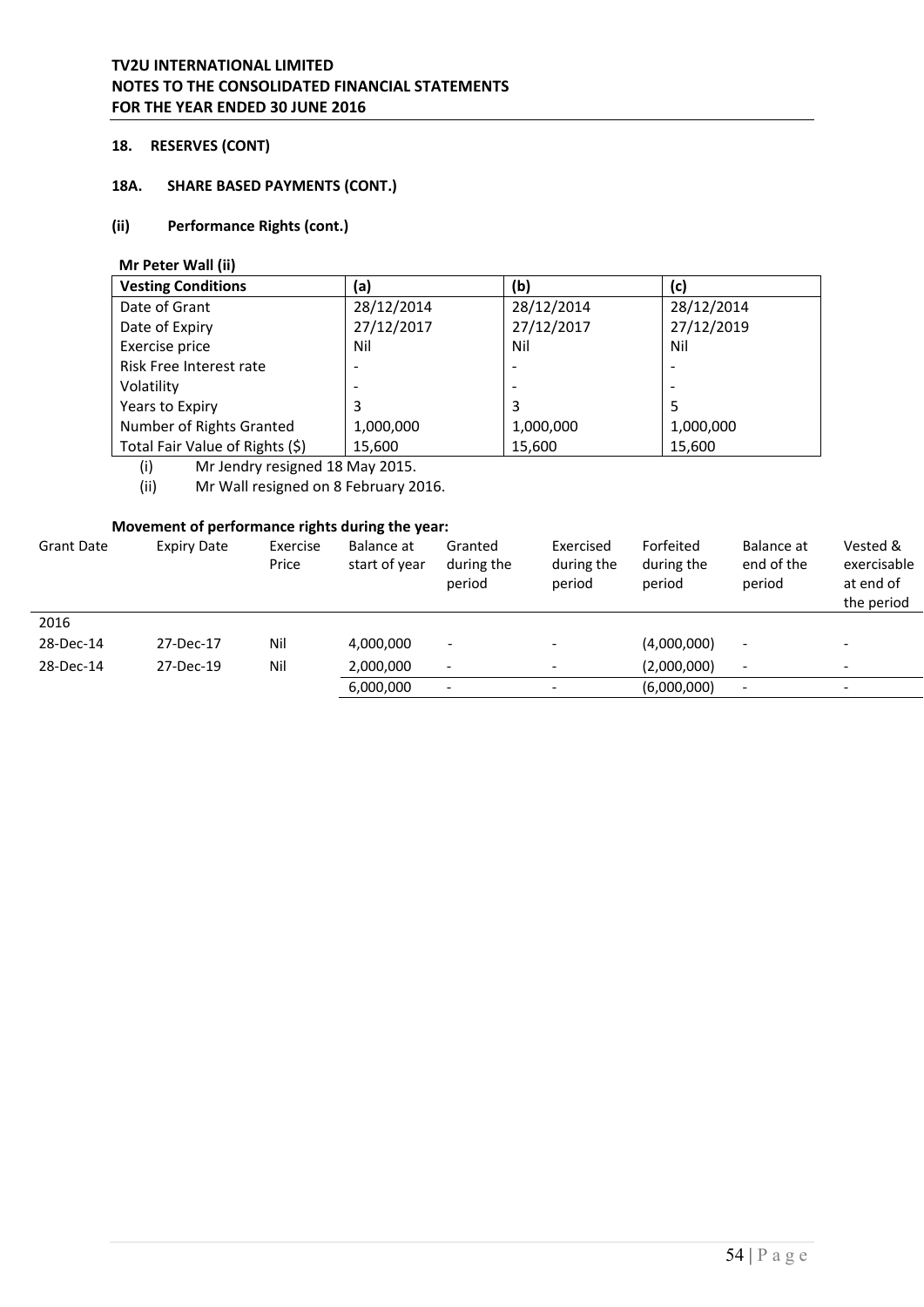### 18. RESERVES (CONT)

### 18A. SHARE BASED PAYMENTS (CONT.)

### (ii) Performance Rights (cont.)

**Mr Peter Wall (ii)**

| Vesting Conditions | (a) | (b) | (c) |
|---|---|---|---|
| Date of Grant | 28/12/2014 | 28/12/2014 | 28/12/2014 |
| Date of Expiry | 27/12/2017 | 27/12/2017 | 27/12/2019 |
| Exercise price | Nil | Nil | Nil |
| Risk Free Interest rate | - | - | - |
| Volatility | - | - | - |
| Years to Expiry | 3 | 3 | 5 |
| Number of Rights Granted | 1,000,000 | 1,000,000 | 1,000,000 |
| Total Fair Value of Rights ($) | 15,600 | 15,600 | 15,600 |

(i) Mr Jendry resigned 18 May 2015.

(ii) Mr Wall resigned on 8 February 2016.

**Movement of performance rights during the year:**

| Grant Date | Expiry Date | Exercise Price | Balance at start of year | Granted during the period | Exercised during the period | Forfeited during the period | Balance at end of the period | Vested & exercisable at end of the period |
|---|---|---|---|---|---|---|---|---|
| 2016 | | | | | | | | |
| 28-Dec-14 | 27-Dec-17 | Nil | 4,000,000 | - | - | (4,000,000) | - | - |
| 28-Dec-14 | 27-Dec-19 | Nil | 2,000,000 | - | - | (2,000,000) | - | - |
| | | | 6,000,000 | - | - | (6,000,000) | - | - |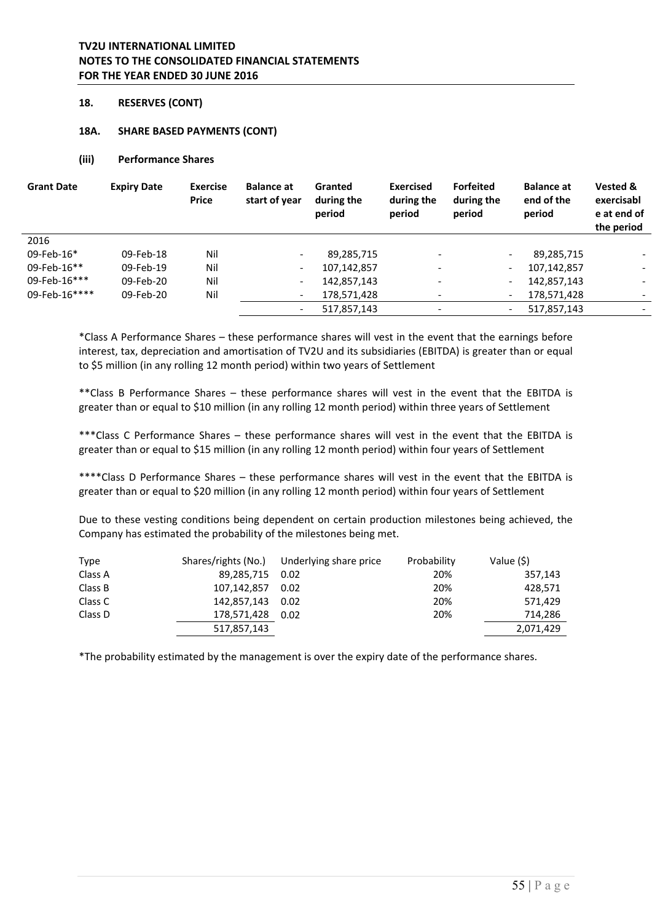**TV2U INTERNATIONAL LIMITED**
**NOTES TO THE CONSOLIDATED FINANCIAL STATEMENTS**
**FOR THE YEAR ENDED 30 JUNE 2016**

## 18. RESERVES (CONT)

### 18A. SHARE BASED PAYMENTS (CONT)

#### (iii) Performance Shares

| Grant Date | Expiry Date | Exercise Price | Balance at start of year | Granted during the period | Exercised during the period | Forfeited during the period | Balance at end of the period | Vested & exercisable at end of the period |
|---|---|---|---|---|---|---|---|---|
| 2016 | | | | | | | | |
| 09-Feb-16* | 09-Feb-18 | Nil | - | 89,285,715 | - | - | 89,285,715 | - |
| 09-Feb-16** | 09-Feb-19 | Nil | - | 107,142,857 | - | - | 107,142,857 | - |
| 09-Feb-16*** | 09-Feb-20 | Nil | - | 142,857,143 | - | - | 142,857,143 | - |
| 09-Feb-16**** | 09-Feb-20 | Nil | - | 178,571,428 | - | - | 178,571,428 | - |
| | | | - | 517,857,143 | - | - | 517,857,143 | - |

*Class A Performance Shares – these performance shares will vest in the event that the earnings before interest, tax, depreciation and amortisation of TV2U and its subsidiaries (EBITDA) is greater than or equal to $5 million (in any rolling 12 month period) within two years of Settlement

**Class B Performance Shares – these performance shares will vest in the event that the EBITDA is greater than or equal to $10 million (in any rolling 12 month period) within three years of Settlement

***Class C Performance Shares – these performance shares will vest in the event that the EBITDA is greater than or equal to $15 million (in any rolling 12 month period) within four years of Settlement

****Class D Performance Shares – these performance shares will vest in the event that the EBITDA is greater than or equal to $20 million (in any rolling 12 month period) within four years of Settlement

Due to these vesting conditions being dependent on certain production milestones being achieved, the Company has estimated the probability of the milestones being met.

| Type | Shares/rights (No.) | Underlying share price | Probability | Value ($) |
|---|---|---|---|---|
| Class A | 89,285,715 | 0.02 | 20% | 357,143 |
| Class B | 107,142,857 | 0.02 | 20% | 428,571 |
| Class C | 142,857,143 | 0.02 | 20% | 571,429 |
| Class D | 178,571,428 | 0.02 | 20% | 714,286 |
| | 517,857,143 | | | 2,071,429 |

*The probability estimated by the management is over the expiry date of the performance shares.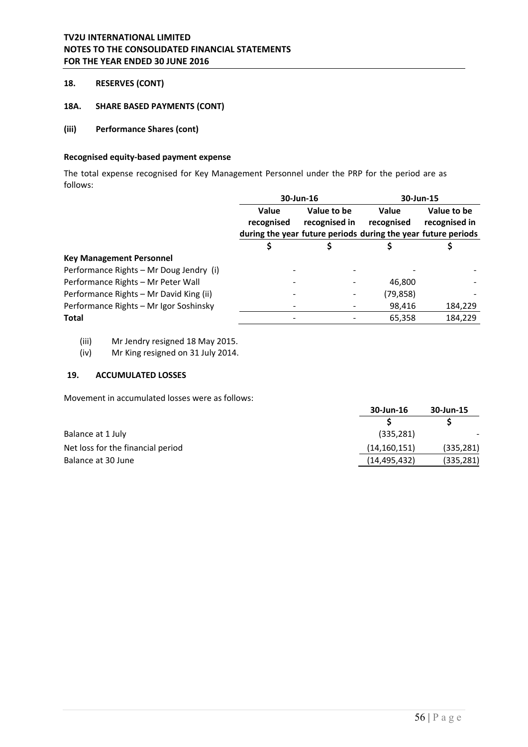**TV2U INTERNATIONAL LIMITED**
**NOTES TO THE CONSOLIDATED FINANCIAL STATEMENTS**
**FOR THE YEAR ENDED 30 JUNE 2016**

## 18. RESERVES (CONT)

### 18A. SHARE BASED PAYMENTS (CONT)

#### (iii) Performance Shares (cont)

**Recognised equity-based payment expense**

The total expense recognised for Key Management Personnel under the PRP for the period are as follows:

| | 30-Jun-16 | | 30-Jun-15 | |
|---|---|---|---|---|
| | Value recognised during the year | Value to be recognised in future periods | Value recognised during the year | Value to be recognised in future periods |
| | $ | $ | $ | $ |
| **Key Management Personnel** | | | | |
| Performance Rights – Mr Doug Jendry (i) | - | - | - | - |
| Performance Rights – Mr Peter Wall | - | - | 46,800 | - |
| Performance Rights – Mr David King (ii) | - | - | (79,858) | - |
| Performance Rights – Mr Igor Soshinsky | - | - | 98,416 | 184,229 |
| **Total** | - | - | 65,358 | 184,229 |

(iii) Mr Jendry resigned 18 May 2015.
(iv) Mr King resigned on 31 July 2014.

## 19. ACCUMULATED LOSSES

Movement in accumulated losses were as follows:

| | 30-Jun-16 | 30-Jun-15 |
|---|---|---|
| | $ | $ |
| Balance at 1 July | (335,281) | - |
| Net loss for the financial period | (14,160,151) | (335,281) |
| Balance at 30 June | (14,495,432) | (335,281) |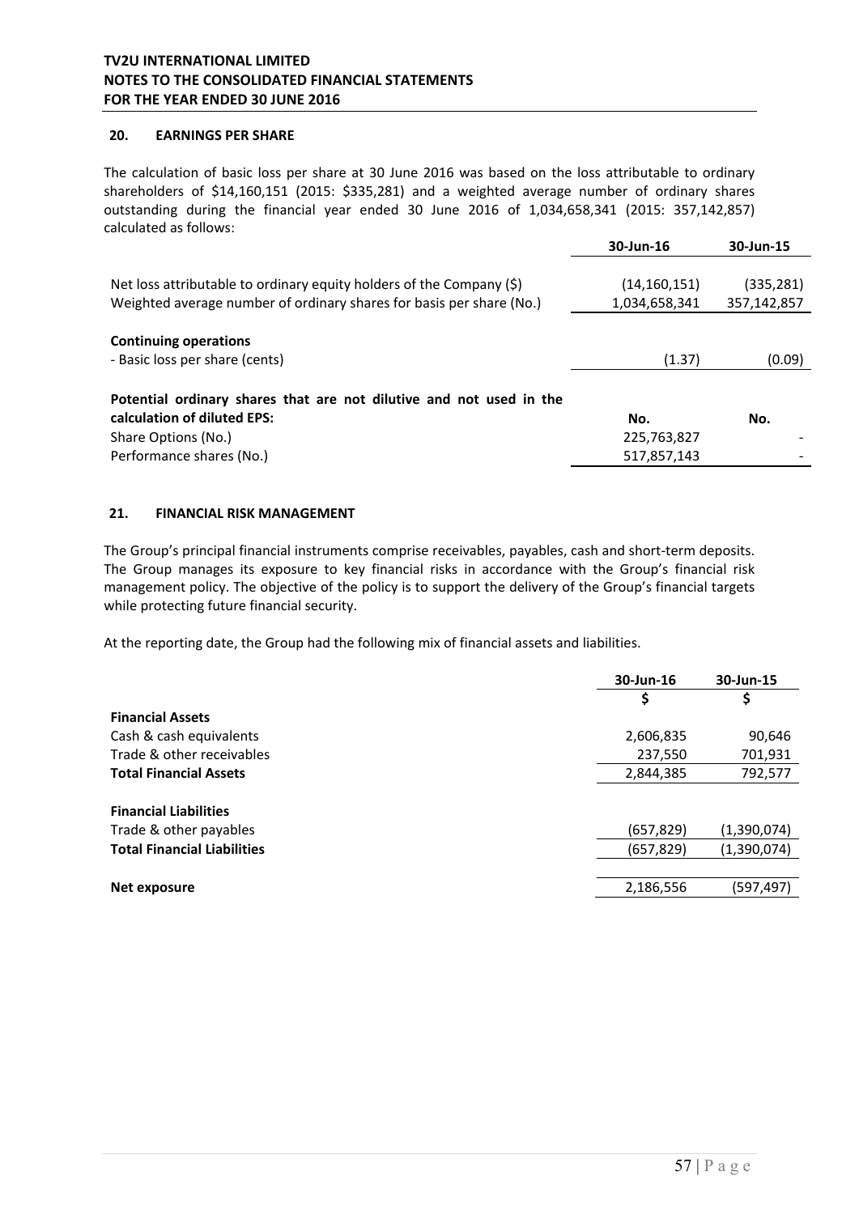## 20. EARNINGS PER SHARE

The calculation of basic loss per share at 30 June 2016 was based on the loss attributable to ordinary shareholders of $14,160,151 (2015: $335,281) and a weighted average number of ordinary shares outstanding during the financial year ended 30 June 2016 of 1,034,658,341 (2015: 357,142,857) calculated as follows:

| | 30-Jun-16 | 30-Jun-15 |
|---|---|---|
| Net loss attributable to ordinary equity holders of the Company ($) | (14,160,151) | (335,281) |
| Weighted average number of ordinary shares for basis per share (No.) | 1,034,658,341 | 357,142,857 |
| **Continuing operations** | | |
| - Basic loss per share (cents) | (1.37) | (0.09) |
| **Potential ordinary shares that are not dilutive and not used in the calculation of diluted EPS:** | **No.** | **No.** |
| Share Options (No.) | 225,763,827 | - |
| Performance shares (No.) | 517,857,143 | - |

## 21. FINANCIAL RISK MANAGEMENT

The Group's principal financial instruments comprise receivables, payables, cash and short-term deposits. The Group manages its exposure to key financial risks in accordance with the Group's financial risk management policy. The objective of the policy is to support the delivery of the Group's financial targets while protecting future financial security.

At the reporting date, the Group had the following mix of financial assets and liabilities.

| | 30-Jun-16 | 30-Jun-15 |
|---|---|---|
| | $ | $ |
| **Financial Assets** | | |
| Cash & cash equivalents | 2,606,835 | 90,646 |
| Trade & other receivables | 237,550 | 701,931 |
| **Total Financial Assets** | 2,844,385 | 792,577 |
| **Financial Liabilities** | | |
| Trade & other payables | (657,829) | (1,390,074) |
| **Total Financial Liabilities** | (657,829) | (1,390,074) |
| **Net exposure** | 2,186,556 | (597,497) |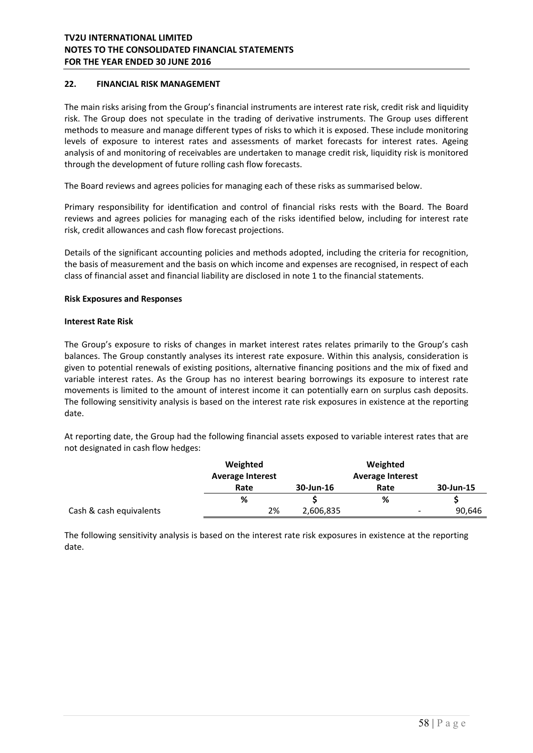## 22. FINANCIAL RISK MANAGEMENT

The main risks arising from the Group's financial instruments are interest rate risk, credit risk and liquidity risk. The Group does not speculate in the trading of derivative instruments. The Group uses different methods to measure and manage different types of risks to which it is exposed. These include monitoring levels of exposure to interest rates and assessments of market forecasts for interest rates. Ageing analysis of and monitoring of receivables are undertaken to manage credit risk, liquidity risk is monitored through the development of future rolling cash flow forecasts.

The Board reviews and agrees policies for managing each of these risks as summarised below.

Primary responsibility for identification and control of financial risks rests with the Board. The Board reviews and agrees policies for managing each of the risks identified below, including for interest rate risk, credit allowances and cash flow forecast projections.

Details of the significant accounting policies and methods adopted, including the criteria for recognition, the basis of measurement and the basis on which income and expenses are recognised, in respect of each class of financial asset and financial liability are disclosed in note 1 to the financial statements.

**Risk Exposures and Responses**

**Interest Rate Risk**

The Group's exposure to risks of changes in market interest rates relates primarily to the Group's cash balances. The Group constantly analyses its interest rate exposure. Within this analysis, consideration is given to potential renewals of existing positions, alternative financing positions and the mix of fixed and variable interest rates. As the Group has no interest bearing borrowings its exposure to interest rate movements is limited to the amount of interest income it can potentially earn on surplus cash deposits. The following sensitivity analysis is based on the interest rate risk exposures in existence at the reporting date.

At reporting date, the Group had the following financial assets exposed to variable interest rates that are not designated in cash flow hedges:

| | Weighted Average Interest Rate | 30-Jun-16 | Weighted Average Interest Rate | 30-Jun-15 |
|---|---|---|---|---|
| | % | $ | % | $ |
| Cash & cash equivalents | 2% | 2,606,835 | - | 90,646 |

The following sensitivity analysis is based on the interest rate risk exposures in existence at the reporting date.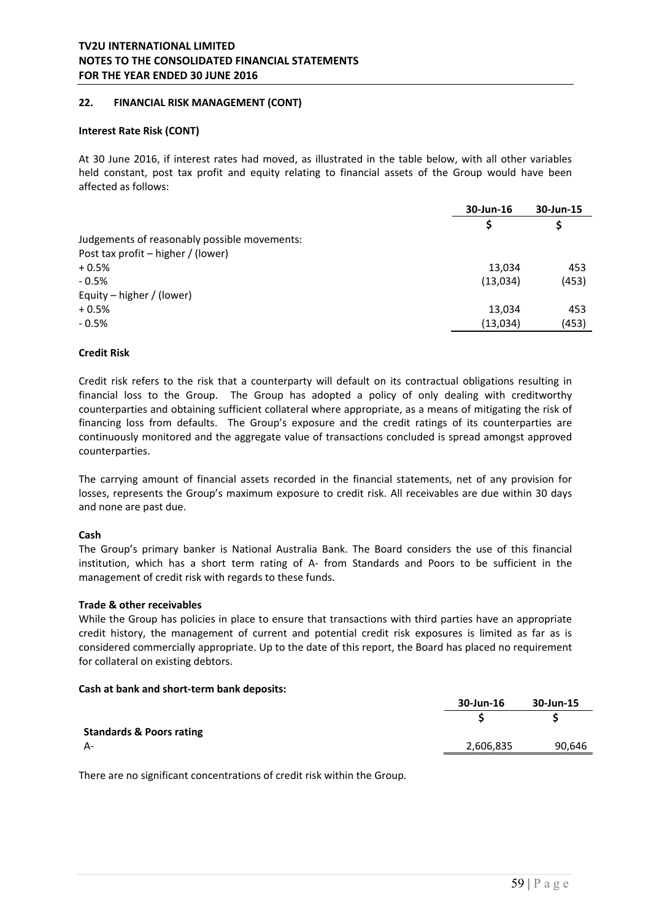## 22. FINANCIAL RISK MANAGEMENT (CONT)

**Interest Rate Risk (CONT)**

At 30 June 2016, if interest rates had moved, as illustrated in the table below, with all other variables held constant, post tax profit and equity relating to financial assets of the Group would have been affected as follows:

| | 30-Jun-16 | 30-Jun-15 |
|---|---|---|
| | $ | $ |
| Judgements of reasonably possible movements: | | |
| Post tax profit – higher / (lower) | | |
| + 0.5% | 13,034 | 453 |
| - 0.5% | (13,034) | (453) |
| Equity – higher / (lower) | | |
| + 0.5% | 13,034 | 453 |
| - 0.5% | (13,034) | (453) |

**Credit Risk**

Credit risk refers to the risk that a counterparty will default on its contractual obligations resulting in financial loss to the Group. The Group has adopted a policy of only dealing with creditworthy counterparties and obtaining sufficient collateral where appropriate, as a means of mitigating the risk of financing loss from defaults. The Group's exposure and the credit ratings of its counterparties are continuously monitored and the aggregate value of transactions concluded is spread amongst approved counterparties.

The carrying amount of financial assets recorded in the financial statements, net of any provision for losses, represents the Group's maximum exposure to credit risk. All receivables are due within 30 days and none are past due.

**Cash**

The Group's primary banker is National Australia Bank. The Board considers the use of this financial institution, which has a short term rating of A- from Standards and Poors to be sufficient in the management of credit risk with regards to these funds.

**Trade & other receivables**

While the Group has policies in place to ensure that transactions with third parties have an appropriate credit history, the management of current and potential credit risk exposures is limited as far as is considered commercially appropriate. Up to the date of this report, the Board has placed no requirement for collateral on existing debtors.

**Cash at bank and short-term bank deposits:**

| | 30-Jun-16 | 30-Jun-15 |
|---|---|---|
| | $ | $ |
| **Standards & Poors rating** | | |
| A- | 2,606,835 | 90,646 |

There are no significant concentrations of credit risk within the Group.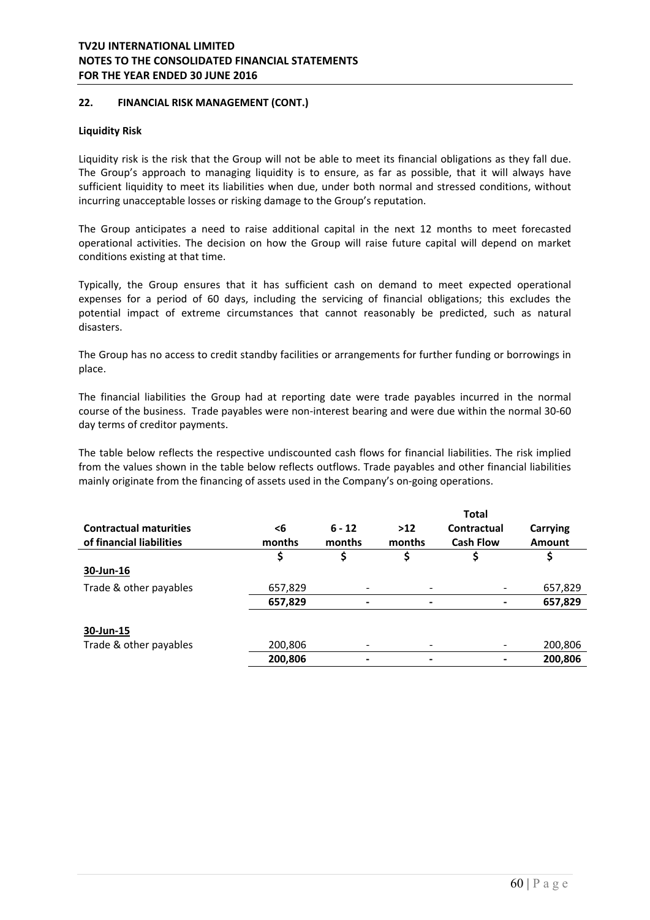## 22. FINANCIAL RISK MANAGEMENT (CONT.)

### Liquidity Risk

Liquidity risk is the risk that the Group will not be able to meet its financial obligations as they fall due. The Group's approach to managing liquidity is to ensure, as far as possible, that it will always have sufficient liquidity to meet its liabilities when due, under both normal and stressed conditions, without incurring unacceptable losses or risking damage to the Group's reputation.

The Group anticipates a need to raise additional capital in the next 12 months to meet forecasted operational activities. The decision on how the Group will raise future capital will depend on market conditions existing at that time.

Typically, the Group ensures that it has sufficient cash on demand to meet expected operational expenses for a period of 60 days, including the servicing of financial obligations; this excludes the potential impact of extreme circumstances that cannot reasonably be predicted, such as natural disasters.

The Group has no access to credit standby facilities or arrangements for further funding or borrowings in place.

The financial liabilities the Group had at reporting date were trade payables incurred in the normal course of the business. Trade payables were non-interest bearing and were due within the normal 30-60 day terms of creditor payments.

The table below reflects the respective undiscounted cash flows for financial liabilities. The risk implied from the values shown in the table below reflects outflows. Trade payables and other financial liabilities mainly originate from the financing of assets used in the Company's on-going operations.

| Contractual maturities of financial liabilities | <6 months | 6 - 12 months | >12 months | Total Contractual Cash Flow | Carrying Amount |
|---|---|---|---|---|---|
| | $ | $ | $ | $ | $ |
| **30-Jun-16** | | | | | |
| Trade & other payables | 657,829 | - | - | - | 657,829 |
| | **657,829** | **-** | **-** | **-** | **657,829** |
| **30-Jun-15** | | | | | |
| Trade & other payables | 200,806 | - | - | - | 200,806 |
| | **200,806** | **-** | **-** | **-** | **200,806** |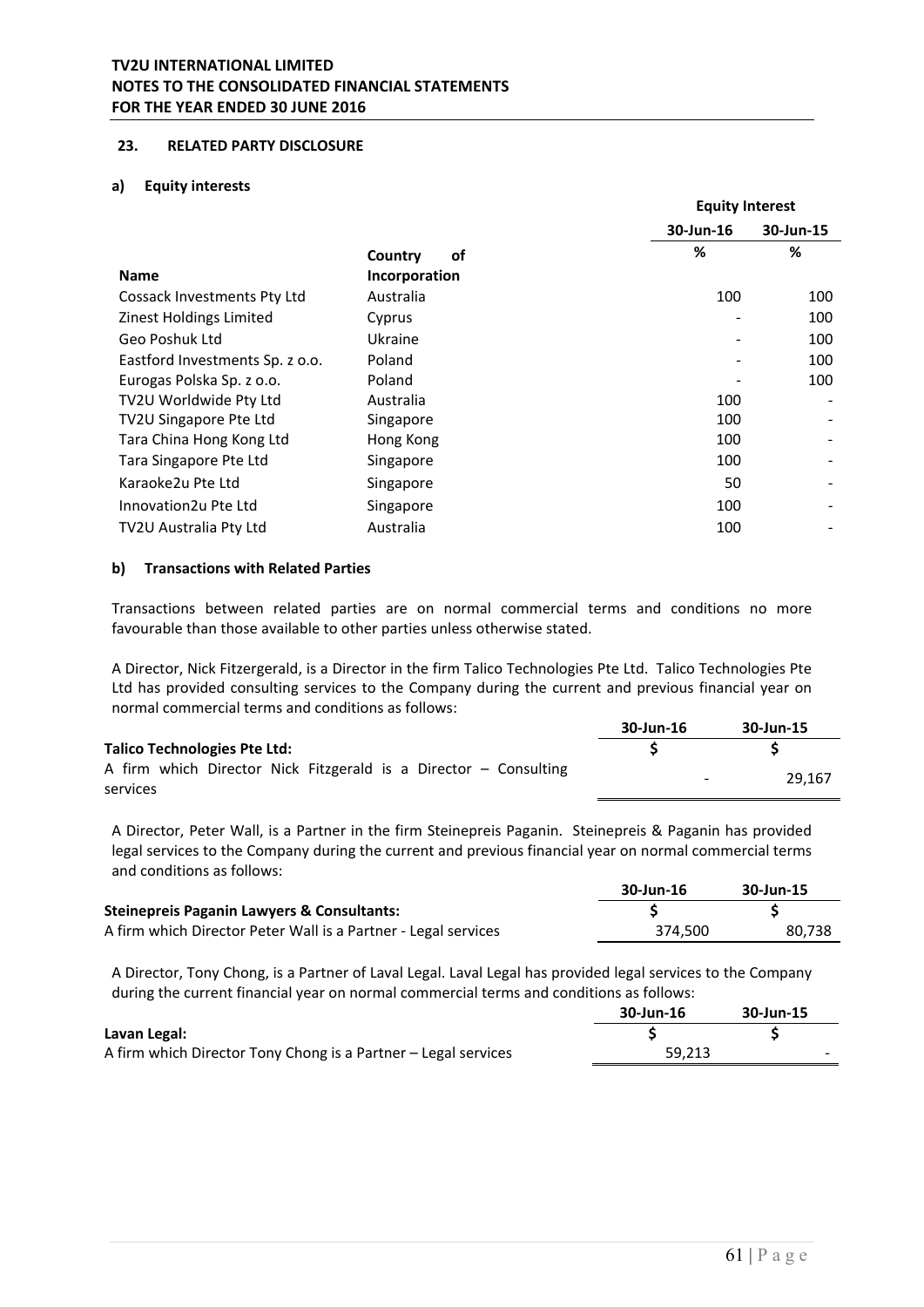## 23. RELATED PARTY DISCLOSURE

### a) Equity interests

| Name | Country of Incorporation | Equity Interest 30-Jun-16 % | Equity Interest 30-Jun-15 % |
|---|---|---|---|
| Cossack Investments Pty Ltd | Australia | 100 | 100 |
| Zinest Holdings Limited | Cyprus | - | 100 |
| Geo Poshuk Ltd | Ukraine | - | 100 |
| Eastford Investments Sp. z o.o. | Poland | - | 100 |
| Eurogas Polska Sp. z o.o. | Poland | - | 100 |
| TV2U Worldwide Pty Ltd | Australia | 100 | - |
| TV2U Singapore Pte Ltd | Singapore | 100 | - |
| Tara China Hong Kong Ltd | Hong Kong | 100 | - |
| Tara Singapore Pte Ltd | Singapore | 100 | - |
| Karaoke2u Pte Ltd | Singapore | 50 | - |
| Innovation2u Pte Ltd | Singapore | 100 | - |
| TV2U Australia Pty Ltd | Australia | 100 | - |

### b) Transactions with Related Parties

Transactions between related parties are on normal commercial terms and conditions no more favourable than those available to other parties unless otherwise stated.

A Director, Nick Fitzergerald, is a Director in the firm Talico Technologies Pte Ltd. Talico Technologies Pte Ltd has provided consulting services to the Company during the current and previous financial year on normal commercial terms and conditions as follows:

| | 30-Jun-16 | 30-Jun-15 |
|---|---|---|
| **Talico Technologies Pte Ltd:** | **$** | **$** |
| A firm which Director Nick Fitzgerald is a Director – Consulting services | - | 29,167 |

A Director, Peter Wall, is a Partner in the firm Steinepreis Paganin. Steinepreis & Paganin has provided legal services to the Company during the current and previous financial year on normal commercial terms and conditions as follows:

| | 30-Jun-16 | 30-Jun-15 |
|---|---|---|
| **Steinepreis Paganin Lawyers & Consultants:** | **$** | **$** |
| A firm which Director Peter Wall is a Partner - Legal services | 374,500 | 80,738 |

A Director, Tony Chong, is a Partner of Laval Legal. Laval Legal has provided legal services to the Company during the current financial year on normal commercial terms and conditions as follows:

| | 30-Jun-16 | 30-Jun-15 |
|---|---|---|
| **Lavan Legal:** | **$** | **$** |
| A firm which Director Tony Chong is a Partner – Legal services | 59,213 | - |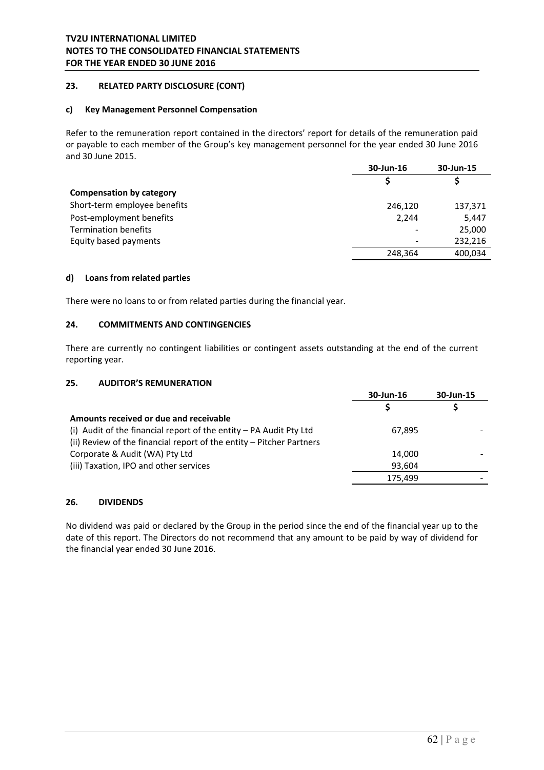## 23. RELATED PARTY DISCLOSURE (CONT)

### c) Key Management Personnel Compensation

Refer to the remuneration report contained in the directors' report for details of the remuneration paid or payable to each member of the Group's key management personnel for the year ended 30 June 2016 and 30 June 2015.

| | 30-Jun-16 | 30-Jun-15 |
|---|---|---|
| | $ | $ |
| **Compensation by category** | | |
| Short-term employee benefits | 246,120 | 137,371 |
| Post-employment benefits | 2,244 | 5,447 |
| Termination benefits | - | 25,000 |
| Equity based payments | - | 232,216 |
| | 248,364 | 400,034 |

### d) Loans from related parties

There were no loans to or from related parties during the financial year.

## 24. COMMITMENTS AND CONTINGENCIES

There are currently no contingent liabilities or contingent assets outstanding at the end of the current reporting year.

## 25. AUDITOR'S REMUNERATION

| | 30-Jun-16 | 30-Jun-15 |
|---|---|---|
| | $ | $ |
| **Amounts received or due and receivable** | | |
| (i) Audit of the financial report of the entity – PA Audit Pty Ltd | 67,895 | - |
| (ii) Review of the financial report of the entity – Pitcher Partners Corporate & Audit (WA) Pty Ltd | 14,000 | - |
| (iii) Taxation, IPO and other services | 93,604 | |
| | 175,499 | - |

## 26. DIVIDENDS

No dividend was paid or declared by the Group in the period since the end of the financial year up to the date of this report. The Directors do not recommend that any amount to be paid by way of dividend for the financial year ended 30 June 2016.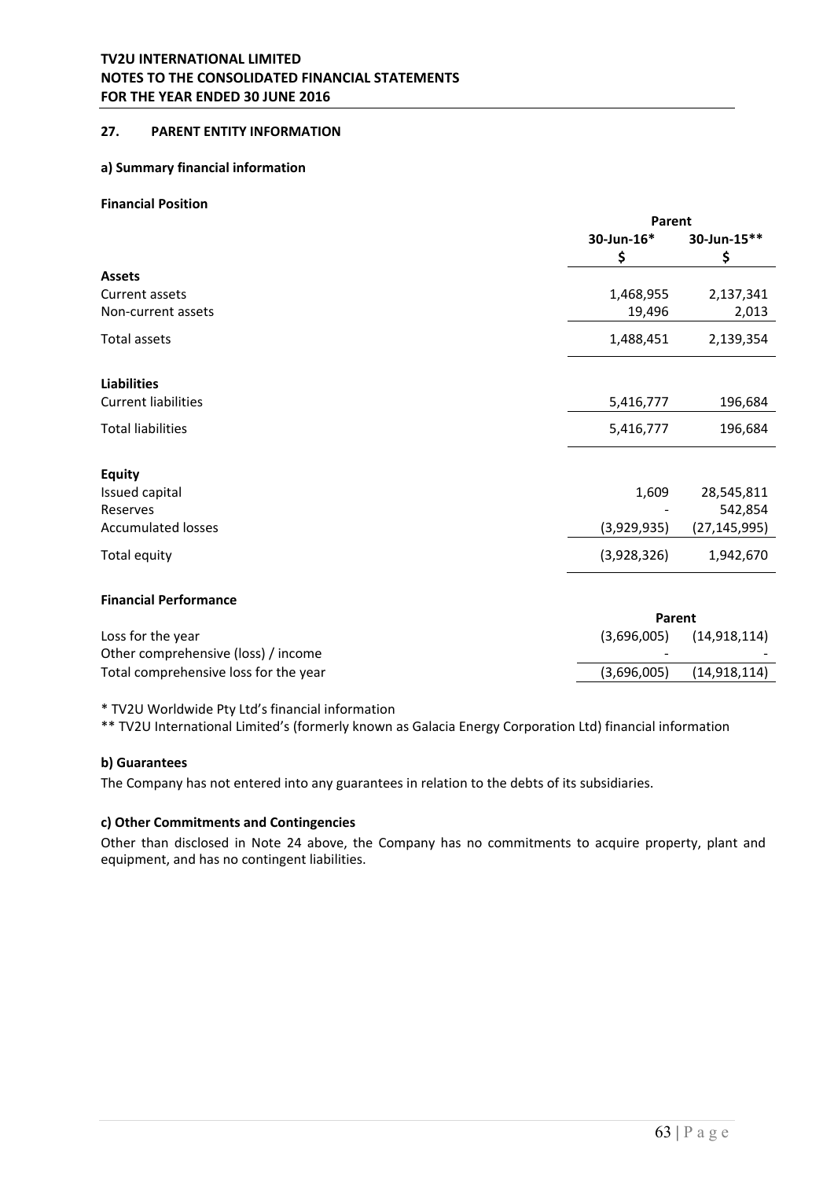## 27. PARENT ENTITY INFORMATION

### a) Summary financial information

**Financial Position**

| | Parent | |
|---|---|---|
| | 30-Jun-16* | 30-Jun-15** |
| | $ | $ |
| **Assets** | | |
| Current assets | 1,468,955 | 2,137,341 |
| Non-current assets | 19,496 | 2,013 |
| Total assets | 1,488,451 | 2,139,354 |
| **Liabilities** | | |
| Current liabilities | 5,416,777 | 196,684 |
| Total liabilities | 5,416,777 | 196,684 |
| **Equity** | | |
| Issued capital | 1,609 | 28,545,811 |
| Reserves | - | 542,854 |
| Accumulated losses | (3,929,935) | (27,145,995) |
| Total equity | (3,928,326) | 1,942,670 |

**Financial Performance**

| | Parent | |
|---|---|---|
| Loss for the year | (3,696,005) | (14,918,114) |
| Other comprehensive (loss) / income | - | - |
| Total comprehensive loss for the year | (3,696,005) | (14,918,114) |

\* TV2U Worldwide Pty Ltd's financial information

\** TV2U International Limited's (formerly known as Galacia Energy Corporation Ltd) financial information

### b) Guarantees

The Company has not entered into any guarantees in relation to the debts of its subsidiaries.

### c) Other Commitments and Contingencies

Other than disclosed in Note 24 above, the Company has no commitments to acquire property, plant and equipment, and has no contingent liabilities.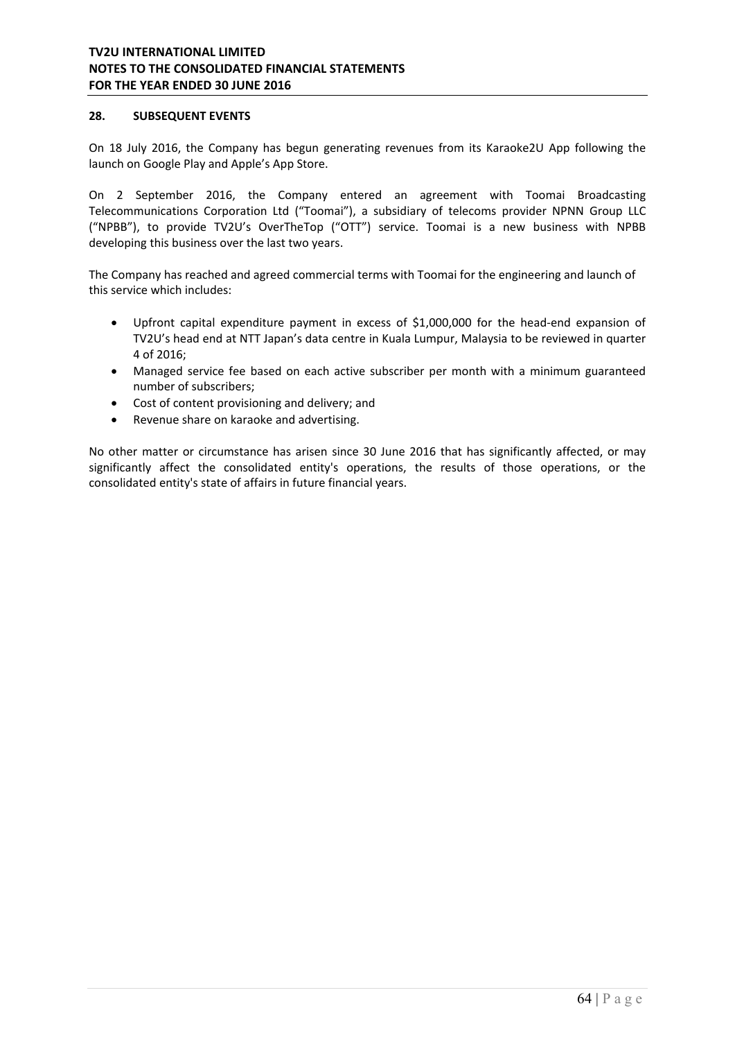## 28. SUBSEQUENT EVENTS

On 18 July 2016, the Company has begun generating revenues from its Karaoke2U App following the launch on Google Play and Apple's App Store.

On 2 September 2016, the Company entered an agreement with Toomai Broadcasting Telecommunications Corporation Ltd ("Toomai"), a subsidiary of telecoms provider NPNN Group LLC ("NPBB"), to provide TV2U's OverTheTop ("OTT") service. Toomai is a new business with NPBB developing this business over the last two years.

The Company has reached and agreed commercial terms with Toomai for the engineering and launch of this service which includes:

- Upfront capital expenditure payment in excess of $1,000,000 for the head-end expansion of TV2U's head end at NTT Japan's data centre in Kuala Lumpur, Malaysia to be reviewed in quarter 4 of 2016;
- Managed service fee based on each active subscriber per month with a minimum guaranteed number of subscribers;
- Cost of content provisioning and delivery; and
- Revenue share on karaoke and advertising.

No other matter or circumstance has arisen since 30 June 2016 that has significantly affected, or may significantly affect the consolidated entity's operations, the results of those operations, or the consolidated entity's state of affairs in future financial years.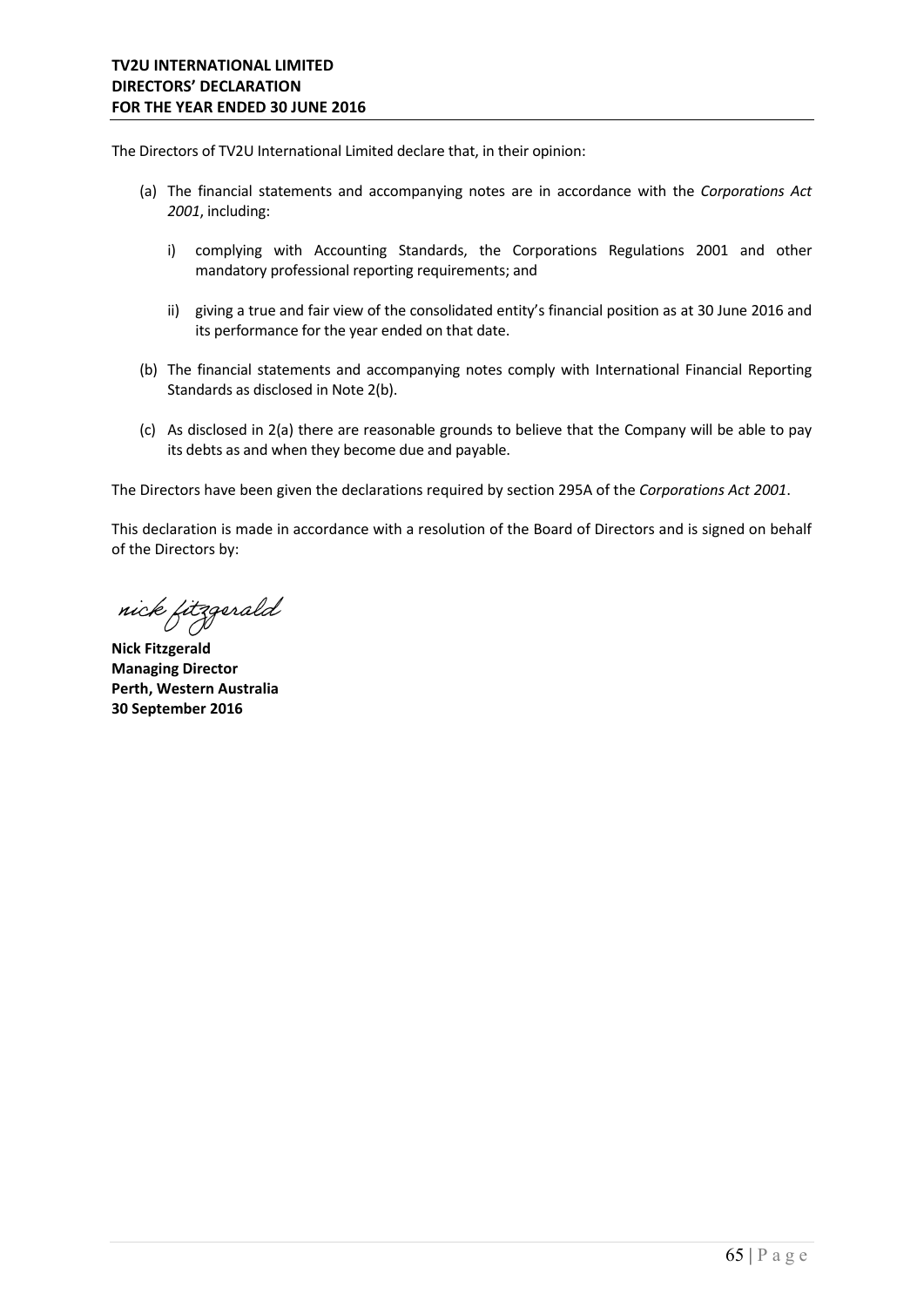**TV2U INTERNATIONAL LIMITED**
**DIRECTORS' DECLARATION**
**FOR THE YEAR ENDED 30 JUNE 2016**

The Directors of TV2U International Limited declare that, in their opinion:

(a) The financial statements and accompanying notes are in accordance with the *Corporations Act 2001*, including:

  i) complying with Accounting Standards, the Corporations Regulations 2001 and other mandatory professional reporting requirements; and

  ii) giving a true and fair view of the consolidated entity's financial position as at 30 June 2016 and its performance for the year ended on that date.

(b) The financial statements and accompanying notes comply with International Financial Reporting Standards as disclosed in Note 2(b).

(c) As disclosed in 2(a) there are reasonable grounds to believe that the Company will be able to pay its debts as and when they become due and payable.

The Directors have been given the declarations required by section 295A of the *Corporations Act 2001*.

This declaration is made in accordance with a resolution of the Board of Directors and is signed on behalf of the Directors by:

*nick fitzgerald*

**Nick Fitzgerald**
**Managing Director**
**Perth, Western Australia**
**30 September 2016**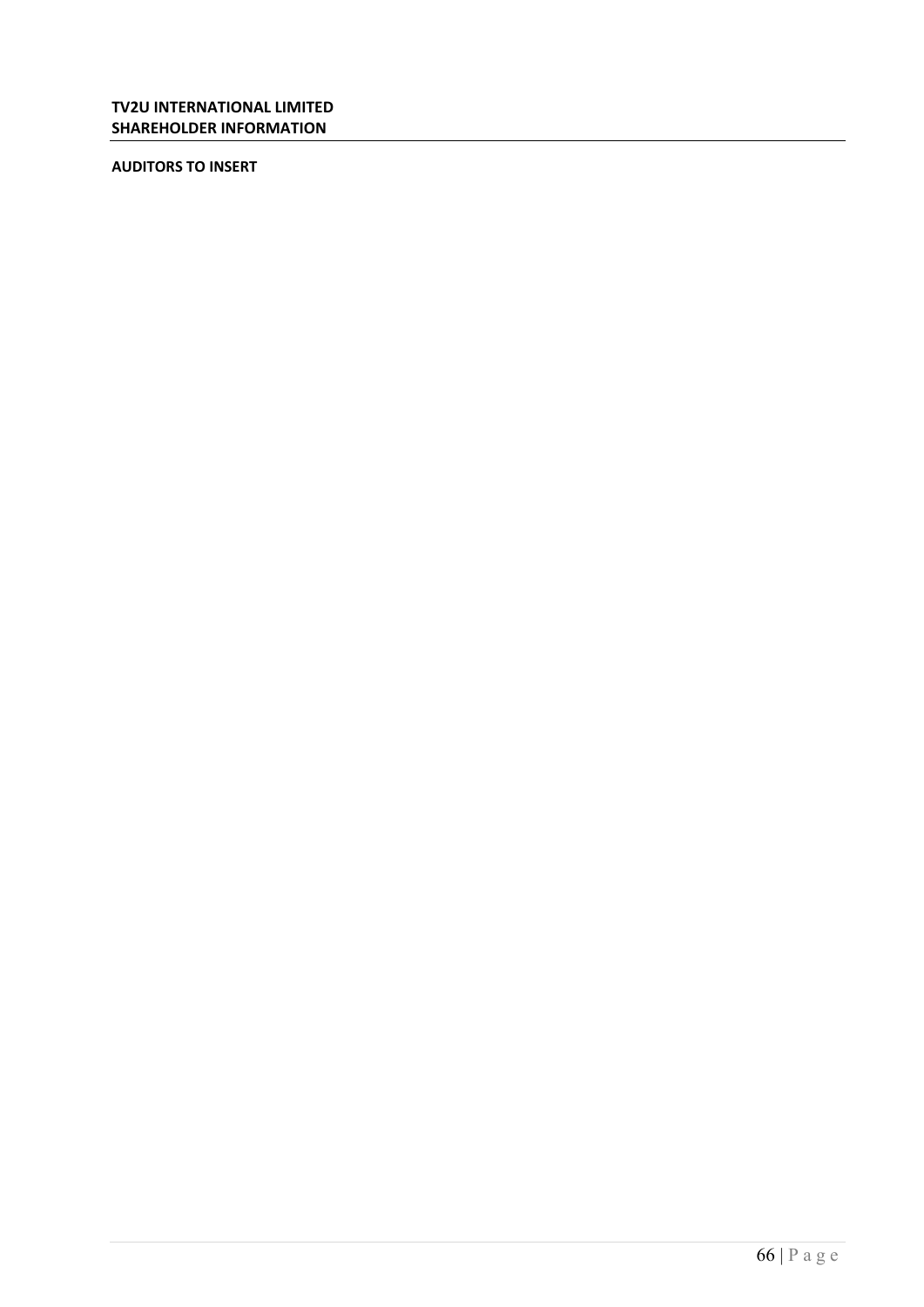**TV2U INTERNATIONAL LIMITED**
**SHAREHOLDER INFORMATION**

**AUDITORS TO INSERT**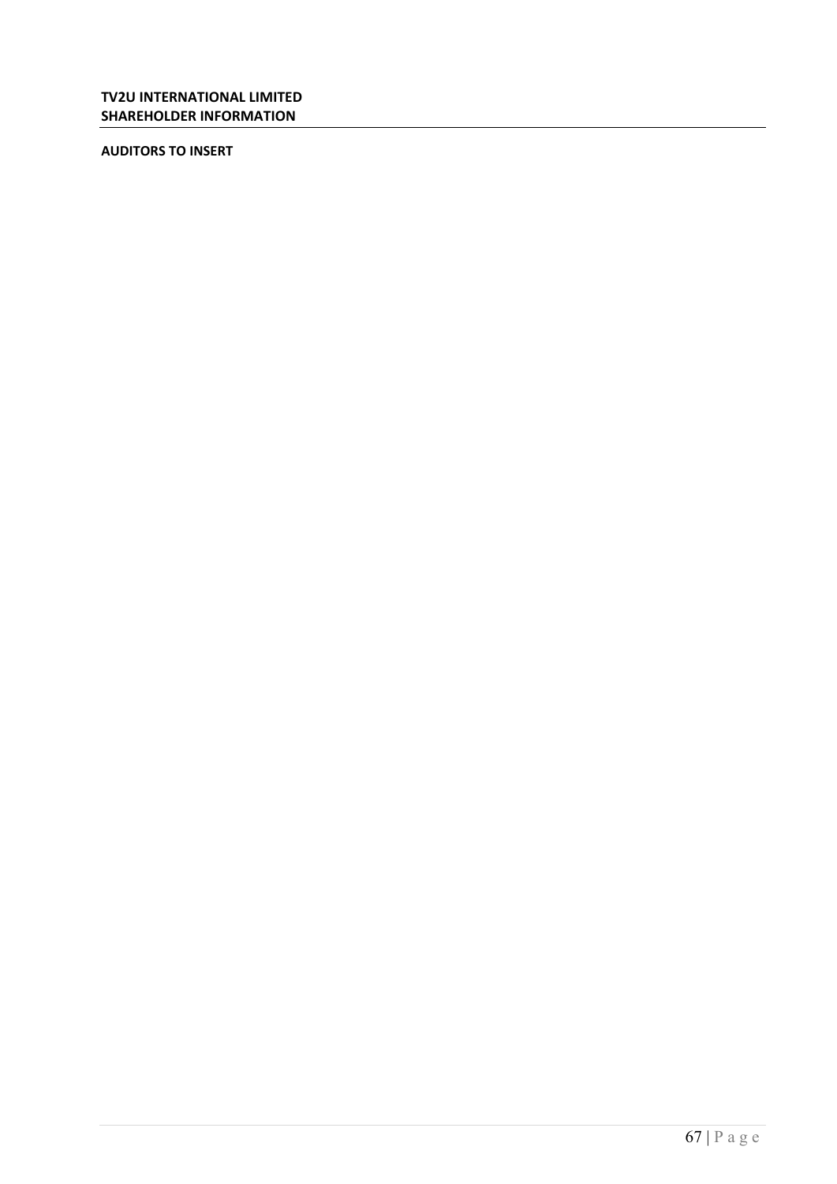**TV2U INTERNATIONAL LIMITED**
**SHAREHOLDER INFORMATION**

**AUDITORS TO INSERT**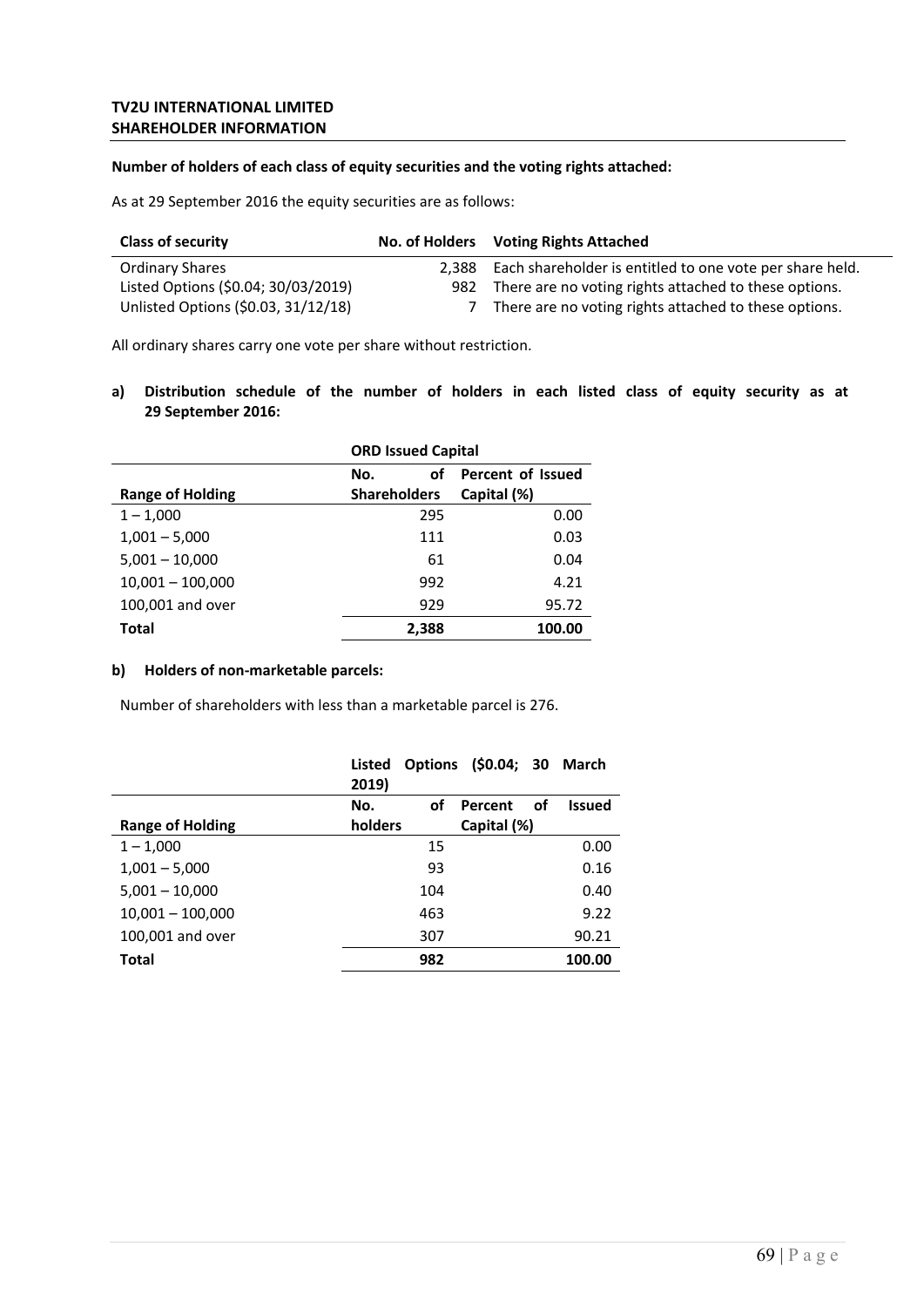**TV2U INTERNATIONAL LIMITED**
**SHAREHOLDER INFORMATION**

**Number of holders of each class of equity securities and the voting rights attached:**

As at 29 September 2016 the equity securities are as follows:

| Class of security | No. of Holders | Voting Rights Attached |
|---|---|---|
| Ordinary Shares | 2,388 | Each shareholder is entitled to one vote per share held. |
| Listed Options ($0.04; 30/03/2019) | 982 | There are no voting rights attached to these options. |
| Unlisted Options ($0.03, 31/12/18) | 7 | There are no voting rights attached to these options. |

All ordinary shares carry one vote per share without restriction.

**a) Distribution schedule of the number of holders in each listed class of equity security as at 29 September 2016:**

| | ORD Issued Capital | |
|---|---|---|
| Range of Holding | No. of Shareholders | Percent of Issued Capital (%) |
| 1 – 1,000 | 295 | 0.00 |
| 1,001 – 5,000 | 111 | 0.03 |
| 5,001 – 10,000 | 61 | 0.04 |
| 10,001 – 100,000 | 992 | 4.21 |
| 100,001 and over | 929 | 95.72 |
| **Total** | **2,388** | **100.00** |

**b) Holders of non-marketable parcels:**

Number of shareholders with less than a marketable parcel is 276.

| | Listed Options ($0.04; 30 March 2019) | |
|---|---|---|
| Range of Holding | No. of holders | Percent of Issued Capital (%) |
| 1 – 1,000 | 15 | 0.00 |
| 1,001 – 5,000 | 93 | 0.16 |
| 5,001 – 10,000 | 104 | 0.40 |
| 10,001 – 100,000 | 463 | 9.22 |
| 100,001 and over | 307 | 90.21 |
| **Total** | **982** | **100.00** |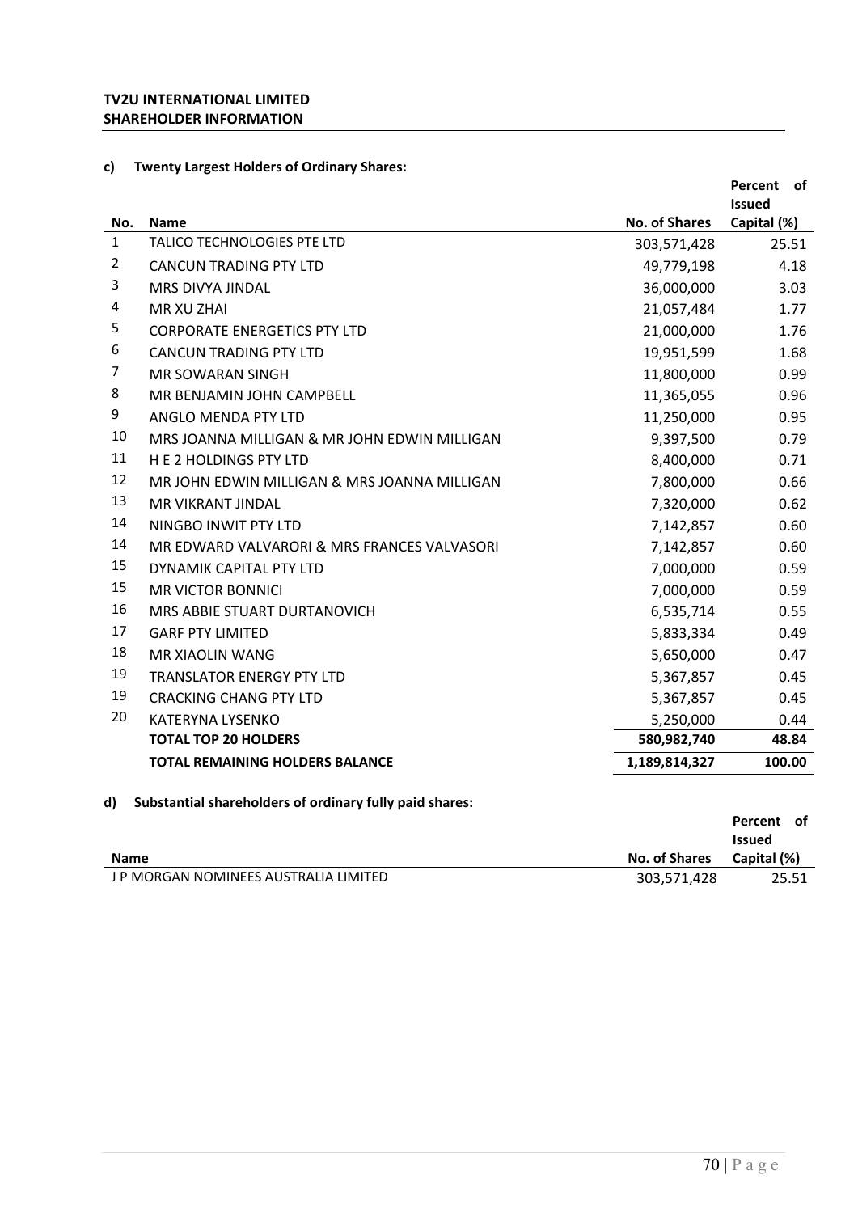**TV2U INTERNATIONAL LIMITED**
**SHAREHOLDER INFORMATION**

**c) Twenty Largest Holders of Ordinary Shares:**

| No. | Name | No. of Shares | Percent of Issued Capital (%) |
|---|---|---|---|
| 1 | TALICO TECHNOLOGIES PTE LTD | 303,571,428 | 25.51 |
| 2 | CANCUN TRADING PTY LTD | 49,779,198 | 4.18 |
| 3 | MRS DIVYA JINDAL | 36,000,000 | 3.03 |
| 4 | MR XU ZHAI | 21,057,484 | 1.77 |
| 5 | CORPORATE ENERGETICS PTY LTD | 21,000,000 | 1.76 |
| 6 | CANCUN TRADING PTY LTD | 19,951,599 | 1.68 |
| 7 | MR SOWARAN SINGH | 11,800,000 | 0.99 |
| 8 | MR BENJAMIN JOHN CAMPBELL | 11,365,055 | 0.96 |
| 9 | ANGLO MENDA PTY LTD | 11,250,000 | 0.95 |
| 10 | MRS JOANNA MILLIGAN & MR JOHN EDWIN MILLIGAN | 9,397,500 | 0.79 |
| 11 | H E 2 HOLDINGS PTY LTD | 8,400,000 | 0.71 |
| 12 | MR JOHN EDWIN MILLIGAN & MRS JOANNA MILLIGAN | 7,800,000 | 0.66 |
| 13 | MR VIKRANT JINDAL | 7,320,000 | 0.62 |
| 14 | NINGBO INWIT PTY LTD | 7,142,857 | 0.60 |
| 14 | MR EDWARD VALVARORI & MRS FRANCES VALVASORI | 7,142,857 | 0.60 |
| 15 | DYNAMIK CAPITAL PTY LTD | 7,000,000 | 0.59 |
| 15 | MR VICTOR BONNICI | 7,000,000 | 0.59 |
| 16 | MRS ABBIE STUART DURTANOVICH | 6,535,714 | 0.55 |
| 17 | GARF PTY LIMITED | 5,833,334 | 0.49 |
| 18 | MR XIAOLIN WANG | 5,650,000 | 0.47 |
| 19 | TRANSLATOR ENERGY PTY LTD | 5,367,857 | 0.45 |
| 19 | CRACKING CHANG PTY LTD | 5,367,857 | 0.45 |
| 20 | KATERYNA LYSENKO | 5,250,000 | 0.44 |
| | **TOTAL TOP 20 HOLDERS** | **580,982,740** | **48.84** |
| | **TOTAL REMAINING HOLDERS BALANCE** | **1,189,814,327** | **100.00** |

**d) Substantial shareholders of ordinary fully paid shares:**

| Name | No. of Shares | Percent of Issued Capital (%) |
|---|---|---|
| J P MORGAN NOMINEES AUSTRALIA LIMITED | 303,571,428 | 25.51 |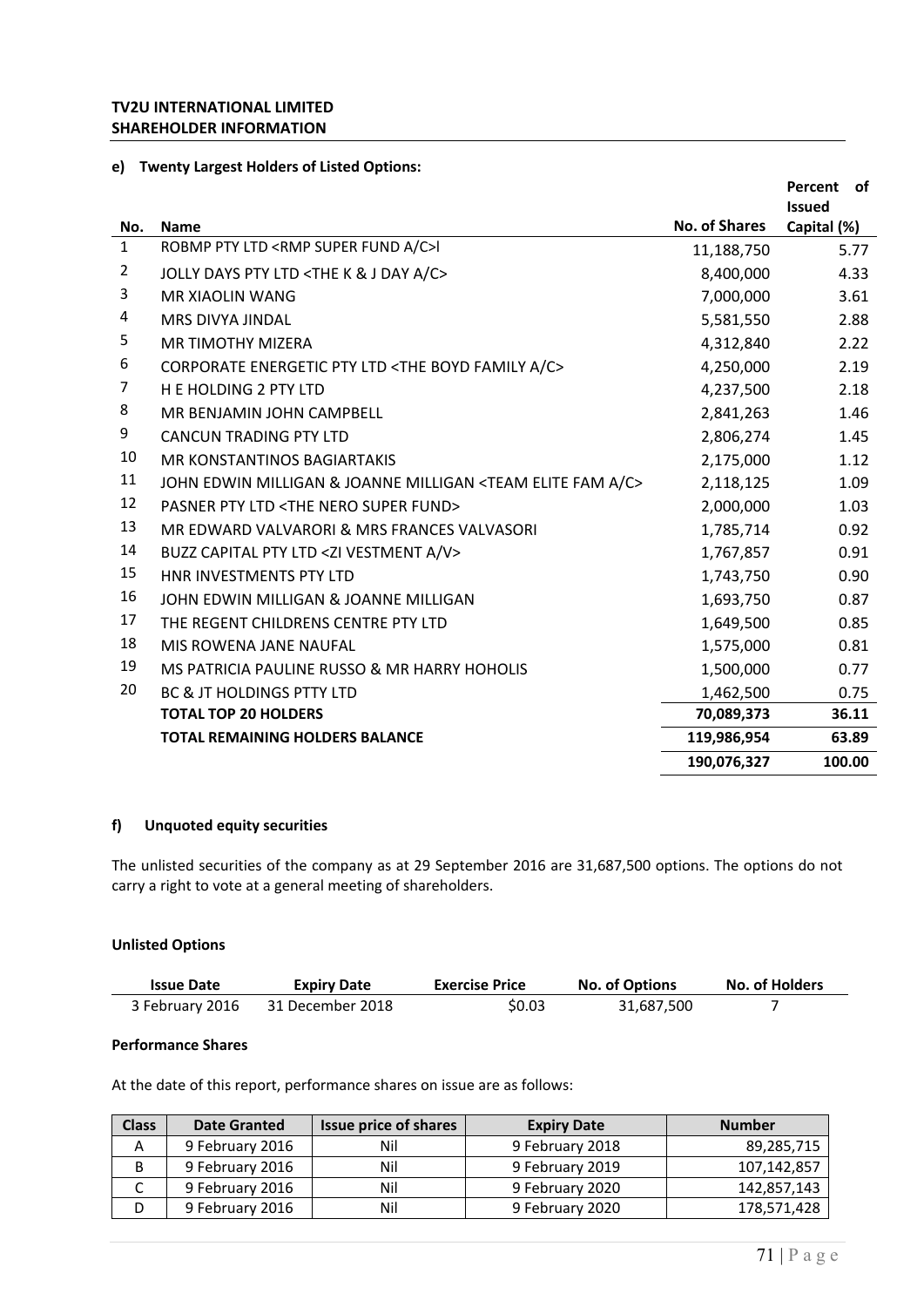**TV2U INTERNATIONAL LIMITED**
**SHAREHOLDER INFORMATION**

#### e) Twenty Largest Holders of Listed Options:

| No. | Name | No. of Shares | Percent of Issued Capital (%) |
|---|---|---|---|
| 1 | ROBMP PTY LTD <RMP SUPER FUND A/C>I | 11,188,750 | 5.77 |
| 2 | JOLLY DAYS PTY LTD <THE K & J DAY A/C> | 8,400,000 | 4.33 |
| 3 | MR XIAOLIN WANG | 7,000,000 | 3.61 |
| 4 | MRS DIVYA JINDAL | 5,581,550 | 2.88 |
| 5 | MR TIMOTHY MIZERA | 4,312,840 | 2.22 |
| 6 | CORPORATE ENERGETIC PTY LTD <THE BOYD FAMILY A/C> | 4,250,000 | 2.19 |
| 7 | H E HOLDING 2 PTY LTD | 4,237,500 | 2.18 |
| 8 | MR BENJAMIN JOHN CAMPBELL | 2,841,263 | 1.46 |
| 9 | CANCUN TRADING PTY LTD | 2,806,274 | 1.45 |
| 10 | MR KONSTANTINOS BAGIARTAKIS | 2,175,000 | 1.12 |
| 11 | JOHN EDWIN MILLIGAN & JOANNE MILLIGAN <TEAM ELITE FAM A/C> | 2,118,125 | 1.09 |
| 12 | PASNER PTY LTD <THE NERO SUPER FUND> | 2,000,000 | 1.03 |
| 13 | MR EDWARD VALVARORI & MRS FRANCES VALVASORI | 1,785,714 | 0.92 |
| 14 | BUZZ CAPITAL PTY LTD <ZI VESTMENT A/V> | 1,767,857 | 0.91 |
| 15 | HNR INVESTMENTS PTY LTD | 1,743,750 | 0.90 |
| 16 | JOHN EDWIN MILLIGAN & JOANNE MILLIGAN | 1,693,750 | 0.87 |
| 17 | THE REGENT CHILDRENS CENTRE PTY LTD | 1,649,500 | 0.85 |
| 18 | MIS ROWENA JANE NAUFAL | 1,575,000 | 0.81 |
| 19 | MS PATRICIA PAULINE RUSSO & MR HARRY HOHOLIS | 1,500,000 | 0.77 |
| 20 | BC & JT HOLDINGS PTTY LTD | 1,462,500 | 0.75 |
| | **TOTAL TOP 20 HOLDERS** | **70,089,373** | **36.11** |
| | **TOTAL REMAINING HOLDERS BALANCE** | **119,986,954** | **63.89** |
| | | **190,076,327** | **100.00** |

#### f) Unquoted equity securities

The unlisted securities of the company as at 29 September 2016 are 31,687,500 options. The options do not carry a right to vote at a general meeting of shareholders.

**Unlisted Options**

| Issue Date | Expiry Date | Exercise Price | No. of Options | No. of Holders |
|---|---|---|---|---|
| 3 February 2016 | 31 December 2018 | $0.03 | 31,687,500 | 7 |

**Performance Shares**

At the date of this report, performance shares on issue are as follows:

| Class | Date Granted | Issue price of shares | Expiry Date | Number |
|---|---|---|---|---|
| A | 9 February 2016 | Nil | 9 February 2018 | 89,285,715 |
| B | 9 February 2016 | Nil | 9 February 2019 | 107,142,857 |
| C | 9 February 2016 | Nil | 9 February 2020 | 142,857,143 |
| D | 9 February 2016 | Nil | 9 February 2020 | 178,571,428 |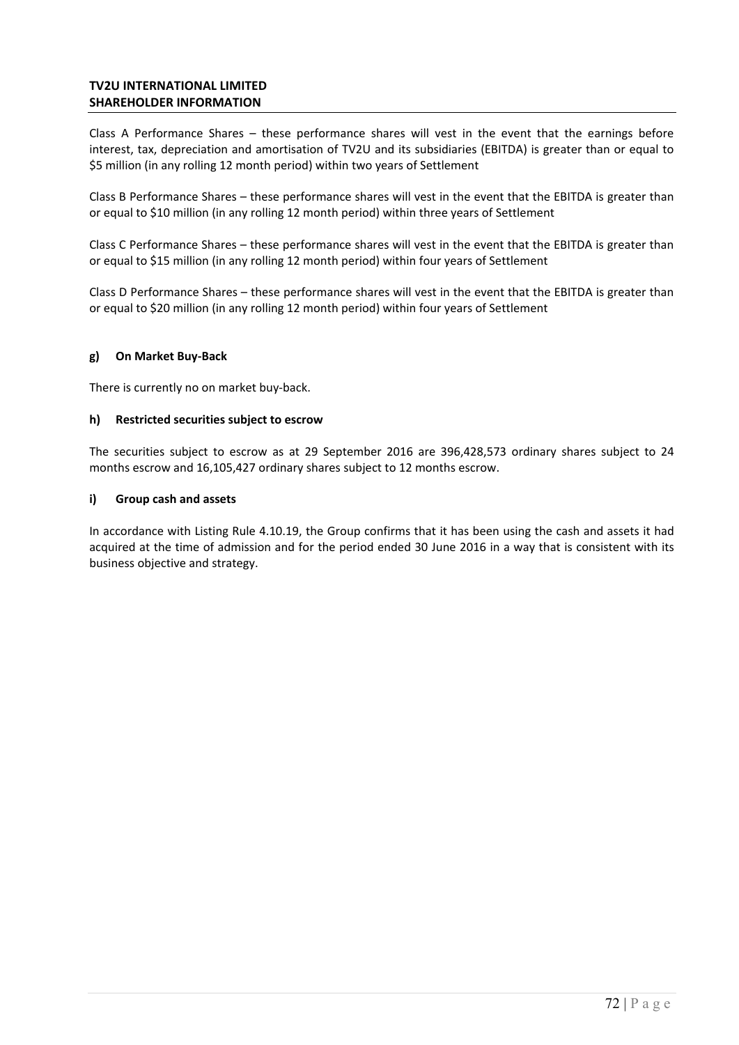Class A Performance Shares – these performance shares will vest in the event that the earnings before interest, tax, depreciation and amortisation of TV2U and its subsidiaries (EBITDA) is greater than or equal to $5 million (in any rolling 12 month period) within two years of Settlement

Class B Performance Shares – these performance shares will vest in the event that the EBITDA is greater than or equal to $10 million (in any rolling 12 month period) within three years of Settlement

Class C Performance Shares – these performance shares will vest in the event that the EBITDA is greater than or equal to $15 million (in any rolling 12 month period) within four years of Settlement

Class D Performance Shares – these performance shares will vest in the event that the EBITDA is greater than or equal to $20 million (in any rolling 12 month period) within four years of Settlement

### g) On Market Buy-Back

There is currently no on market buy-back.

### h) Restricted securities subject to escrow

The securities subject to escrow as at 29 September 2016 are 396,428,573 ordinary shares subject to 24 months escrow and 16,105,427 ordinary shares subject to 12 months escrow.

### i) Group cash and assets

In accordance with Listing Rule 4.10.19, the Group confirms that it has been using the cash and assets it had acquired at the time of admission and for the period ended 30 June 2016 in a way that is consistent with its business objective and strategy.